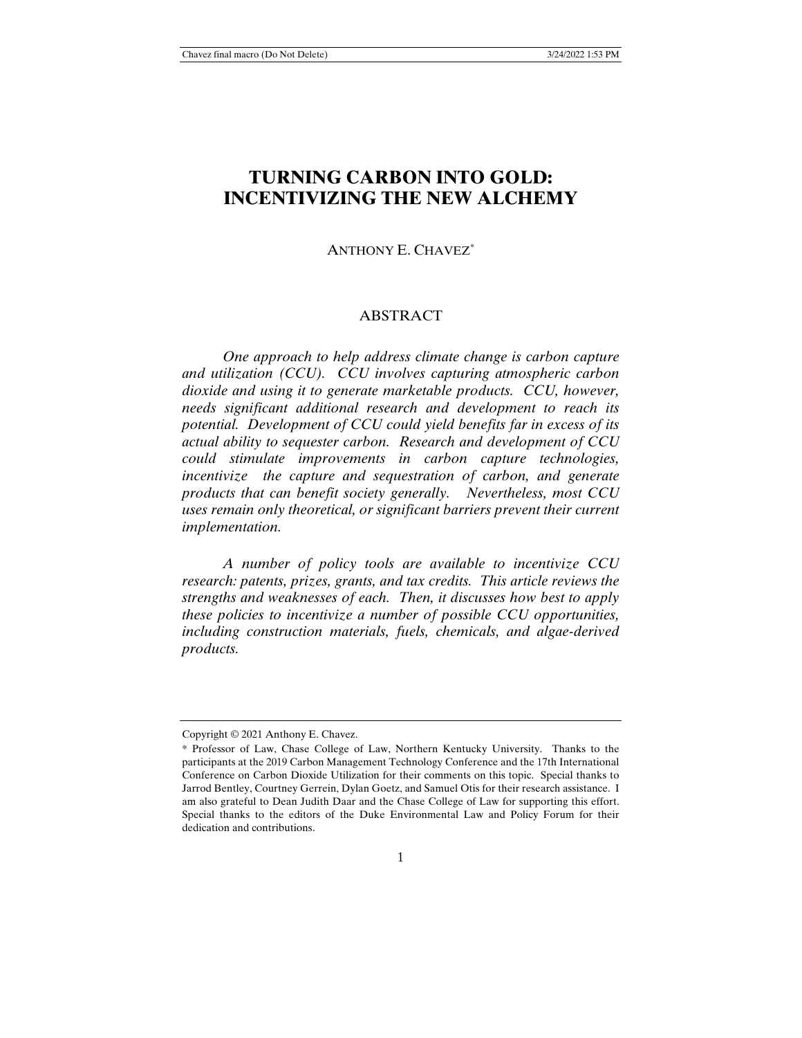# TURNING CARBON INTO GOLD: INCENTIVIZING THE NEW ALCHEMY

ANTHONY E. CHAVEZ[*]

## ABSTRACT

*One approach to help address climate change is carbon capture and utilization (CCU). CCU involves capturing atmospheric carbon dioxide and using it to generate marketable products. CCU, however, needs significant additional research and development to reach its potential. Development of CCU could yield benefits far in excess of its actual ability to sequester carbon. Research and development of CCU could stimulate improvements in carbon capture technologies, incentivize the capture and sequestration of carbon, and generate products that can benefit society generally. Nevertheless, most CCU uses remain only theoretical, or significant barriers prevent their current implementation.*

*A number of policy tools are available to incentivize CCU research: patents, prizes, grants, and tax credits. This article reviews the strengths and weaknesses of each. Then, it discusses how best to apply these policies to incentivize a number of possible CCU opportunities, including construction materials, fuels, chemicals, and algae-derived products.*

---

Copyright © 2021 Anthony E. Chavez.

\* Professor of Law, Chase College of Law, Northern Kentucky University. Thanks to the participants at the 2019 Carbon Management Technology Conference and the 17th International Conference on Carbon Dioxide Utilization for their comments on this topic. Special thanks to Jarrod Bentley, Courtney Gerrein, Dylan Goetz, and Samuel Otis for their research assistance. I am also grateful to Dean Judith Daar and the Chase College of Law for supporting this effort. Special thanks to the editors of the Duke Environmental Law and Policy Forum for their dedication and contributions.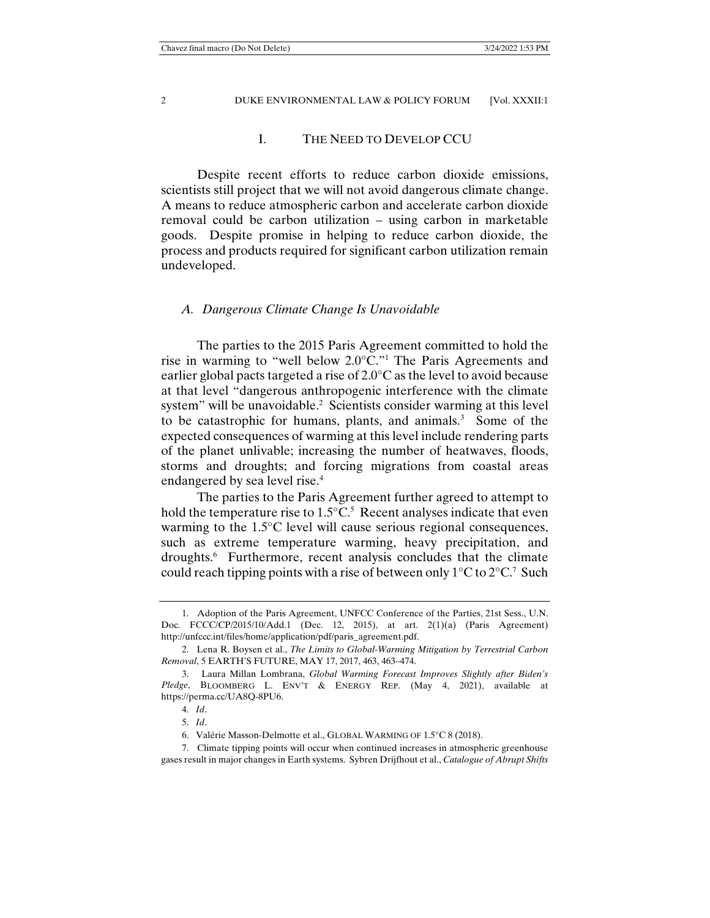## I. THE NEED TO DEVELOP CCU

Despite recent efforts to reduce carbon dioxide emissions, scientists still project that we will not avoid dangerous climate change. A means to reduce atmospheric carbon and accelerate carbon dioxide removal could be carbon utilization – using carbon in marketable goods. Despite promise in helping to reduce carbon dioxide, the process and products required for significant carbon utilization remain undeveloped.

### *A. Dangerous Climate Change Is Unavoidable*

The parties to the 2015 Paris Agreement committed to hold the rise in warming to "well below 2.0°C."[1] The Paris Agreements and earlier global pacts targeted a rise of 2.0°C as the level to avoid because at that level "dangerous anthropogenic interference with the climate system" will be unavoidable.[2] Scientists consider warming at this level to be catastrophic for humans, plants, and animals.[3] Some of the expected consequences of warming at this level include rendering parts of the planet unlivable; increasing the number of heatwaves, floods, storms and droughts; and forcing migrations from coastal areas endangered by sea level rise.[4]

The parties to the Paris Agreement further agreed to attempt to hold the temperature rise to 1.5°C.[5] Recent analyses indicate that even warming to the 1.5°C level will cause serious regional consequences, such as extreme temperature warming, heavy precipitation, and droughts.[6] Furthermore, recent analysis concludes that the climate could reach tipping points with a rise of between only 1°C to 2°C.[7] Such

---

1. Adoption of the Paris Agreement, UNFCC Conference of the Parties, 21st Sess., U.N. Doc. FCCC/CP/2015/10/Add.1 (Dec. 12, 2015), at art. 2(1)(a) (Paris Agreement) http://unfccc.int/files/home/application/pdf/paris_agreement.pdf.

2. Lena R. Boysen et al., *The Limits to Global-Warming Mitigation by Terrestrial Carbon Removal*, 5 EARTH'S FUTURE, MAY 17, 2017, 463, 463–474.

3. Laura Millan Lombrana, *Global Warming Forecast Improves Slightly after Biden's Pledge*, BLOOMBERG L. ENV'T & ENERGY REP. (May 4, 2021), available at https://perma.cc/UA8Q-8PU6.

4. *Id*.

5. *Id*.

6. Valérie Masson-Delmotte et al., GLOBAL WARMING OF 1.5°C 8 (2018).

7. Climate tipping points will occur when continued increases in atmospheric greenhouse gases result in major changes in Earth systems. Sybren Drijfhout et al., *Catalogue of Abrupt Shifts*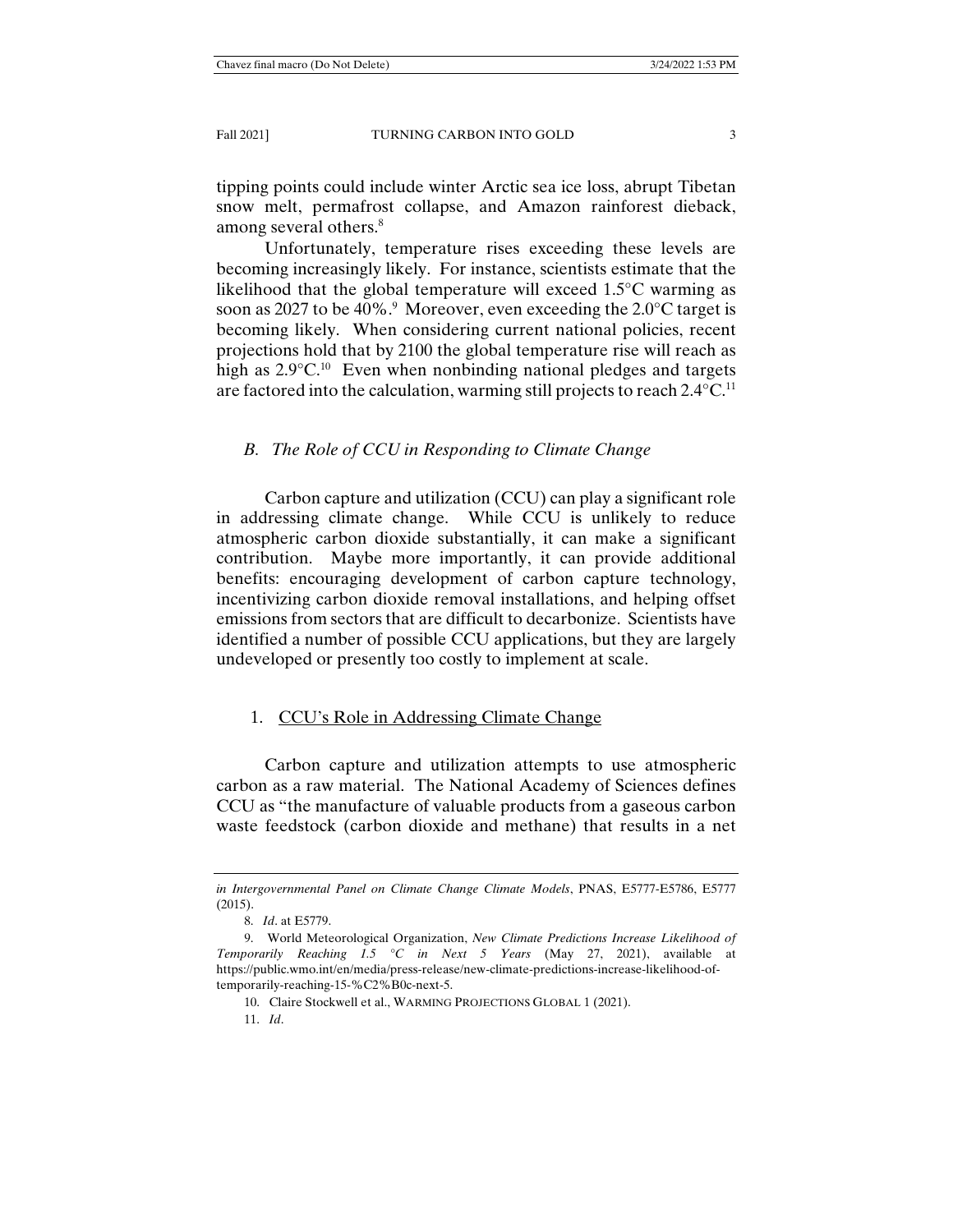tipping points could include winter Arctic sea ice loss, abrupt Tibetan snow melt, permafrost collapse, and Amazon rainforest dieback, among several others.[8]

Unfortunately, temperature rises exceeding these levels are becoming increasingly likely. For instance, scientists estimate that the likelihood that the global temperature will exceed 1.5°C warming as soon as 2027 to be 40%.[9] Moreover, even exceeding the 2.0°C target is becoming likely. When considering current national policies, recent projections hold that by 2100 the global temperature rise will reach as high as 2.9°C.[10] Even when nonbinding national pledges and targets are factored into the calculation, warming still projects to reach 2.4°C.[11]

### *B. The Role of CCU in Responding to Climate Change*

Carbon capture and utilization (CCU) can play a significant role in addressing climate change. While CCU is unlikely to reduce atmospheric carbon dioxide substantially, it can make a significant contribution. Maybe more importantly, it can provide additional benefits: encouraging development of carbon capture technology, incentivizing carbon dioxide removal installations, and helping offset emissions from sectors that are difficult to decarbonize. Scientists have identified a number of possible CCU applications, but they are largely undeveloped or presently too costly to implement at scale.

#### 1. CCU's Role in Addressing Climate Change

Carbon capture and utilization attempts to use atmospheric carbon as a raw material. The National Academy of Sciences defines CCU as "the manufacture of valuable products from a gaseous carbon waste feedstock (carbon dioxide and methane) that results in a net

---

*in Intergovernmental Panel on Climate Change Climate Models*, PNAS, E5777-E5786, E5777 (2015).

8. *Id*. at E5779.

9. World Meteorological Organization, *New Climate Predictions Increase Likelihood of Temporarily Reaching 1.5 °C in Next 5 Years* (May 27, 2021), available at https://public.wmo.int/en/media/press-release/new-climate-predictions-increase-likelihood-of-temporarily-reaching-15-%C2%B0c-next-5.

10. Claire Stockwell et al., WARMING PROJECTIONS GLOBAL 1 (2021).

11. *Id*.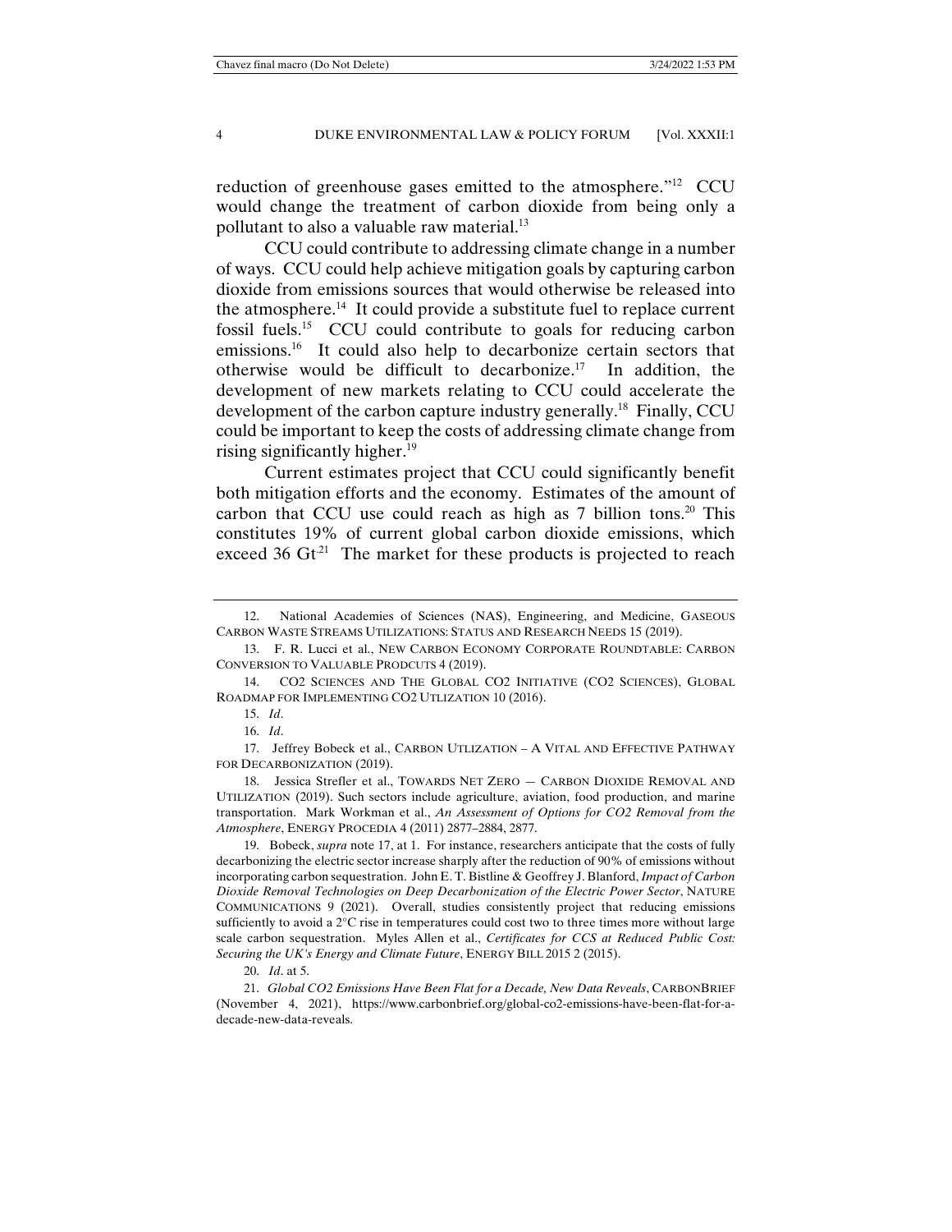reduction of greenhouse gases emitted to the atmosphere."[12] CCU would change the treatment of carbon dioxide from being only a pollutant to also a valuable raw material.[13]

CCU could contribute to addressing climate change in a number of ways. CCU could help achieve mitigation goals by capturing carbon dioxide from emissions sources that would otherwise be released into the atmosphere.[14] It could provide a substitute fuel to replace current fossil fuels.[15] CCU could contribute to goals for reducing carbon emissions.[16] It could also help to decarbonize certain sectors that otherwise would be difficult to decarbonize.[17] In addition, the development of new markets relating to CCU could accelerate the development of the carbon capture industry generally.[18] Finally, CCU could be important to keep the costs of addressing climate change from rising significantly higher.[19]

Current estimates project that CCU could significantly benefit both mitigation efforts and the economy. Estimates of the amount of carbon that CCU use could reach as high as 7 billion tons.[20] This constitutes 19% of current global carbon dioxide emissions, which exceed 36 Gt[21] The market for these products is projected to reach

---

12. National Academies of Sciences (NAS), Engineering, and Medicine, GASEOUS CARBON WASTE STREAMS UTILIZATIONS: STATUS AND RESEARCH NEEDS 15 (2019).

13. F. R. Lucci et al., NEW CARBON ECONOMY CORPORATE ROUNDTABLE: CARBON CONVERSION TO VALUABLE PRODCUTS 4 (2019).

14. CO2 SCIENCES AND THE GLOBAL CO2 INITIATIVE (CO2 SCIENCES), GLOBAL ROADMAP FOR IMPLEMENTING CO2 UTLIZATION 10 (2016).

15. *Id*.

16. *Id*.

17. Jeffrey Bobeck et al., CARBON UTLIZATION – A VITAL AND EFFECTIVE PATHWAY FOR DECARBONIZATION (2019).

18. Jessica Strefler et al., TOWARDS NET ZERO — CARBON DIOXIDE REMOVAL AND UTILIZATION (2019). Such sectors include agriculture, aviation, food production, and marine transportation. Mark Workman et al., *An Assessment of Options for CO2 Removal from the Atmosphere*, ENERGY PROCEDIA 4 (2011) 2877–2884, 2877.

19. Bobeck, *supra* note 17, at 1. For instance, researchers anticipate that the costs of fully decarbonizing the electric sector increase sharply after the reduction of 90% of emissions without incorporating carbon sequestration. John E. T. Bistline & Geoffrey J. Blanford, *Impact of Carbon Dioxide Removal Technologies on Deep Decarbonization of the Electric Power Sector*, NATURE COMMUNICATIONS 9 (2021). Overall, studies consistently project that reducing emissions sufficiently to avoid a 2°C rise in temperatures could cost two to three times more without large scale carbon sequestration. Myles Allen et al., *Certificates for CCS at Reduced Public Cost: Securing the UK's Energy and Climate Future*, ENERGY BILL 2015 2 (2015).

20. *Id*. at 5.

21. *Global CO2 Emissions Have Been Flat for a Decade, New Data Reveals*, CARBONBRIEF (November 4, 2021), https://www.carbonbrief.org/global-co2-emissions-have-been-flat-for-a-decade-new-data-reveals.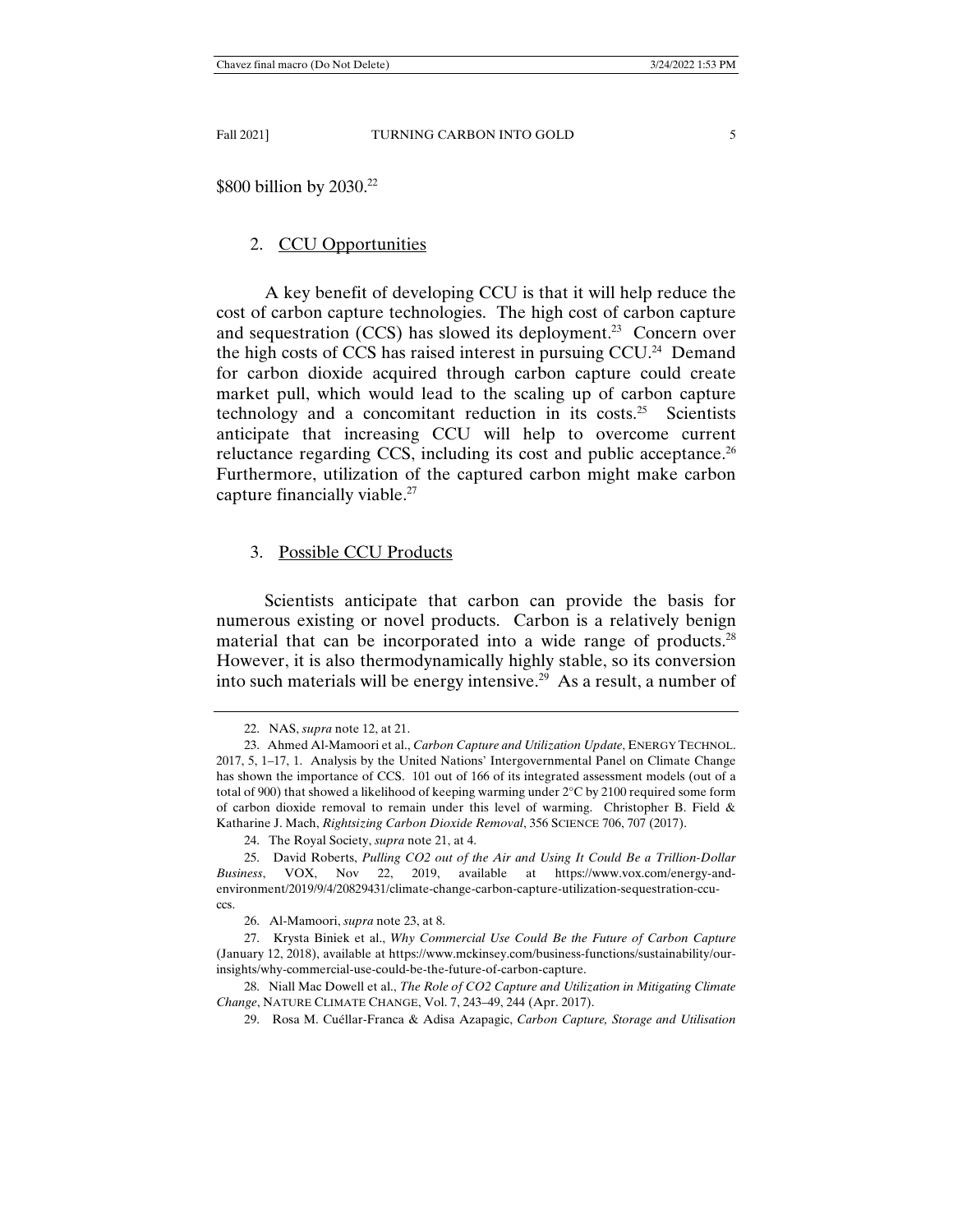$800 billion by 2030.[22]

### 2. CCU Opportunities

A key benefit of developing CCU is that it will help reduce the cost of carbon capture technologies. The high cost of carbon capture and sequestration (CCS) has slowed its deployment.[23] Concern over the high costs of CCS has raised interest in pursuing CCU.[24] Demand for carbon dioxide acquired through carbon capture could create market pull, which would lead to the scaling up of carbon capture technology and a concomitant reduction in its costs.[25] Scientists anticipate that increasing CCU will help to overcome current reluctance regarding CCS, including its cost and public acceptance.[26] Furthermore, utilization of the captured carbon might make carbon capture financially viable.[27]

### 3. Possible CCU Products

Scientists anticipate that carbon can provide the basis for numerous existing or novel products. Carbon is a relatively benign material that can be incorporated into a wide range of products.[28] However, it is also thermodynamically highly stable, so its conversion into such materials will be energy intensive.[29] As a result, a number of

---

22. NAS, *supra* note 12, at 21.

23. Ahmed Al-Mamoori et al., *Carbon Capture and Utilization Update*, ENERGY TECHNOL. 2017, 5, 1–17, 1. Analysis by the United Nations' Intergovernmental Panel on Climate Change has shown the importance of CCS. 101 out of 166 of its integrated assessment models (out of a total of 900) that showed a likelihood of keeping warming under 2°C by 2100 required some form of carbon dioxide removal to remain under this level of warming. Christopher B. Field & Katharine J. Mach, *Rightsizing Carbon Dioxide Removal*, 356 SCIENCE 706, 707 (2017).

24. The Royal Society, *supra* note 21, at 4.

25. David Roberts, *Pulling CO2 out of the Air and Using It Could Be a Trillion-Dollar Business*, VOX, Nov 22, 2019, available at https://www.vox.com/energy-and-environment/2019/9/4/20829431/climate-change-carbon-capture-utilization-sequestration-ccu-ccs.

26. Al-Mamoori, *supra* note 23, at 8.

27. Krysta Biniek et al., *Why Commercial Use Could Be the Future of Carbon Capture* (January 12, 2018), available at https://www.mckinsey.com/business-functions/sustainability/our-insights/why-commercial-use-could-be-the-future-of-carbon-capture.

28. Niall Mac Dowell et al., *The Role of CO2 Capture and Utilization in Mitigating Climate Change*, NATURE CLIMATE CHANGE, Vol. 7, 243–49, 244 (Apr. 2017).

29. Rosa M. Cuéllar-Franca & Adisa Azapagic, *Carbon Capture, Storage and Utilisation*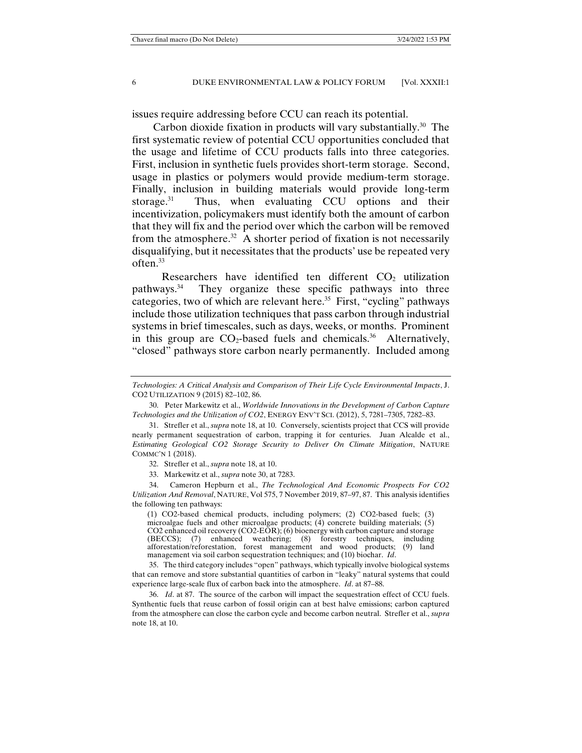issues require addressing before CCU can reach its potential.

Carbon dioxide fixation in products will vary substantially.[30] The first systematic review of potential CCU opportunities concluded that the usage and lifetime of CCU products falls into three categories. First, inclusion in synthetic fuels provides short-term storage. Second, usage in plastics or polymers would provide medium-term storage. Finally, inclusion in building materials would provide long-term storage.[31] Thus, when evaluating CCU options and their incentivization, policymakers must identify both the amount of carbon that they will fix and the period over which the carbon will be removed from the atmosphere.[32] A shorter period of fixation is not necessarily disqualifying, but it necessitates that the products' use be repeated very often.[33]

Researchers have identified ten different $CO_2$ utilization pathways.[34] They organize these specific pathways into three categories, two of which are relevant here.[35] First, "cycling" pathways include those utilization techniques that pass carbon through industrial systems in brief timescales, such as days, weeks, or months. Prominent in this group are $CO_2$-based fuels and chemicals.[36] Alternatively, "closed" pathways store carbon nearly permanently. Included among

---

*Technologies: A Critical Analysis and Comparison of Their Life Cycle Environmental Impacts*, J. CO2 UTILIZATION 9 (2015) 82–102, 86.

30. Peter Markewitz et al., *Worldwide Innovations in the Development of Carbon Capture Technologies and the Utilization of CO2*, ENERGY ENV'T SCI. (2012), 5, 7281–7305, 7282–83.

31. Strefler et al., *supra* note 18, at 10. Conversely, scientists project that CCS will provide nearly permanent sequestration of carbon, trapping it for centuries. Juan Alcalde et al., *Estimating Geological CO2 Storage Security to Deliver On Climate Mitigation*, NATURE COMMC'N 1 (2018).

32. Strefler et al., *supra* note 18, at 10.

33. Markewitz et al., *supra* note 30, at 7283.

34. Cameron Hepburn et al., *The Technological And Economic Prospects For CO2 Utilization And Removal*, NATURE, Vol 575, 7 November 2019, 87–97, 87. This analysis identifies the following ten pathways:

> (1) CO2-based chemical products, including polymers; (2) CO2-based fuels; (3) microalgae fuels and other microalgae products; (4) concrete building materials; (5) CO2 enhanced oil recovery (CO2-EOR); (6) bioenergy with carbon capture and storage (BECCS); (7) enhanced weathering; (8) forestry techniques, including afforestation/reforestation, forest management and wood products; (9) land management via soil carbon sequestration techniques; and (10) biochar. *Id*.

35. The third category includes "open" pathways, which typically involve biological systems that can remove and store substantial quantities of carbon in "leaky" natural systems that could experience large-scale flux of carbon back into the atmosphere. *Id*. at 87–88.

36. *Id*. at 87. The source of the carbon will impact the sequestration effect of CCU fuels. Synthetic fuels that reuse carbon of fossil origin can at best halve emissions; carbon captured from the atmosphere can close the carbon cycle and become carbon neutral. Strefler et al., *supra* note 18, at 10.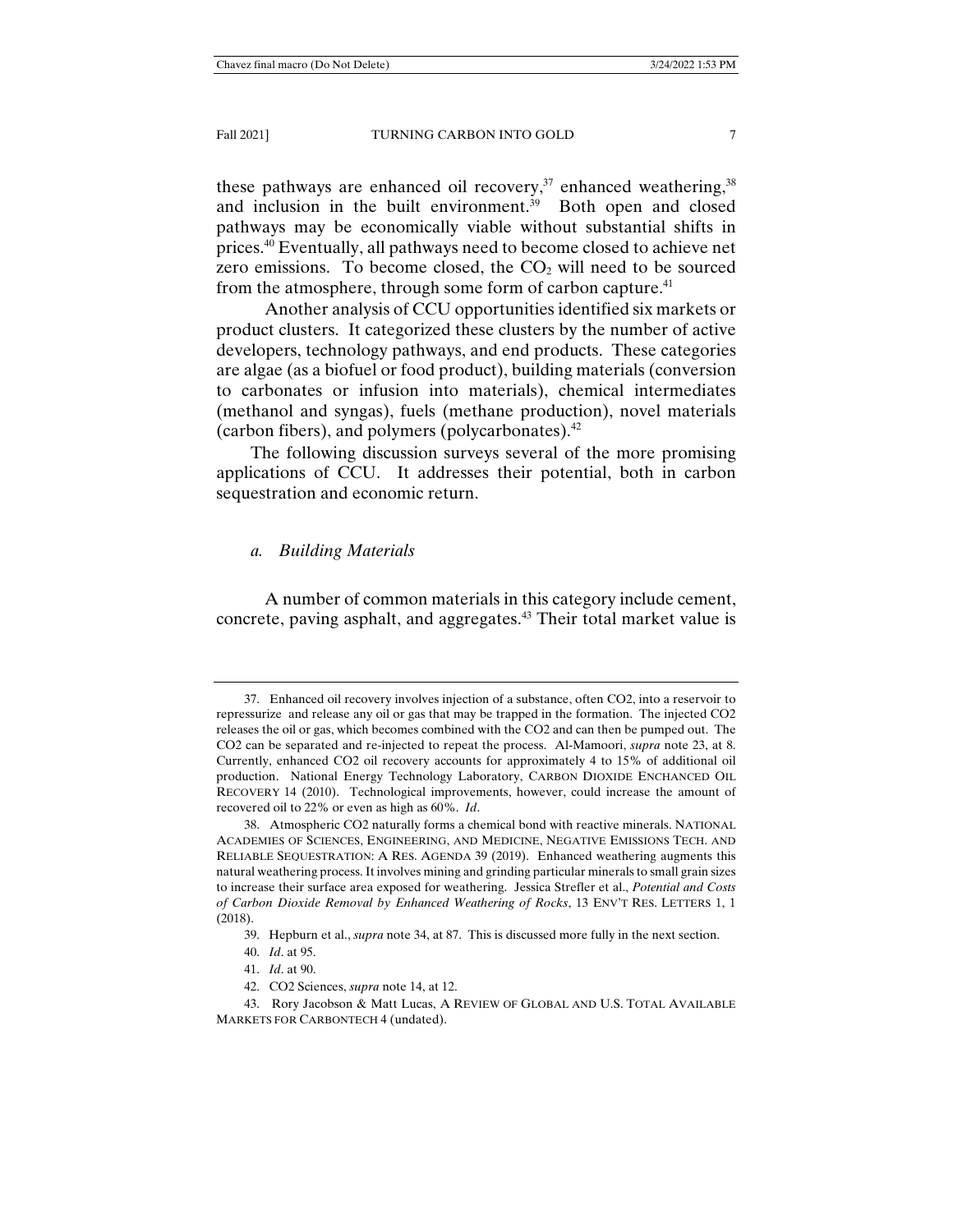these pathways are enhanced oil recovery,[37] enhanced weathering,[38] and inclusion in the built environment.[39] Both open and closed pathways may be economically viable without substantial shifts in prices.[40] Eventually, all pathways need to become closed to achieve net zero emissions. To become closed, the $CO_2$ will need to be sourced from the atmosphere, through some form of carbon capture.[41]

Another analysis of CCU opportunities identified six markets or product clusters. It categorized these clusters by the number of active developers, technology pathways, and end products. These categories are algae (as a biofuel or food product), building materials (conversion to carbonates or infusion into materials), chemical intermediates (methanol and syngas), fuels (methane production), novel materials (carbon fibers), and polymers (polycarbonates).[42]

The following discussion surveys several of the more promising applications of CCU. It addresses their potential, both in carbon sequestration and economic return.

*a. Building Materials*

A number of common materials in this category include cement, concrete, paving asphalt, and aggregates.[43] Their total market value is

---

37. Enhanced oil recovery involves injection of a substance, often CO2, into a reservoir to repressurize and release any oil or gas that may be trapped in the formation. The injected CO2 releases the oil or gas, which becomes combined with the CO2 and can then be pumped out. The CO2 can be separated and re-injected to repeat the process. Al-Mamoori, *supra* note 23, at 8. Currently, enhanced CO2 oil recovery accounts for approximately 4 to 15% of additional oil production. National Energy Technology Laboratory, CARBON DIOXIDE ENCHANCED OIL RECOVERY 14 (2010). Technological improvements, however, could increase the amount of recovered oil to 22% or even as high as 60%. *Id*.

38. Atmospheric CO2 naturally forms a chemical bond with reactive minerals. NATIONAL ACADEMIES OF SCIENCES, ENGINEERING, AND MEDICINE, NEGATIVE EMISSIONS TECH. AND RELIABLE SEQUESTRATION: A RES. AGENDA 39 (2019). Enhanced weathering augments this natural weathering process. It involves mining and grinding particular minerals to small grain sizes to increase their surface area exposed for weathering. Jessica Strefler et al., *Potential and Costs of Carbon Dioxide Removal by Enhanced Weathering of Rocks*, 13 ENV'T RES. LETTERS 1, 1 (2018).

39. Hepburn et al., *supra* note 34, at 87. This is discussed more fully in the next section.

40. *Id*. at 95.

41. *Id*. at 90.

42. CO2 Sciences, *supra* note 14, at 12.

43. Rory Jacobson & Matt Lucas, A REVIEW OF GLOBAL AND U.S. TOTAL AVAILABLE MARKETS FOR CARBONTECH 4 (undated).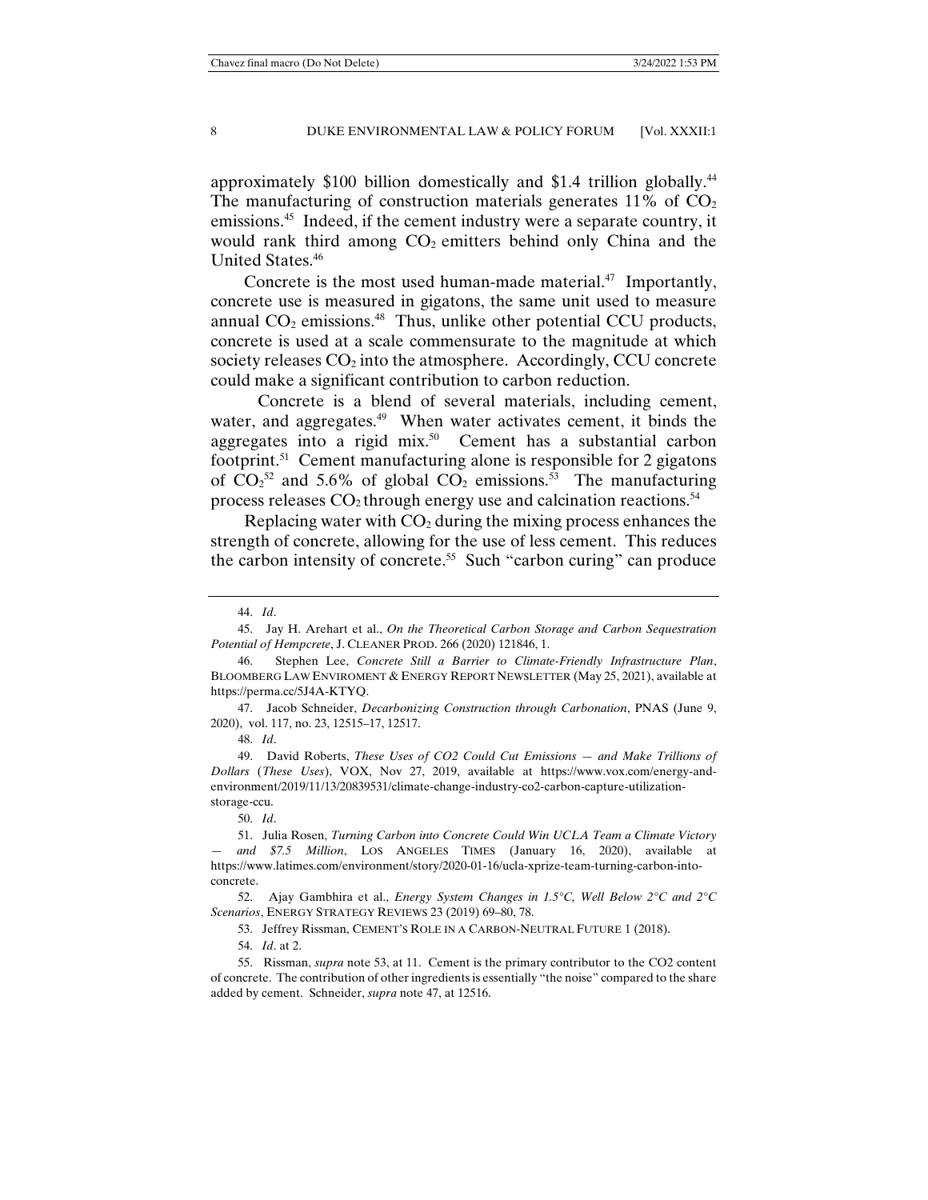approximately \$100 billion domestically and \$1.4 trillion globally.[44] The manufacturing of construction materials generates 11% of $CO_2$ emissions.[45] Indeed, if the cement industry were a separate country, it would rank third among $CO_2$ emitters behind only China and the United States.[46]

Concrete is the most used human-made material.[47] Importantly, concrete use is measured in gigatons, the same unit used to measure annual $CO_2$ emissions.[48] Thus, unlike other potential CCU products, concrete is used at a scale commensurate to the magnitude at which society releases $CO_2$ into the atmosphere. Accordingly, CCU concrete could make a significant contribution to carbon reduction.

Concrete is a blend of several materials, including cement, water, and aggregates.[49] When water activates cement, it binds the aggregates into a rigid mix.[50] Cement has a substantial carbon footprint.[51] Cement manufacturing alone is responsible for 2 gigatons of $CO_2$[52] and 5.6% of global $CO_2$ emissions.[53] The manufacturing process releases $CO_2$ through energy use and calcination reactions.[54]

Replacing water with $CO_2$ during the mixing process enhances the strength of concrete, allowing for the use of less cement. This reduces the carbon intensity of concrete.[55] Such "carbon curing" can produce

---

44. *Id*.

45. Jay H. Arehart et al., *On the Theoretical Carbon Storage and Carbon Sequestration Potential of Hempcrete*, J. CLEANER PROD. 266 (2020) 121846, 1.

46. Stephen Lee, *Concrete Still a Barrier to Climate-Friendly Infrastructure Plan*, BLOOMBERG LAW ENVIROMENT & ENERGY REPORT NEWSLETTER (May 25, 2021), available at https://perma.cc/5J4A-KTYQ.

47. Jacob Schneider, *Decarbonizing Construction through Carbonation*, PNAS (June 9, 2020), vol. 117, no. 23, 12515–17, 12517.

48. *Id*.

49. David Roberts, *These Uses of CO2 Could Cut Emissions — and Make Trillions of Dollars* (*These Uses*), VOX, Nov 27, 2019, available at https://www.vox.com/energy-and-environment/2019/11/13/20839531/climate-change-industry-co2-carbon-capture-utilization-storage-ccu.

50. *Id*.

51. Julia Rosen, *Turning Carbon into Concrete Could Win UCLA Team a Climate Victory — and \$7.5 Million*, LOS ANGELES TIMES (January 16, 2020), available at https://www.latimes.com/environment/story/2020-01-16/ucla-xprize-team-turning-carbon-into-concrete.

52. Ajay Gambhira et al., *Energy System Changes in 1.5°C, Well Below 2°C and 2°C Scenarios*, ENERGY STRATEGY REVIEWS 23 (2019) 69–80, 78.

53. Jeffrey Rissman, CEMENT'S ROLE IN A CARBON-NEUTRAL FUTURE 1 (2018).

54. *Id*. at 2.

55. Rissman, *supra* note 53, at 11. Cement is the primary contributor to the CO2 content of concrete. The contribution of other ingredients is essentially "the noise" compared to the share added by cement. Schneider, *supra* note 47, at 12516.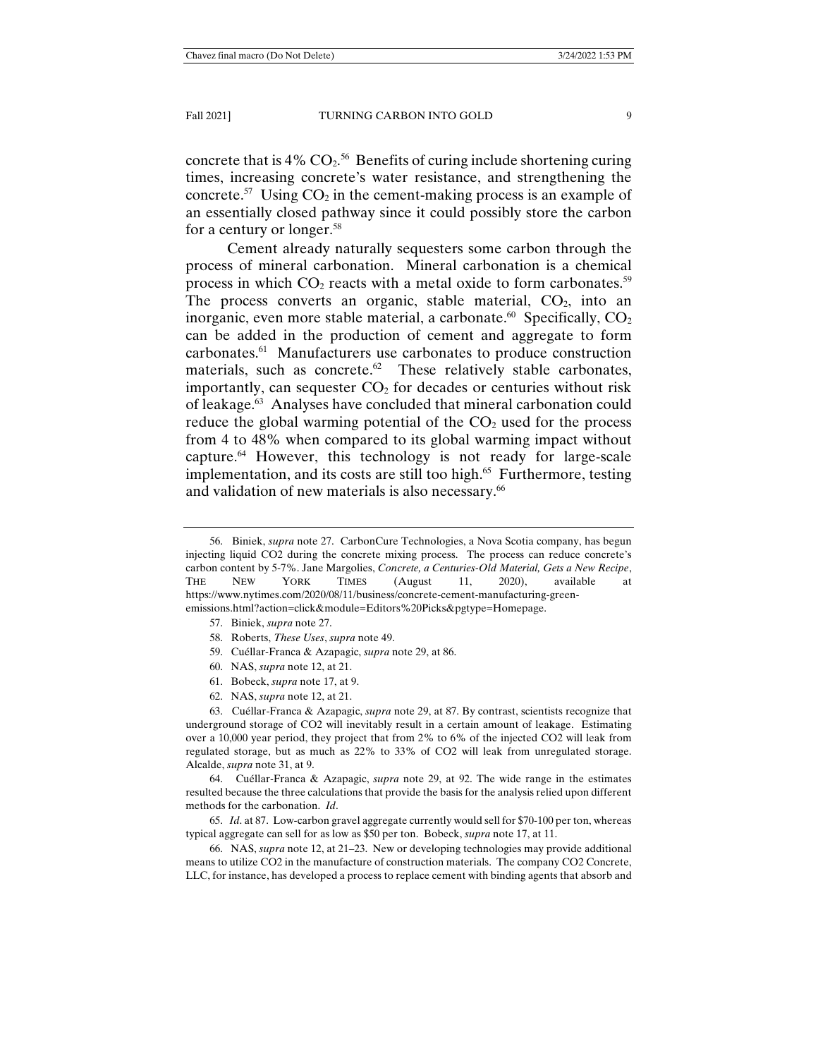concrete that is 4% $CO_2$.[56] Benefits of curing include shortening curing times, increasing concrete's water resistance, and strengthening the concrete.[57] Using $CO_2$ in the cement-making process is an example of an essentially closed pathway since it could possibly store the carbon for a century or longer.[58]

Cement already naturally sequesters some carbon through the process of mineral carbonation. Mineral carbonation is a chemical process in which $CO_2$ reacts with a metal oxide to form carbonates.[59] The process converts an organic, stable material, $CO_2$, into an inorganic, even more stable material, a carbonate.[60] Specifically, $CO_2$ can be added in the production of cement and aggregate to form carbonates.[61] Manufacturers use carbonates to produce construction materials, such as concrete.[62] These relatively stable carbonates, importantly, can sequester $CO_2$ for decades or centuries without risk of leakage.[63] Analyses have concluded that mineral carbonation could reduce the global warming potential of the $CO_2$ used for the process from 4 to 48% when compared to its global warming impact without capture.[64] However, this technology is not ready for large-scale implementation, and its costs are still too high.[65] Furthermore, testing and validation of new materials is also necessary.[66]

---

56. Biniek, *supra* note 27. CarbonCure Technologies, a Nova Scotia company, has begun injecting liquid CO2 during the concrete mixing process. The process can reduce concrete's carbon content by 5-7%. Jane Margolies, *Concrete, a Centuries-Old Material, Gets a New Recipe*, THE NEW YORK TIMES (August 11, 2020), available at https://www.nytimes.com/2020/08/11/business/concrete-cement-manufacturing-green-emissions.html?action=click&module=Editors%20Picks&pgtype=Homepage.

57. Biniek, *supra* note 27.

58. Roberts, *These Uses*, *supra* note 49.

59. Cuéllar-Franca & Azapagic, *supra* note 29, at 86.

60. NAS, *supra* note 12, at 21.

61. Bobeck, *supra* note 17, at 9.

62. NAS, *supra* note 12, at 21.

63. Cuéllar-Franca & Azapagic, *supra* note 29, at 87. By contrast, scientists recognize that underground storage of CO2 will inevitably result in a certain amount of leakage. Estimating over a 10,000 year period, they project that from 2% to 6% of the injected CO2 will leak from regulated storage, but as much as 22% to 33% of CO2 will leak from unregulated storage. Alcalde, *supra* note 31, at 9.

64. Cuéllar-Franca & Azapagic, *supra* note 29, at 92. The wide range in the estimates resulted because the three calculations that provide the basis for the analysis relied upon different methods for the carbonation. *Id*.

65. *Id*. at 87. Low-carbon gravel aggregate currently would sell for $70-100 per ton, whereas typical aggregate can sell for as low as $50 per ton. Bobeck, *supra* note 17, at 11.

66. NAS, *supra* note 12, at 21–23. New or developing technologies may provide additional means to utilize CO2 in the manufacture of construction materials. The company CO2 Concrete, LLC, for instance, has developed a process to replace cement with binding agents that absorb and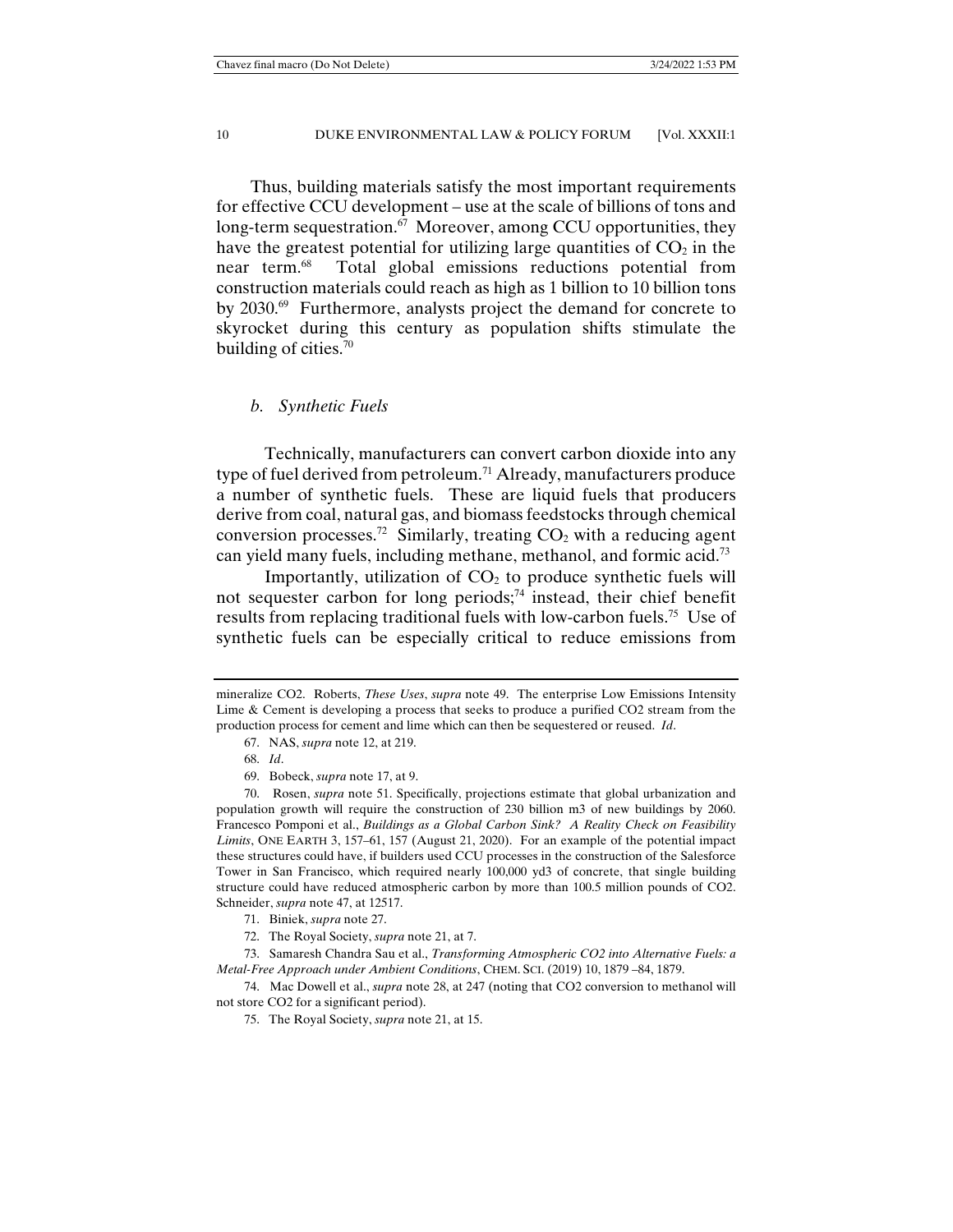Thus, building materials satisfy the most important requirements for effective CCU development – use at the scale of billions of tons and long-term sequestration.[67] Moreover, among CCU opportunities, they have the greatest potential for utilizing large quantities of $CO_2$ in the near term.[68] Total global emissions reductions potential from construction materials could reach as high as 1 billion to 10 billion tons by 2030.[69] Furthermore, analysts project the demand for concrete to skyrocket during this century as population shifts stimulate the building of cities.[70]

### *b. Synthetic Fuels*

Technically, manufacturers can convert carbon dioxide into any type of fuel derived from petroleum.[71] Already, manufacturers produce a number of synthetic fuels. These are liquid fuels that producers derive from coal, natural gas, and biomass feedstocks through chemical conversion processes.[72] Similarly, treating $CO_2$ with a reducing agent can yield many fuels, including methane, methanol, and formic acid.[73]

Importantly, utilization of $CO_2$ to produce synthetic fuels will not sequester carbon for long periods;[74] instead, their chief benefit results from replacing traditional fuels with low-carbon fuels.[75] Use of synthetic fuels can be especially critical to reduce emissions from

---

mineralize CO2. Roberts, *These Uses*, *supra* note 49. The enterprise Low Emissions Intensity Lime & Cement is developing a process that seeks to produce a purified CO2 stream from the production process for cement and lime which can then be sequestered or reused. *Id*.

67. NAS, *supra* note 12, at 219.

68. *Id*.

69. Bobeck, *supra* note 17, at 9.

70. Rosen, *supra* note 51. Specifically, projections estimate that global urbanization and population growth will require the construction of 230 billion m3 of new buildings by 2060. Francesco Pomponi et al., *Buildings as a Global Carbon Sink? A Reality Check on Feasibility Limits*, ONE EARTH 3, 157–61, 157 (August 21, 2020). For an example of the potential impact these structures could have, if builders used CCU processes in the construction of the Salesforce Tower in San Francisco, which required nearly 100,000 yd3 of concrete, that single building structure could have reduced atmospheric carbon by more than 100.5 million pounds of CO2. Schneider, *supra* note 47, at 12517.

71. Biniek, *supra* note 27.

72. The Royal Society, *supra* note 21, at 7.

73. Samaresh Chandra Sau et al., *Transforming Atmospheric CO2 into Alternative Fuels: a Metal-Free Approach under Ambient Conditions*, CHEM. SCI. (2019) 10, 1879 –84, 1879.

74. Mac Dowell et al., *supra* note 28, at 247 (noting that CO2 conversion to methanol will not store CO2 for a significant period).

75. The Royal Society, *supra* note 21, at 15.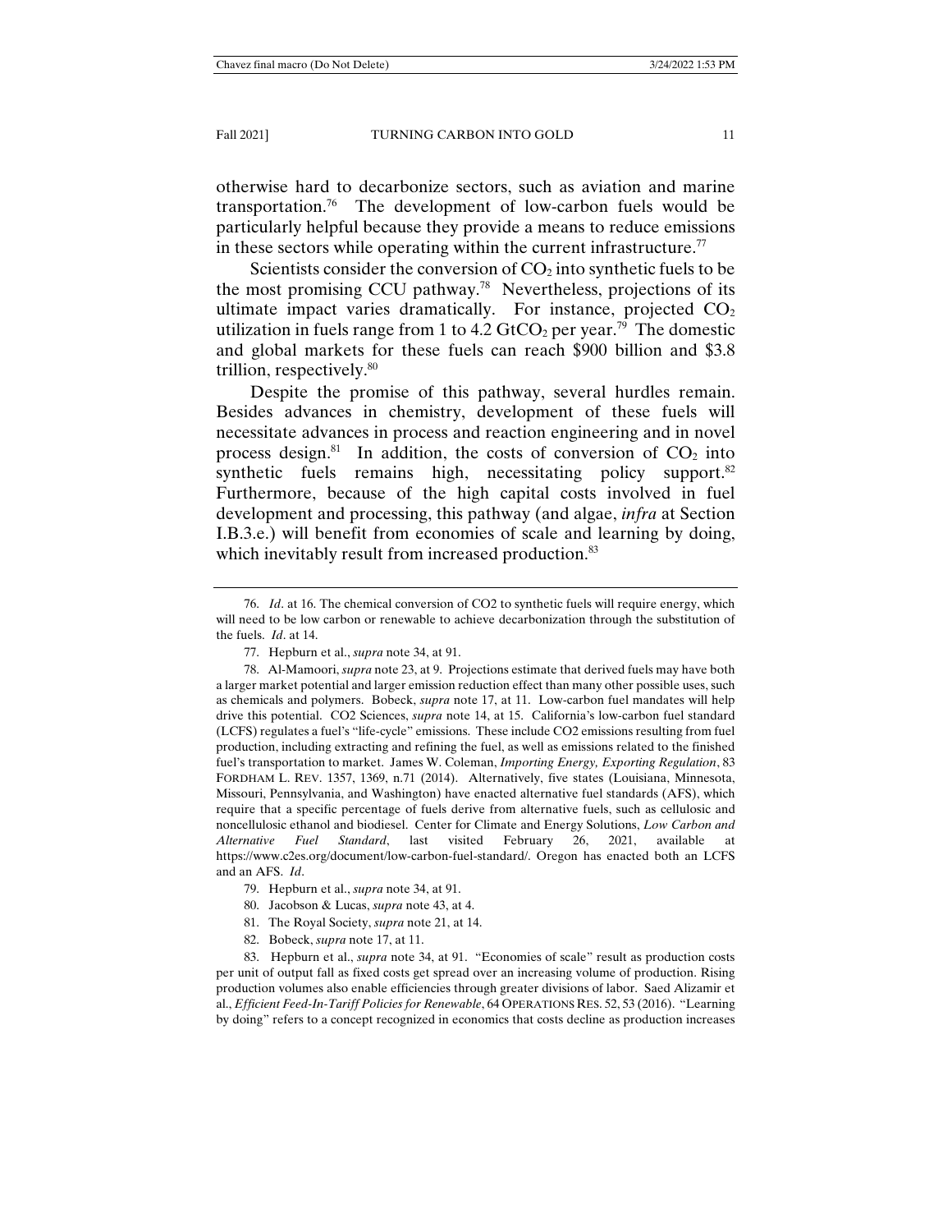otherwise hard to decarbonize sectors, such as aviation and marine transportation.[76] The development of low-carbon fuels would be particularly helpful because they provide a means to reduce emissions in these sectors while operating within the current infrastructure.[77]

Scientists consider the conversion of $CO_2$ into synthetic fuels to be the most promising CCU pathway.[78] Nevertheless, projections of its ultimate impact varies dramatically. For instance, projected $CO_2$ utilization in fuels range from 1 to 4.2 $GtCO_2$ per year.[79] The domestic and global markets for these fuels can reach $900 billion and $3.8 trillion, respectively.[80]

Despite the promise of this pathway, several hurdles remain. Besides advances in chemistry, development of these fuels will necessitate advances in process and reaction engineering and in novel process design.[81] In addition, the costs of conversion of $CO_2$ into synthetic fuels remains high, necessitating policy support.[82] Furthermore, because of the high capital costs involved in fuel development and processing, this pathway (and algae, *infra* at Section I.B.3.e.) will benefit from economies of scale and learning by doing, which inevitably result from increased production.[83]

---

76. *Id*. at 16. The chemical conversion of CO2 to synthetic fuels will require energy, which will need to be low carbon or renewable to achieve decarbonization through the substitution of the fuels. *Id*. at 14.

77. Hepburn et al., *supra* note 34, at 91.

78. Al-Mamoori, *supra* note 23, at 9. Projections estimate that derived fuels may have both a larger market potential and larger emission reduction effect than many other possible uses, such as chemicals and polymers. Bobeck, *supra* note 17, at 11. Low-carbon fuel mandates will help drive this potential. CO2 Sciences, *supra* note 14, at 15. California's low-carbon fuel standard (LCFS) regulates a fuel's "life-cycle" emissions. These include CO2 emissions resulting from fuel production, including extracting and refining the fuel, as well as emissions related to the finished fuel's transportation to market. James W. Coleman, *Importing Energy, Exporting Regulation*, 83 FORDHAM L. REV. 1357, 1369, n.71 (2014). Alternatively, five states (Louisiana, Minnesota, Missouri, Pennsylvania, and Washington) have enacted alternative fuel standards (AFS), which require that a specific percentage of fuels derive from alternative fuels, such as cellulosic and noncellulosic ethanol and biodiesel. Center for Climate and Energy Solutions, *Low Carbon and Alternative Fuel Standard*, last visited February 26, 2021, available at https://www.c2es.org/document/low-carbon-fuel-standard/. Oregon has enacted both an LCFS and an AFS. *Id*.

79. Hepburn et al., *supra* note 34, at 91.

80. Jacobson & Lucas, *supra* note 43, at 4.

81. The Royal Society, *supra* note 21, at 14.

82. Bobeck, *supra* note 17, at 11.

83. Hepburn et al., *supra* note 34, at 91. "Economies of scale" result as production costs per unit of output fall as fixed costs get spread over an increasing volume of production. Rising production volumes also enable efficiencies through greater divisions of labor. Saed Alizamir et al., *Efficient Feed-In-Tariff Policies for Renewable*, 64 OPERATIONS RES. 52, 53 (2016). "Learning by doing" refers to a concept recognized in economics that costs decline as production increases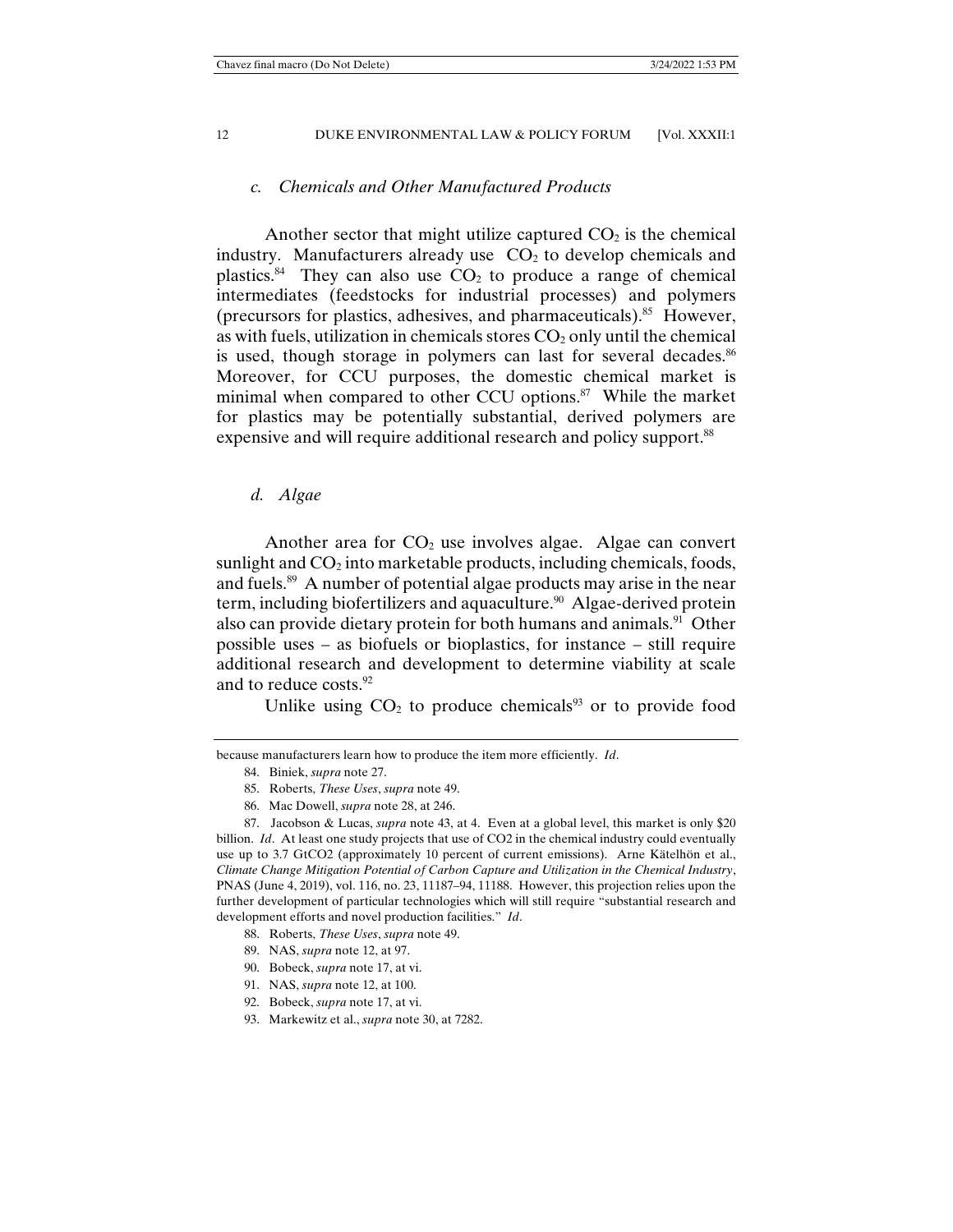### *c. Chemicals and Other Manufactured Products*

Another sector that might utilize captured $CO_2$ is the chemical industry. Manufacturers already use $CO_2$ to develop chemicals and plastics.[84] They can also use $CO_2$ to produce a range of chemical intermediates (feedstocks for industrial processes) and polymers (precursors for plastics, adhesives, and pharmaceuticals).[85] However, as with fuels, utilization in chemicals stores $CO_2$ only until the chemical is used, though storage in polymers can last for several decades.[86] Moreover, for CCU purposes, the domestic chemical market is minimal when compared to other CCU options.[87] While the market for plastics may be potentially substantial, derived polymers are expensive and will require additional research and policy support.[88]

### *d. Algae*

Another area for $CO_2$ use involves algae. Algae can convert sunlight and $CO_2$ into marketable products, including chemicals, foods, and fuels.[89] A number of potential algae products may arise in the near term, including biofertilizers and aquaculture.[90] Algae-derived protein also can provide dietary protein for both humans and animals.[91] Other possible uses – as biofuels or bioplastics, for instance – still require additional research and development to determine viability at scale and to reduce costs.[92]

Unlike using $CO_2$ to produce chemicals[93] or to provide food

---

because manufacturers learn how to produce the item more efficiently. *Id*.

84. Biniek, *supra* note 27.

85. Roberts, *These Uses*, *supra* note 49.

86. Mac Dowell, *supra* note 28, at 246.

87. Jacobson & Lucas, *supra* note 43, at 4. Even at a global level, this market is only \$20 billion. *Id*. At least one study projects that use of CO2 in the chemical industry could eventually use up to 3.7 GtCO2 (approximately 10 percent of current emissions). Arne Kätelhön et al., *Climate Change Mitigation Potential of Carbon Capture and Utilization in the Chemical Industry*, PNAS (June 4, 2019), vol. 116, no. 23, 11187–94, 11188. However, this projection relies upon the further development of particular technologies which will still require "substantial research and development efforts and novel production facilities." *Id*.

88. Roberts, *These Uses*, *supra* note 49.

89. NAS, *supra* note 12, at 97.

90. Bobeck, *supra* note 17, at vi.

91. NAS, *supra* note 12, at 100.

92. Bobeck, *supra* note 17, at vi.

93. Markewitz et al., *supra* note 30, at 7282.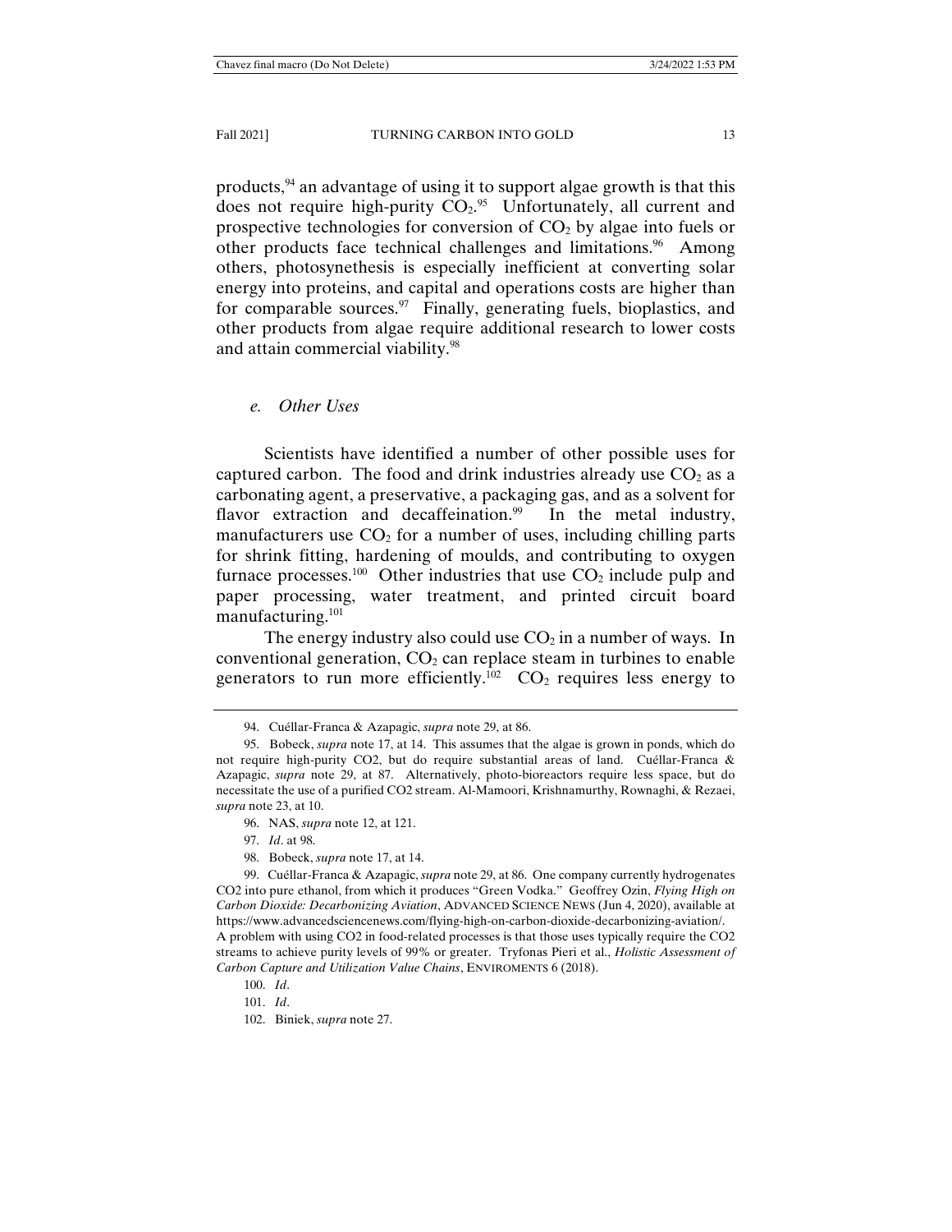products,[94] an advantage of using it to support algae growth is that this does not require high-purity $CO_2$.[95] Unfortunately, all current and prospective technologies for conversion of $CO_2$ by algae into fuels or other products face technical challenges and limitations.[96] Among others, photosynethesis is especially inefficient at converting solar energy into proteins, and capital and operations costs are higher than for comparable sources.[97] Finally, generating fuels, bioplastics, and other products from algae require additional research to lower costs and attain commercial viability.[98]

### *e. Other Uses*

Scientists have identified a number of other possible uses for captured carbon. The food and drink industries already use $CO_2$ as a carbonating agent, a preservative, a packaging gas, and as a solvent for flavor extraction and decaffeination.[99] In the metal industry, manufacturers use $CO_2$ for a number of uses, including chilling parts for shrink fitting, hardening of moulds, and contributing to oxygen furnace processes.[100] Other industries that use $CO_2$ include pulp and paper processing, water treatment, and printed circuit board manufacturing.[101]

The energy industry also could use $CO_2$ in a number of ways. In conventional generation, $CO_2$ can replace steam in turbines to enable generators to run more efficiently.[102] $CO_2$ requires less energy to

---

94. Cuéllar-Franca & Azapagic, *supra* note 29, at 86.

95. Bobeck, *supra* note 17, at 14. This assumes that the algae is grown in ponds, which do not require high-purity CO2, but do require substantial areas of land. Cuéllar-Franca & Azapagic, *supra* note 29, at 87. Alternatively, photo-bioreactors require less space, but do necessitate the use of a purified CO2 stream. Al-Mamoori, Krishnamurthy, Rownaghi, & Rezaei, *supra* note 23, at 10.

96. NAS, *supra* note 12, at 121.

97. *Id*. at 98.

98. Bobeck, *supra* note 17, at 14.

99. Cuéllar-Franca & Azapagic, *supra* note 29, at 86. One company currently hydrogenates CO2 into pure ethanol, from which it produces "Green Vodka." Geoffrey Ozin, *Flying High on Carbon Dioxide: Decarbonizing Aviation*, ADVANCED SCIENCE NEWS (Jun 4, 2020), available at https://www.advancedsciencenews.com/flying-high-on-carbon-dioxide-decarbonizing-aviation/. A problem with using CO2 in food-related processes is that those uses typically require the CO2 streams to achieve purity levels of 99% or greater. Tryfonas Pieri et al., *Holistic Assessment of Carbon Capture and Utilization Value Chains*, ENVIROMENTS 6 (2018).

100. *Id*.

101. *Id*.

102. Biniek, *supra* note 27.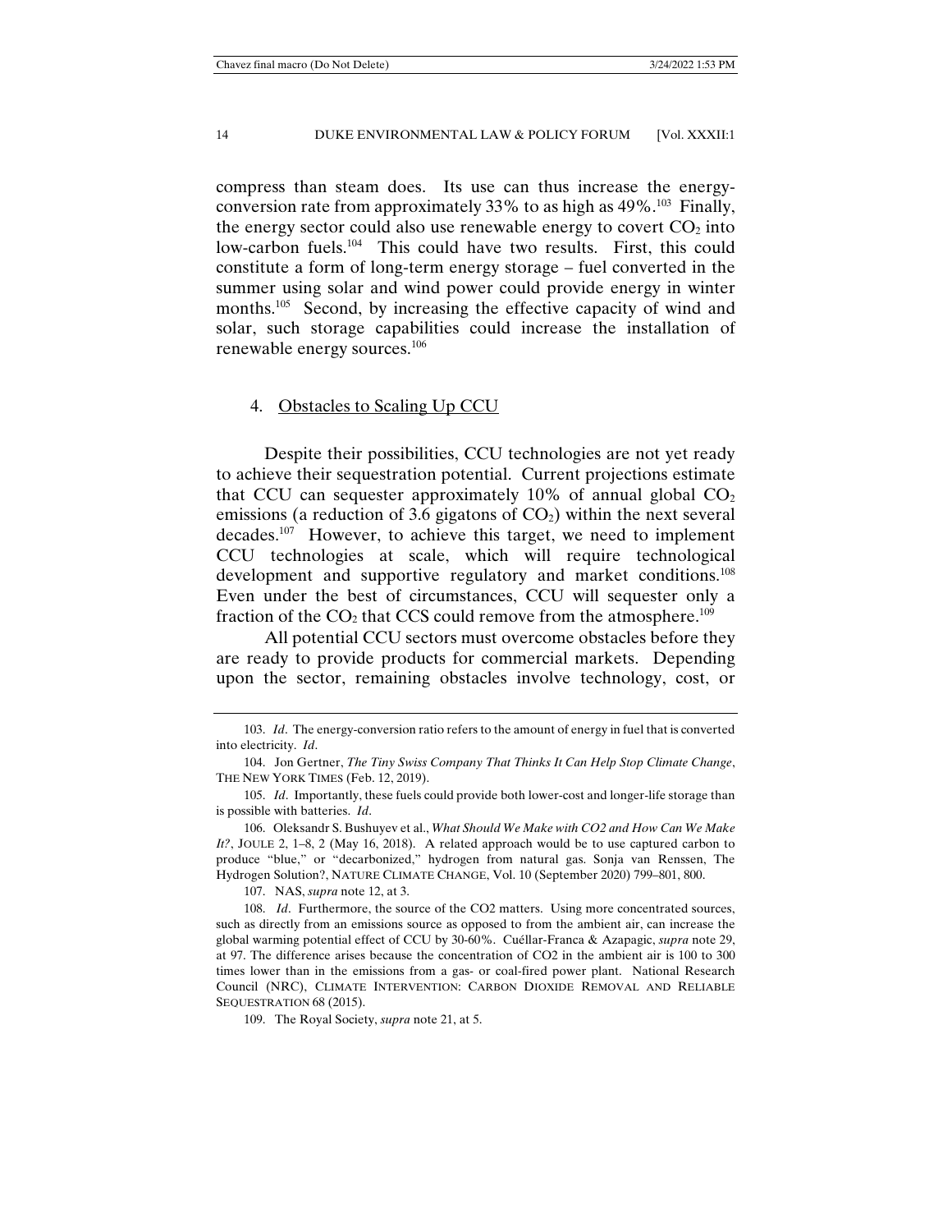compress than steam does. Its use can thus increase the energy-conversion rate from approximately 33% to as high as 49%.[103] Finally, the energy sector could also use renewable energy to covert $CO_2$ into low-carbon fuels.[104] This could have two results. First, this could constitute a form of long-term energy storage – fuel converted in the summer using solar and wind power could provide energy in winter months.[105] Second, by increasing the effective capacity of wind and solar, such storage capabilities could increase the installation of renewable energy sources.[106]

### 4. Obstacles to Scaling Up CCU

Despite their possibilities, CCU technologies are not yet ready to achieve their sequestration potential. Current projections estimate that CCU can sequester approximately 10% of annual global $CO_2$ emissions (a reduction of 3.6 gigatons of $CO_2$) within the next several decades.[107] However, to achieve this target, we need to implement CCU technologies at scale, which will require technological development and supportive regulatory and market conditions.[108] Even under the best of circumstances, CCU will sequester only a fraction of the $CO_2$ that CCS could remove from the atmosphere.[109]

All potential CCU sectors must overcome obstacles before they are ready to provide products for commercial markets. Depending upon the sector, remaining obstacles involve technology, cost, or

---

103. *Id*. The energy-conversion ratio refers to the amount of energy in fuel that is converted into electricity. *Id*.

104. Jon Gertner, *The Tiny Swiss Company That Thinks It Can Help Stop Climate Change*, THE NEW YORK TIMES (Feb. 12, 2019).

105. *Id*. Importantly, these fuels could provide both lower-cost and longer-life storage than is possible with batteries. *Id*.

106. Oleksandr S. Bushuyev et al., *What Should We Make with CO2 and How Can We Make It?*, JOULE 2, 1–8, 2 (May 16, 2018). A related approach would be to use captured carbon to produce "blue," or "decarbonized," hydrogen from natural gas. Sonja van Renssen, The Hydrogen Solution?, NATURE CLIMATE CHANGE, Vol. 10 (September 2020) 799–801, 800.

107. NAS, *supra* note 12, at 3.

108. *Id*. Furthermore, the source of the CO2 matters. Using more concentrated sources, such as directly from an emissions source as opposed to from the ambient air, can increase the global warming potential effect of CCU by 30-60%. Cuéllar-Franca & Azapagic, *supra* note 29, at 97. The difference arises because the concentration of CO2 in the ambient air is 100 to 300 times lower than in the emissions from a gas- or coal-fired power plant. National Research Council (NRC), CLIMATE INTERVENTION: CARBON DIOXIDE REMOVAL AND RELIABLE SEQUESTRATION 68 (2015).

109. The Royal Society, *supra* note 21, at 5.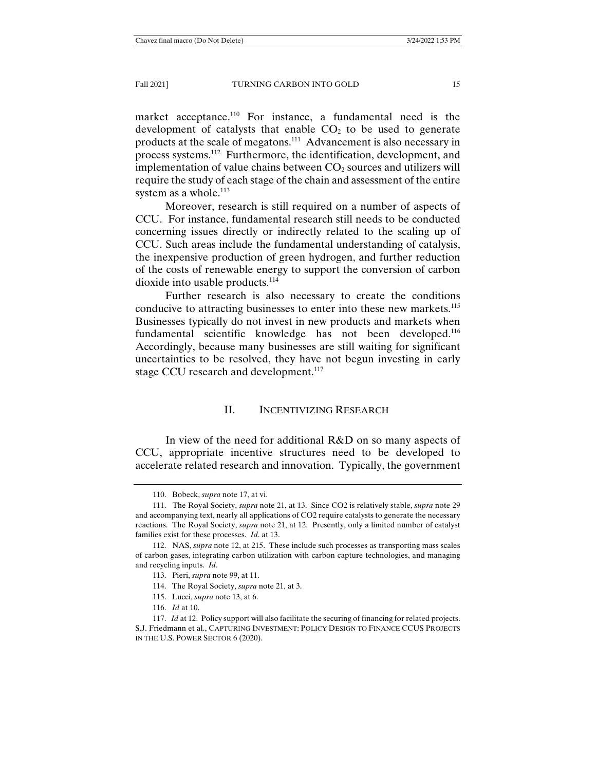market acceptance.[110] For instance, a fundamental need is the development of catalysts that enable $CO_2$ to be used to generate products at the scale of megatons.[111] Advancement is also necessary in process systems.[112] Furthermore, the identification, development, and implementation of value chains between $CO_2$ sources and utilizers will require the study of each stage of the chain and assessment of the entire system as a whole.[113]

Moreover, research is still required on a number of aspects of CCU. For instance, fundamental research still needs to be conducted concerning issues directly or indirectly related to the scaling up of CCU. Such areas include the fundamental understanding of catalysis, the inexpensive production of green hydrogen, and further reduction of the costs of renewable energy to support the conversion of carbon dioxide into usable products.[114]

Further research is also necessary to create the conditions conducive to attracting businesses to enter into these new markets.[115] Businesses typically do not invest in new products and markets when fundamental scientific knowledge has not been developed.[116] Accordingly, because many businesses are still waiting for significant uncertainties to be resolved, they have not begun investing in early stage CCU research and development.[117]

## II. INCENTIVIZING RESEARCH

In view of the need for additional R&D on so many aspects of CCU, appropriate incentive structures need to be developed to accelerate related research and innovation. Typically, the government

---

110. Bobeck, *supra* note 17, at vi.

111. The Royal Society, *supra* note 21, at 13. Since CO2 is relatively stable, *supra* note 29 and accompanying text, nearly all applications of CO2 require catalysts to generate the necessary reactions. The Royal Society, *supra* note 21, at 12. Presently, only a limited number of catalyst families exist for these processes. *Id*. at 13.

112. NAS, *supra* note 12, at 215. These include such processes as transporting mass scales of carbon gases, integrating carbon utilization with carbon capture technologies, and managing and recycling inputs. *Id*.

113. Pieri, *supra* note 99, at 11.

114. The Royal Society, *supra* note 21, at 3.

115. Lucci, *supra* note 13, at 6.

116. *Id* at 10.

117. *Id* at 12. Policy support will also facilitate the securing of financing for related projects. S.J. Friedmann et al., CAPTURING INVESTMENT: POLICY DESIGN TO FINANCE CCUS PROJECTS IN THE U.S. POWER SECTOR 6 (2020).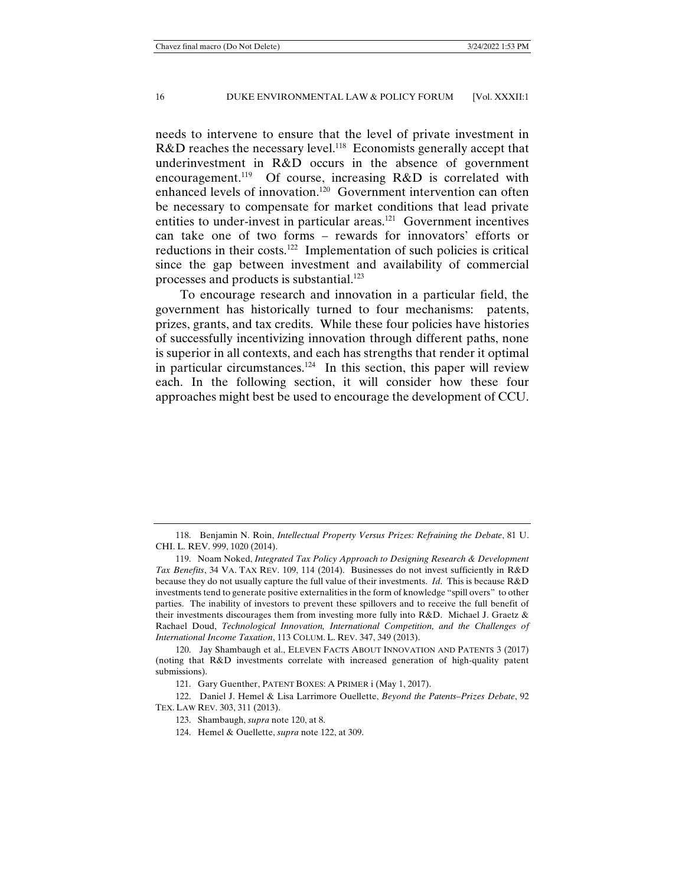needs to intervene to ensure that the level of private investment in R&D reaches the necessary level.[118] Economists generally accept that underinvestment in R&D occurs in the absence of government encouragement.[119] Of course, increasing R&D is correlated with enhanced levels of innovation.[120] Government intervention can often be necessary to compensate for market conditions that lead private entities to under-invest in particular areas.[121] Government incentives can take one of two forms – rewards for innovators' efforts or reductions in their costs.[122] Implementation of such policies is critical since the gap between investment and availability of commercial processes and products is substantial.[123]

To encourage research and innovation in a particular field, the government has historically turned to four mechanisms: patents, prizes, grants, and tax credits. While these four policies have histories of successfully incentivizing innovation through different paths, none is superior in all contexts, and each has strengths that render it optimal in particular circumstances.[124] In this section, this paper will review each. In the following section, it will consider how these four approaches might best be used to encourage the development of CCU.

---

118. Benjamin N. Roin, *Intellectual Property Versus Prizes: Refraining the Debate*, 81 U. CHI. L. REV. 999, 1020 (2014).

119. Noam Noked, *Integrated Tax Policy Approach to Designing Research & Development Tax Benefits*, 34 VA. TAX REV. 109, 114 (2014). Businesses do not invest sufficiently in R&D because they do not usually capture the full value of their investments. *Id*. This is because R&D investments tend to generate positive externalities in the form of knowledge "spill overs" to other parties. The inability of investors to prevent these spillovers and to receive the full benefit of their investments discourages them from investing more fully into R&D. Michael J. Graetz & Rachael Doud, *Technological Innovation, International Competition, and the Challenges of International Income Taxation*, 113 COLUM. L. REV. 347, 349 (2013).

120. Jay Shambaugh et al., ELEVEN FACTS ABOUT INNOVATION AND PATENTS 3 (2017) (noting that R&D investments correlate with increased generation of high-quality patent submissions).

121. Gary Guenther, PATENT BOXES: A PRIMER i (May 1, 2017).

122. Daniel J. Hemel & Lisa Larrimore Ouellette, *Beyond the Patents–Prizes Debate*, 92 TEX. LAW REV. 303, 311 (2013).

123. Shambaugh, *supra* note 120, at 8.

124. Hemel & Ouellette, *supra* note 122, at 309.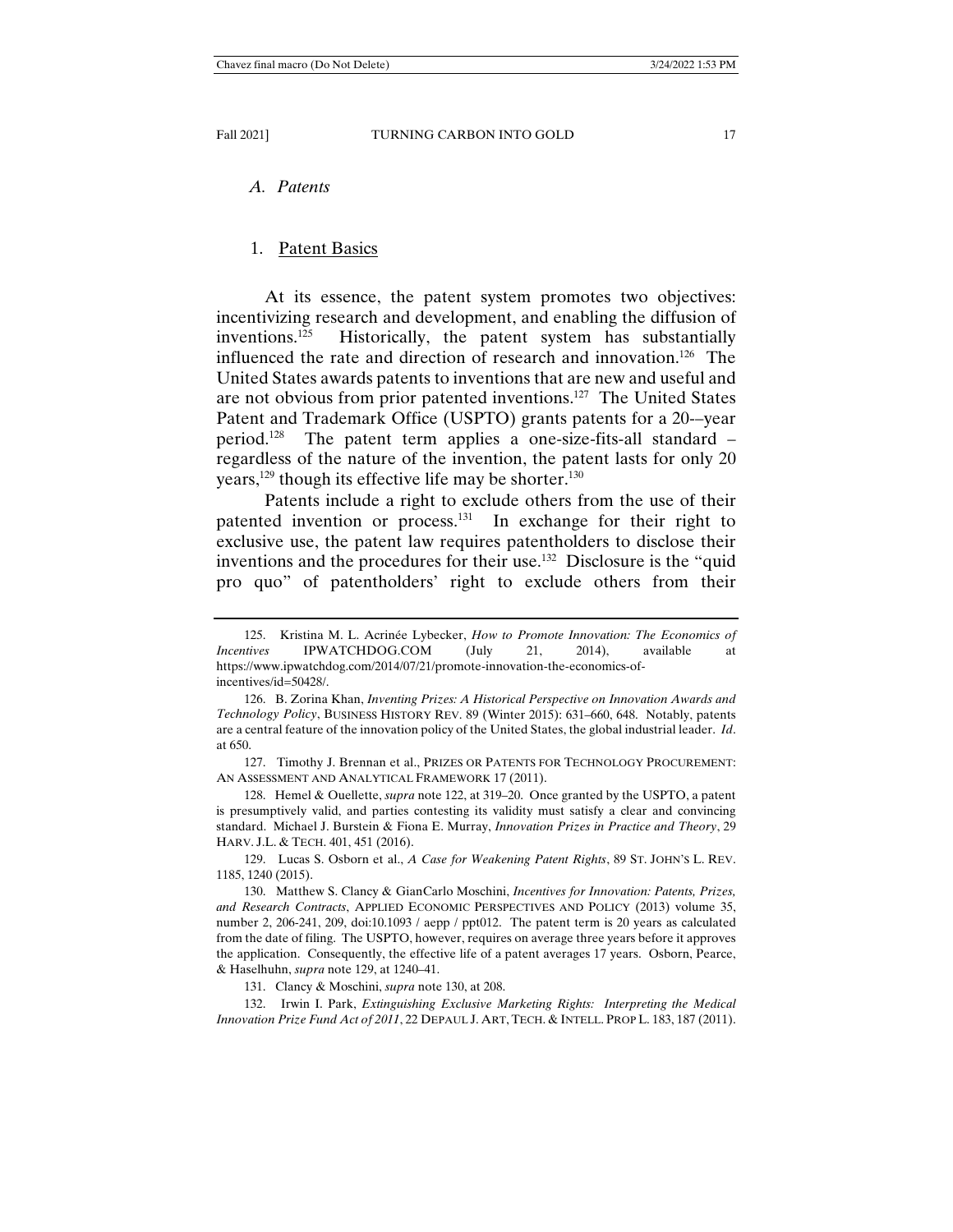### A. *Patents*

#### 1. Patent Basics

At its essence, the patent system promotes two objectives: incentivizing research and development, and enabling the diffusion of inventions.[125] Historically, the patent system has substantially influenced the rate and direction of research and innovation.[126] The United States awards patents to inventions that are new and useful and are not obvious from prior patented inventions.[127] The United States Patent and Trademark Office (USPTO) grants patents for a 20-–year period.[128] The patent term applies a one-size-fits-all standard – regardless of the nature of the invention, the patent lasts for only 20 years,[129] though its effective life may be shorter.[130]

Patents include a right to exclude others from the use of their patented invention or process.[131] In exchange for their right to exclusive use, the patent law requires patentholders to disclose their inventions and the procedures for their use.[132] Disclosure is the "quid pro quo" of patentholders' right to exclude others from their

---

125. Kristina M. L. Acrinée Lybecker, *How to Promote Innovation: The Economics of Incentives* IPWATCHDOG.COM (July 21, 2014), available at https://www.ipwatchdog.com/2014/07/21/promote-innovation-the-economics-of-incentives/id=50428/.

126. B. Zorina Khan, *Inventing Prizes: A Historical Perspective on Innovation Awards and Technology Policy*, BUSINESS HISTORY REV. 89 (Winter 2015): 631–660, 648. Notably, patents are a central feature of the innovation policy of the United States, the global industrial leader. *Id*. at 650.

127. Timothy J. Brennan et al., PRIZES OR PATENTS FOR TECHNOLOGY PROCUREMENT: AN ASSESSMENT AND ANALYTICAL FRAMEWORK 17 (2011).

128. Hemel & Ouellette, *supra* note 122, at 319–20. Once granted by the USPTO, a patent is presumptively valid, and parties contesting its validity must satisfy a clear and convincing standard. Michael J. Burstein & Fiona E. Murray, *Innovation Prizes in Practice and Theory*, 29 HARV. J.L. & TECH. 401, 451 (2016).

129. Lucas S. Osborn et al., *A Case for Weakening Patent Rights*, 89 ST. JOHN'S L. REV. 1185, 1240 (2015).

130. Matthew S. Clancy & GianCarlo Moschini, *Incentives for Innovation: Patents, Prizes, and Research Contracts*, APPLIED ECONOMIC PERSPECTIVES AND POLICY (2013) volume 35, number 2, 206-241, 209, doi:10.1093 / aepp / ppt012. The patent term is 20 years as calculated from the date of filing. The USPTO, however, requires on average three years before it approves the application. Consequently, the effective life of a patent averages 17 years. Osborn, Pearce, & Haselhuhn, *supra* note 129, at 1240–41.

131. Clancy & Moschini, *supra* note 130, at 208.

132. Irwin I. Park, *Extinguishing Exclusive Marketing Rights: Interpreting the Medical Innovation Prize Fund Act of 2011*, 22 DEPAUL J. ART, TECH. & INTELL. PROP L. 183, 187 (2011).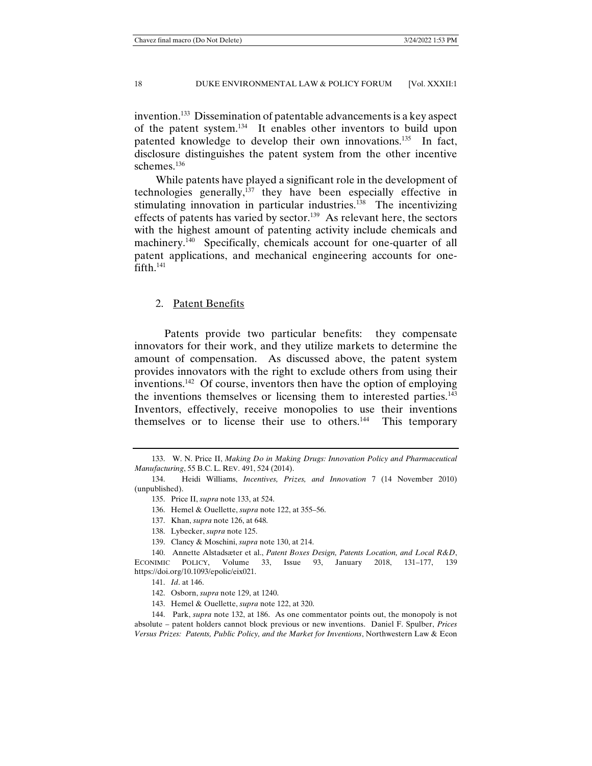invention.[133] Dissemination of patentable advancements is a key aspect of the patent system.[134] It enables other inventors to build upon patented knowledge to develop their own innovations.[135] In fact, disclosure distinguishes the patent system from the other incentive schemes.[136]

While patents have played a significant role in the development of technologies generally,[137] they have been especially effective in stimulating innovation in particular industries.[138] The incentivizing effects of patents has varied by sector.[139] As relevant here, the sectors with the highest amount of patenting activity include chemicals and machinery.[140] Specifically, chemicals account for one-quarter of all patent applications, and mechanical engineering accounts for one-fifth.[141]

### 2. Patent Benefits

Patents provide two particular benefits: they compensate innovators for their work, and they utilize markets to determine the amount of compensation. As discussed above, the patent system provides innovators with the right to exclude others from using their inventions.[142] Of course, inventors then have the option of employing the inventions themselves or licensing them to interested parties.[143] Inventors, effectively, receive monopolies to use their inventions themselves or to license their use to others.[144] This temporary

---

133. W. N. Price II, *Making Do in Making Drugs: Innovation Policy and Pharmaceutical Manufacturing*, 55 B.C. L. REV. 491, 524 (2014).

134. Heidi Williams, *Incentives, Prizes, and Innovation* 7 (14 November 2010) (unpublished).

135. Price II, *supra* note 133, at 524.

136. Hemel & Ouellette, *supra* note 122, at 355–56.

137. Khan, *supra* note 126, at 648.

138. Lybecker, *supra* note 125.

139. Clancy & Moschini, *supra* note 130, at 214.

140. Annette Alstadsæter et al., *Patent Boxes Design, Patents Location, and Local R&D*, ECONIMIC POLICY, Volume 33, Issue 93, January 2018, 131–177, 139 https://doi.org/10.1093/epolic/eix021.

141. *Id*. at 146.

142. Osborn, *supra* note 129, at 1240.

143. Hemel & Ouellette, *supra* note 122, at 320.

144. Park, *supra* note 132, at 186. As one commentator points out, the monopoly is not absolute – patent holders cannot block previous or new inventions. Daniel F. Spulber, *Prices Versus Prizes: Patents, Public Policy, and the Market for Inventions*, Northwestern Law & Econ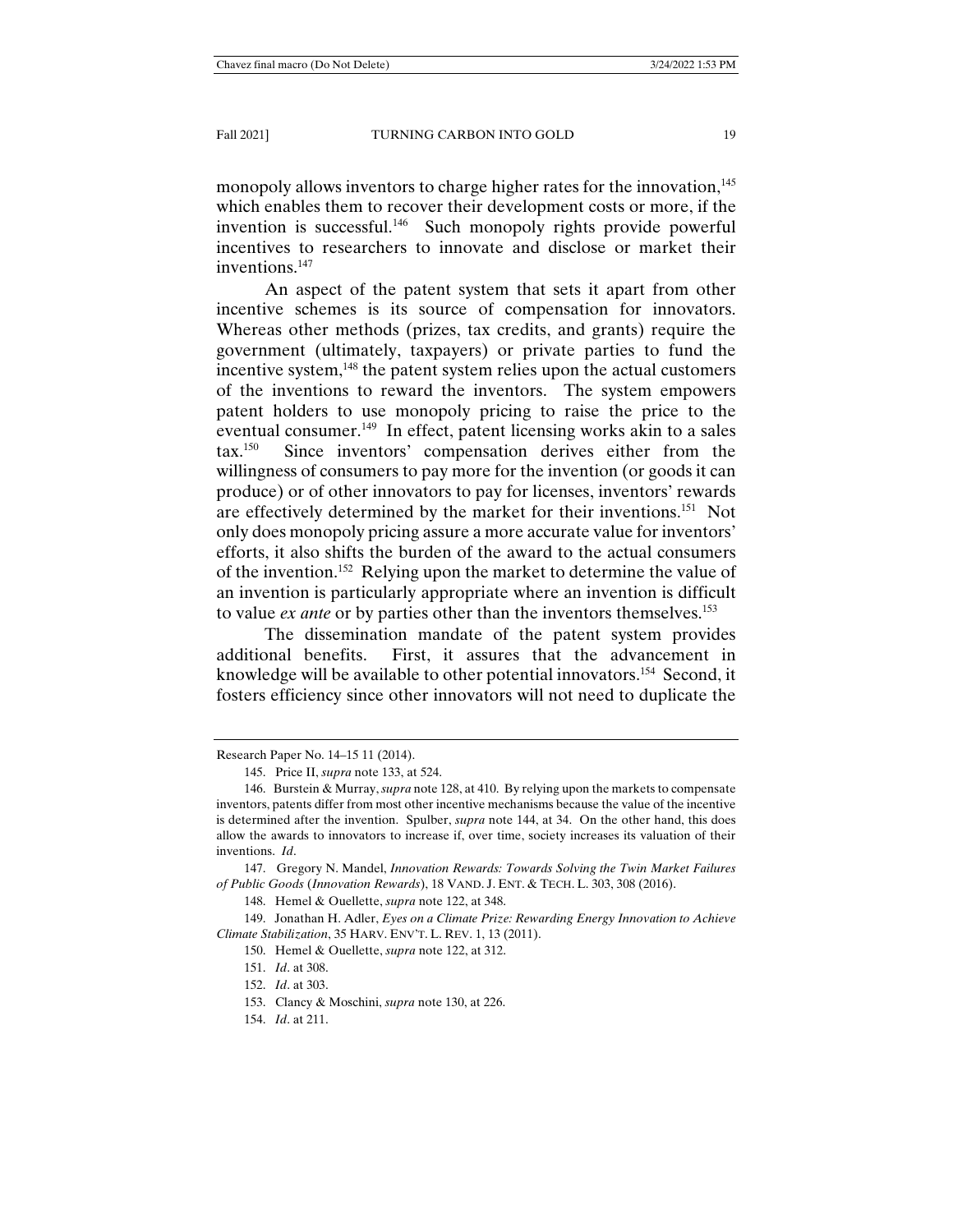monopoly allows inventors to charge higher rates for the innovation,[145] which enables them to recover their development costs or more, if the invention is successful.[146] Such monopoly rights provide powerful incentives to researchers to innovate and disclose or market their inventions.[147]

An aspect of the patent system that sets it apart from other incentive schemes is its source of compensation for innovators. Whereas other methods (prizes, tax credits, and grants) require the government (ultimately, taxpayers) or private parties to fund the incentive system,[148] the patent system relies upon the actual customers of the inventions to reward the inventors. The system empowers patent holders to use monopoly pricing to raise the price to the eventual consumer.[149] In effect, patent licensing works akin to a sales tax.[150] Since inventors' compensation derives either from the willingness of consumers to pay more for the invention (or goods it can produce) or of other innovators to pay for licenses, inventors' rewards are effectively determined by the market for their inventions.[151] Not only does monopoly pricing assure a more accurate value for inventors' efforts, it also shifts the burden of the award to the actual consumers of the invention.[152] Relying upon the market to determine the value of an invention is particularly appropriate where an invention is difficult to value *ex ante* or by parties other than the inventors themselves.[153]

The dissemination mandate of the patent system provides additional benefits. First, it assures that the advancement in knowledge will be available to other potential innovators.[154] Second, it fosters efficiency since other innovators will not need to duplicate the

---

Research Paper No. 14–15 11 (2014).

145. Price II, *supra* note 133, at 524.

146. Burstein & Murray, *supra* note 128, at 410. By relying upon the markets to compensate inventors, patents differ from most other incentive mechanisms because the value of the incentive is determined after the invention. Spulber, *supra* note 144, at 34. On the other hand, this does allow the awards to innovators to increase if, over time, society increases its valuation of their inventions. *Id*.

147. Gregory N. Mandel, *Innovation Rewards: Towards Solving the Twin Market Failures of Public Goods* (*Innovation Rewards*), 18 VAND. J. ENT. & TECH. L. 303, 308 (2016).

148. Hemel & Ouellette, *supra* note 122, at 348.

149. Jonathan H. Adler, *Eyes on a Climate Prize: Rewarding Energy Innovation to Achieve Climate Stabilization*, 35 HARV. ENV'T. L. REV. 1, 13 (2011).

150. Hemel & Ouellette, *supra* note 122, at 312.

151. *Id*. at 308.

152. *Id*. at 303.

153. Clancy & Moschini, *supra* note 130, at 226.

154. *Id*. at 211.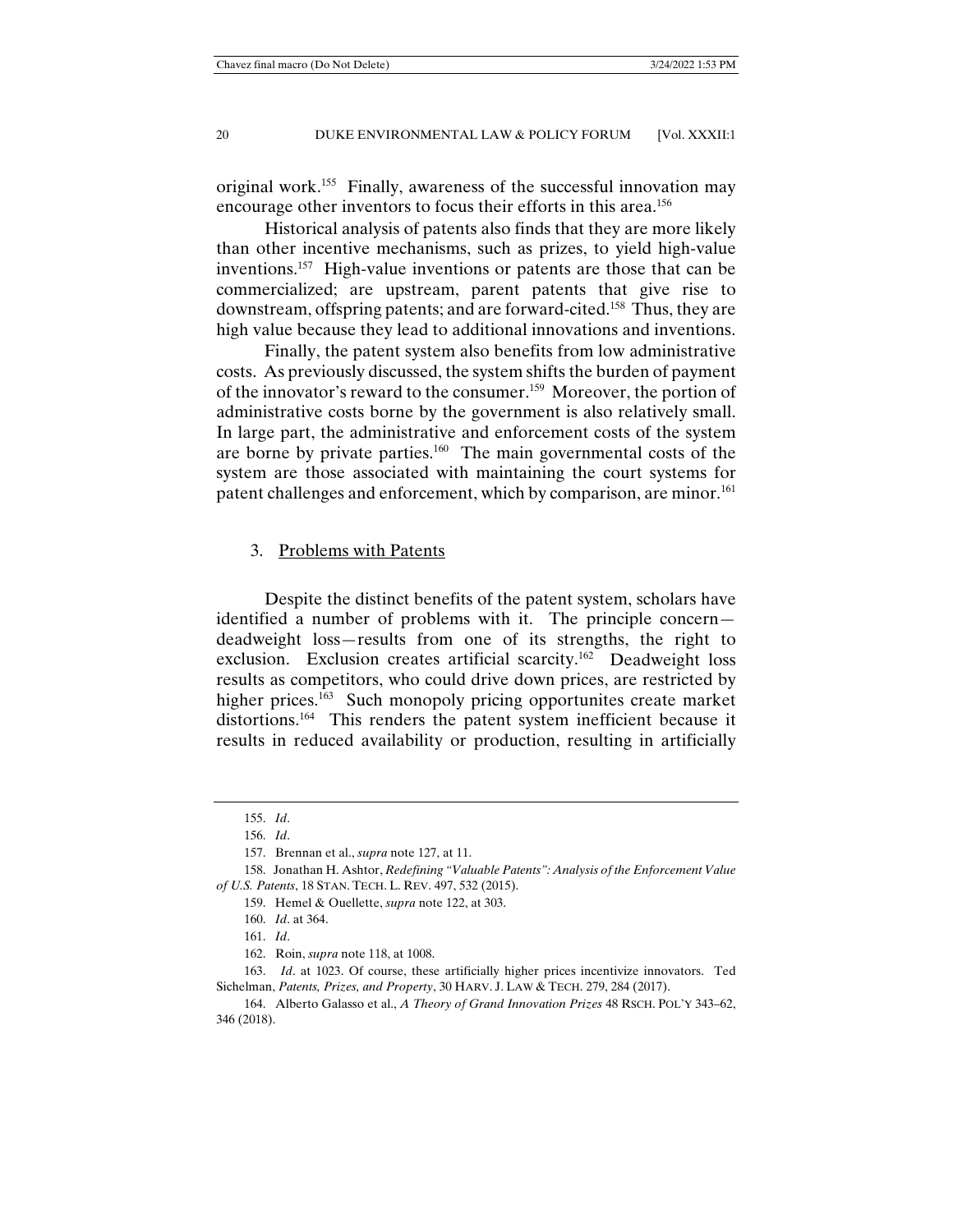original work.[155] Finally, awareness of the successful innovation may encourage other inventors to focus their efforts in this area.[156]

Historical analysis of patents also finds that they are more likely than other incentive mechanisms, such as prizes, to yield high-value inventions.[157] High-value inventions or patents are those that can be commercialized; are upstream, parent patents that give rise to downstream, offspring patents; and are forward-cited.[158] Thus, they are high value because they lead to additional innovations and inventions.

Finally, the patent system also benefits from low administrative costs. As previously discussed, the system shifts the burden of payment of the innovator's reward to the consumer.[159] Moreover, the portion of administrative costs borne by the government is also relatively small. In large part, the administrative and enforcement costs of the system are borne by private parties.[160] The main governmental costs of the system are those associated with maintaining the court systems for patent challenges and enforcement, which by comparison, are minor.[161]

### 3. <u>Problems with Patents</u>

Despite the distinct benefits of the patent system, scholars have identified a number of problems with it. The principle concern—deadweight loss—results from one of its strengths, the right to exclusion. Exclusion creates artificial scarcity.[162] Deadweight loss results as competitors, who could drive down prices, are restricted by higher prices.[163] Such monopoly pricing opportunites create market distortions.[164] This renders the patent system inefficient because it results in reduced availability or production, resulting in artificially

---

155. *Id*.

156. *Id*.

157. Brennan et al., *supra* note 127, at 11.

158. Jonathan H. Ashtor, *Redefining "Valuable Patents": Analysis of the Enforcement Value of U.S. Patents*, 18 STAN. TECH. L. REV. 497, 532 (2015).

159. Hemel & Ouellette, *supra* note 122, at 303.

160. *Id*. at 364.

161. *Id*.

162. Roin, *supra* note 118, at 1008.

163. *Id*. at 1023. Of course, these artificially higher prices incentivize innovators. Ted Sichelman, *Patents, Prizes, and Property*, 30 HARV. J. LAW & TECH. 279, 284 (2017).

164. Alberto Galasso et al., *A Theory of Grand Innovation Prizes* 48 RSCH. POL'Y 343–62, 346 (2018).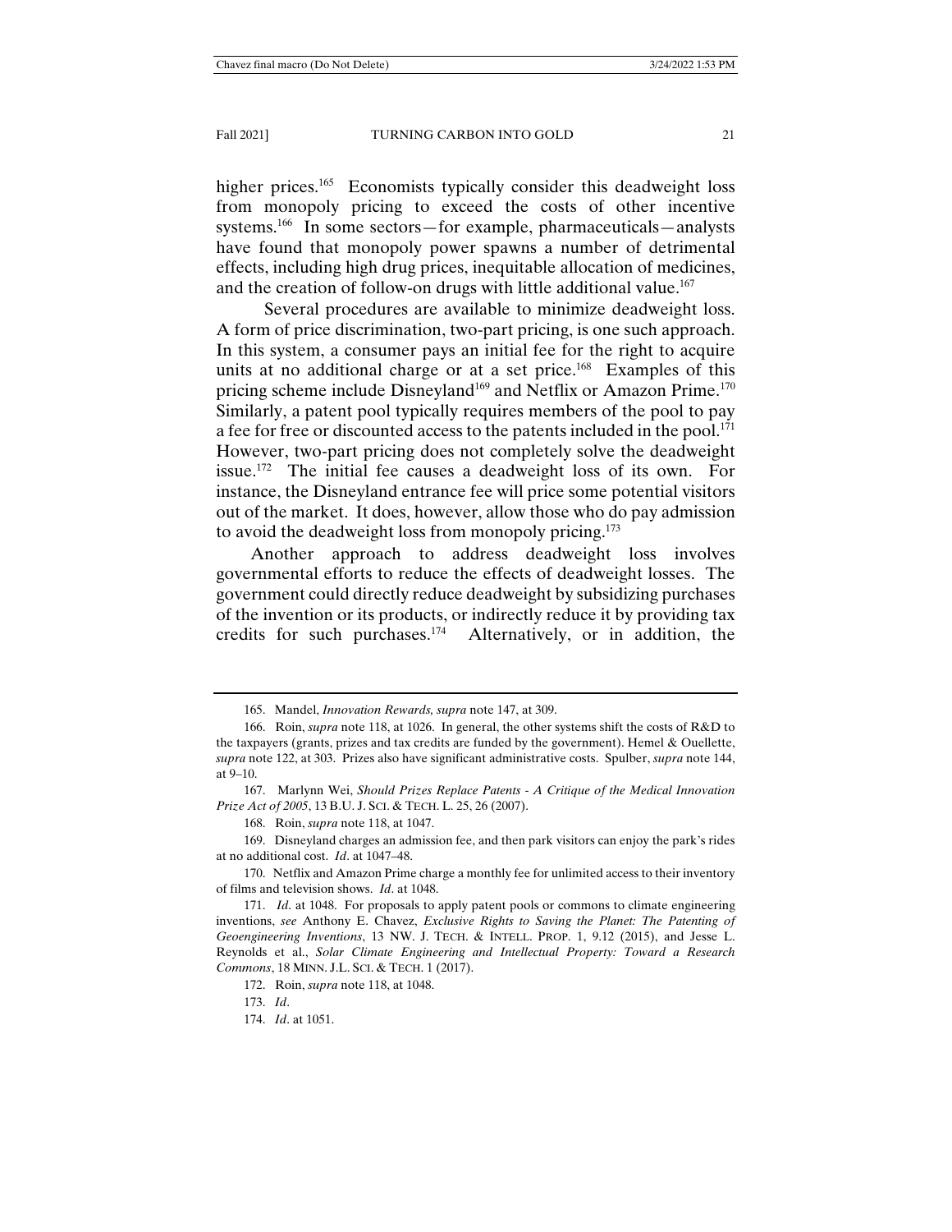higher prices.[165] Economists typically consider this deadweight loss from monopoly pricing to exceed the costs of other incentive systems.[166] In some sectors—for example, pharmaceuticals—analysts have found that monopoly power spawns a number of detrimental effects, including high drug prices, inequitable allocation of medicines, and the creation of follow-on drugs with little additional value.[167]

Several procedures are available to minimize deadweight loss. A form of price discrimination, two-part pricing, is one such approach. In this system, a consumer pays an initial fee for the right to acquire units at no additional charge or at a set price.[168] Examples of this pricing scheme include Disneyland[169] and Netflix or Amazon Prime.[170] Similarly, a patent pool typically requires members of the pool to pay a fee for free or discounted access to the patents included in the pool.[171] However, two-part pricing does not completely solve the deadweight issue.[172] The initial fee causes a deadweight loss of its own. For instance, the Disneyland entrance fee will price some potential visitors out of the market. It does, however, allow those who do pay admission to avoid the deadweight loss from monopoly pricing.[173]

Another approach to address deadweight loss involves governmental efforts to reduce the effects of deadweight losses. The government could directly reduce deadweight by subsidizing purchases of the invention or its products, or indirectly reduce it by providing tax credits for such purchases.[174] Alternatively, or in addition, the

---

165. Mandel, *Innovation Rewards, supra* note 147, at 309.

166. Roin, *supra* note 118, at 1026. In general, the other systems shift the costs of R&D to the taxpayers (grants, prizes and tax credits are funded by the government). Hemel & Ouellette, *supra* note 122, at 303. Prizes also have significant administrative costs. Spulber, *supra* note 144, at 9–10.

167. Marlynn Wei, *Should Prizes Replace Patents - A Critique of the Medical Innovation Prize Act of 2005*, 13 B.U. J. SCI. & TECH. L. 25, 26 (2007).

168. Roin, *supra* note 118, at 1047.

169. Disneyland charges an admission fee, and then park visitors can enjoy the park's rides at no additional cost. *Id*. at 1047–48.

170. Netflix and Amazon Prime charge a monthly fee for unlimited access to their inventory of films and television shows. *Id*. at 1048.

171. *Id*. at 1048. For proposals to apply patent pools or commons to climate engineering inventions, *see* Anthony E. Chavez, *Exclusive Rights to Saving the Planet: The Patenting of Geoengineering Inventions*, 13 NW. J. TECH. & INTELL. PROP. 1, 9.12 (2015), and Jesse L. Reynolds et al., *Solar Climate Engineering and Intellectual Property: Toward a Research Commons*, 18 MINN. J.L. SCI. & TECH. 1 (2017).

172. Roin, *supra* note 118, at 1048.

173. *Id*.

174. *Id*. at 1051.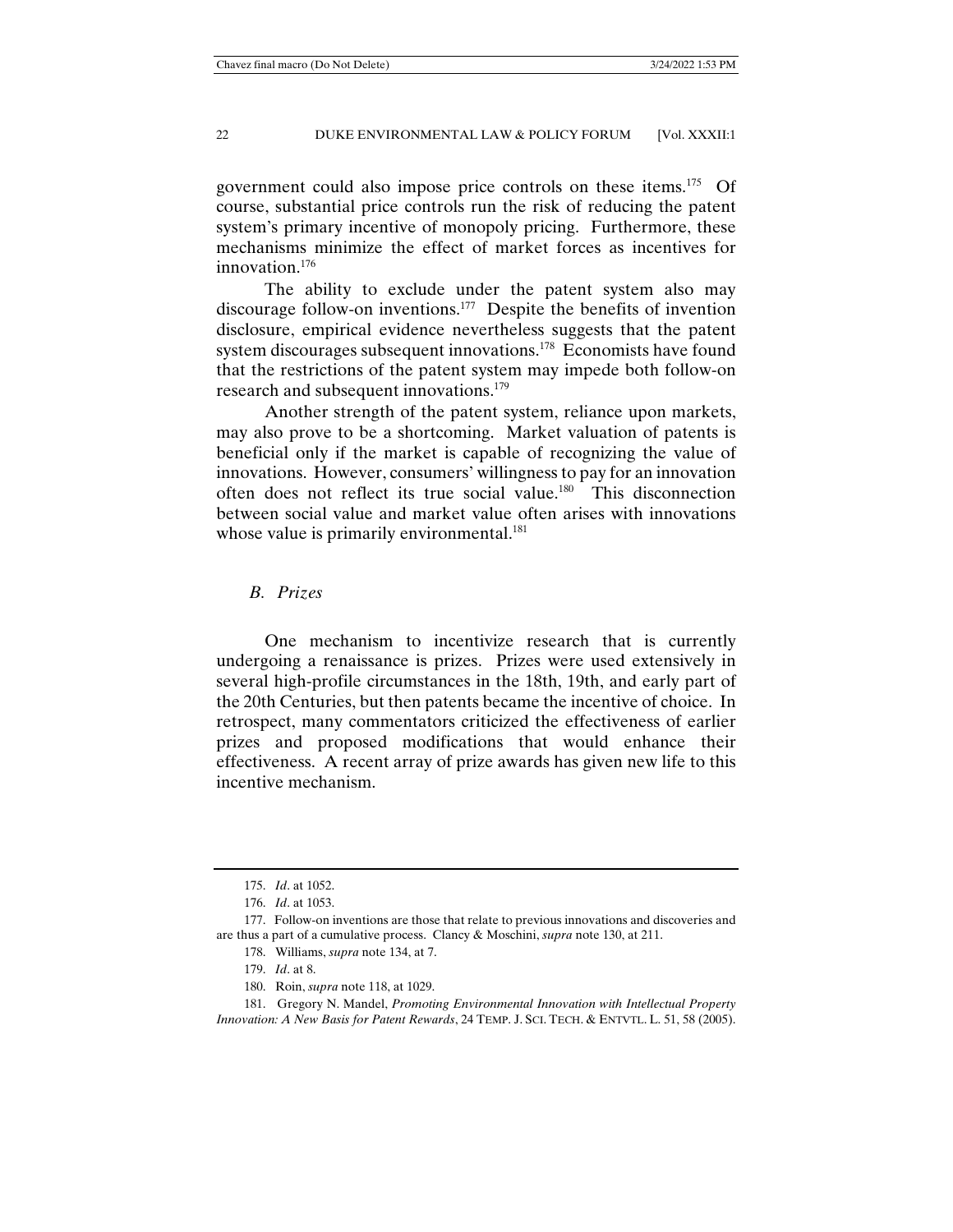government could also impose price controls on these items.[175] Of course, substantial price controls run the risk of reducing the patent system's primary incentive of monopoly pricing. Furthermore, these mechanisms minimize the effect of market forces as incentives for innovation.[176]

The ability to exclude under the patent system also may discourage follow-on inventions.[177] Despite the benefits of invention disclosure, empirical evidence nevertheless suggests that the patent system discourages subsequent innovations.[178] Economists have found that the restrictions of the patent system may impede both follow-on research and subsequent innovations.[179]

Another strength of the patent system, reliance upon markets, may also prove to be a shortcoming. Market valuation of patents is beneficial only if the market is capable of recognizing the value of innovations. However, consumers' willingness to pay for an innovation often does not reflect its true social value.[180] This disconnection between social value and market value often arises with innovations whose value is primarily environmental.[181]

### *B. Prizes*

One mechanism to incentivize research that is currently undergoing a renaissance is prizes. Prizes were used extensively in several high-profile circumstances in the 18th, 19th, and early part of the 20th Centuries, but then patents became the incentive of choice. In retrospect, many commentators criticized the effectiveness of earlier prizes and proposed modifications that would enhance their effectiveness. A recent array of prize awards has given new life to this incentive mechanism.

---

175. *Id*. at 1052.

176. *Id*. at 1053.

177. Follow-on inventions are those that relate to previous innovations and discoveries and are thus a part of a cumulative process. Clancy & Moschini, *supra* note 130, at 211.

178. Williams, *supra* note 134, at 7.

179. *Id*. at 8.

180. Roin, *supra* note 118, at 1029.

181. Gregory N. Mandel, *Promoting Environmental Innovation with Intellectual Property Innovation: A New Basis for Patent Rewards*, 24 TEMP. J. SCI. TECH. & ENTVTL. L. 51, 58 (2005).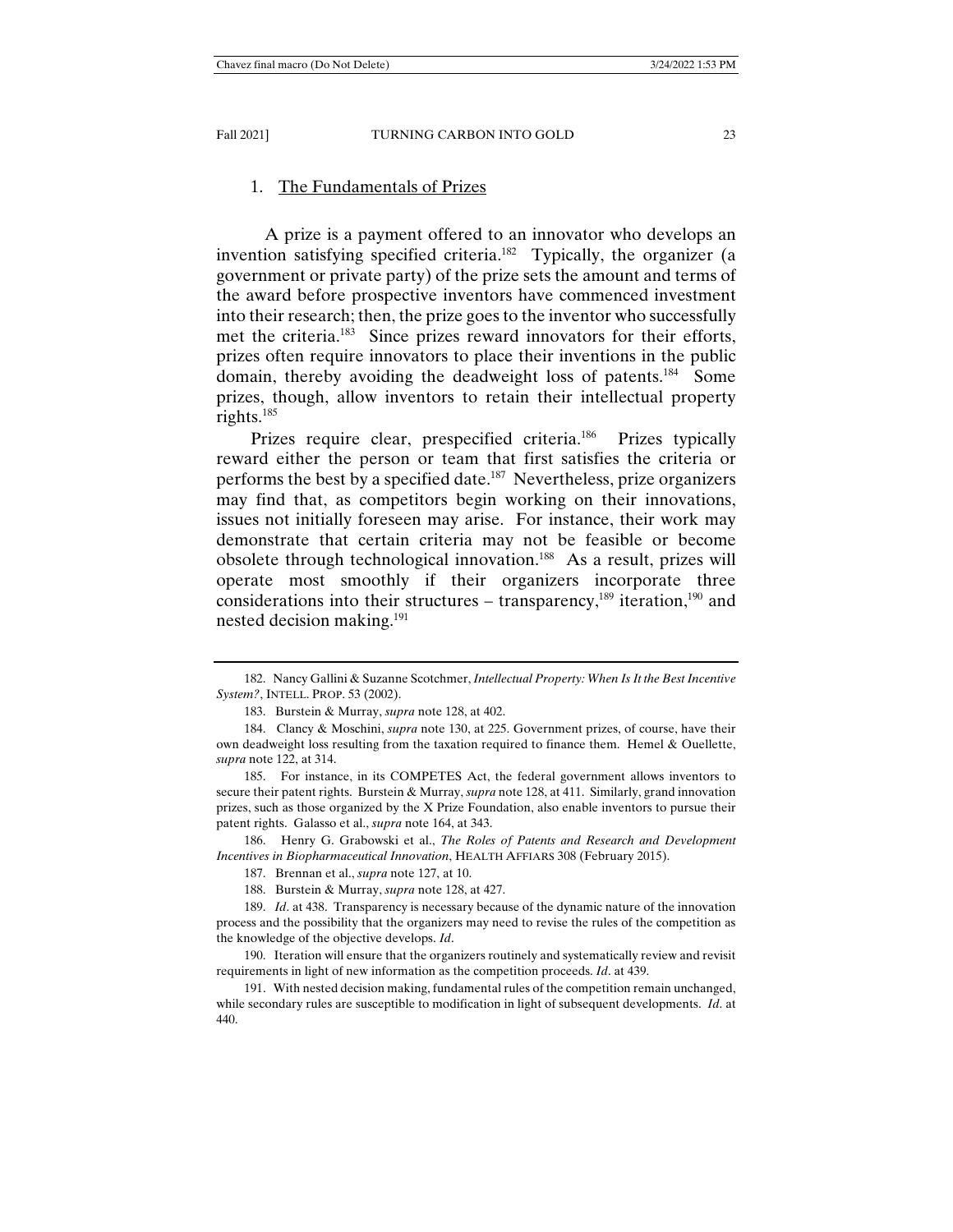### 1. The Fundamentals of Prizes

A prize is a payment offered to an innovator who develops an invention satisfying specified criteria.[182] Typically, the organizer (a government or private party) of the prize sets the amount and terms of the award before prospective inventors have commenced investment into their research; then, the prize goes to the inventor who successfully met the criteria.[183] Since prizes reward innovators for their efforts, prizes often require innovators to place their inventions in the public domain, thereby avoiding the deadweight loss of patents.[184] Some prizes, though, allow inventors to retain their intellectual property rights.[185]

Prizes require clear, prespecified criteria.[186] Prizes typically reward either the person or team that first satisfies the criteria or performs the best by a specified date.[187] Nevertheless, prize organizers may find that, as competitors begin working on their innovations, issues not initially foreseen may arise. For instance, their work may demonstrate that certain criteria may not be feasible or become obsolete through technological innovation.[188] As a result, prizes will operate most smoothly if their organizers incorporate three considerations into their structures – transparency,[189] iteration,[190] and nested decision making.[191]

---

182. Nancy Gallini & Suzanne Scotchmer, *Intellectual Property: When Is It the Best Incentive System?*, INTELL. PROP. 53 (2002).

183. Burstein & Murray, *supra* note 128, at 402.

184. Clancy & Moschini, *supra* note 130, at 225. Government prizes, of course, have their own deadweight loss resulting from the taxation required to finance them. Hemel & Ouellette, *supra* note 122, at 314.

185. For instance, in its COMPETES Act, the federal government allows inventors to secure their patent rights. Burstein & Murray, *supra* note 128, at 411. Similarly, grand innovation prizes, such as those organized by the X Prize Foundation, also enable inventors to pursue their patent rights. Galasso et al., *supra* note 164, at 343.

186. Henry G. Grabowski et al., *The Roles of Patents and Research and Development Incentives in Biopharmaceutical Innovation*, HEALTH AFFAIRS 308 (February 2015).

187. Brennan et al., *supra* note 127, at 10.

188. Burstein & Murray, *supra* note 128, at 427.

189. *Id*. at 438. Transparency is necessary because of the dynamic nature of the innovation process and the possibility that the organizers may need to revise the rules of the competition as the knowledge of the objective develops. *Id*.

190. Iteration will ensure that the organizers routinely and systematically review and revisit requirements in light of new information as the competition proceeds. *Id*. at 439.

191. With nested decision making, fundamental rules of the competition remain unchanged, while secondary rules are susceptible to modification in light of subsequent developments. *Id*. at 440.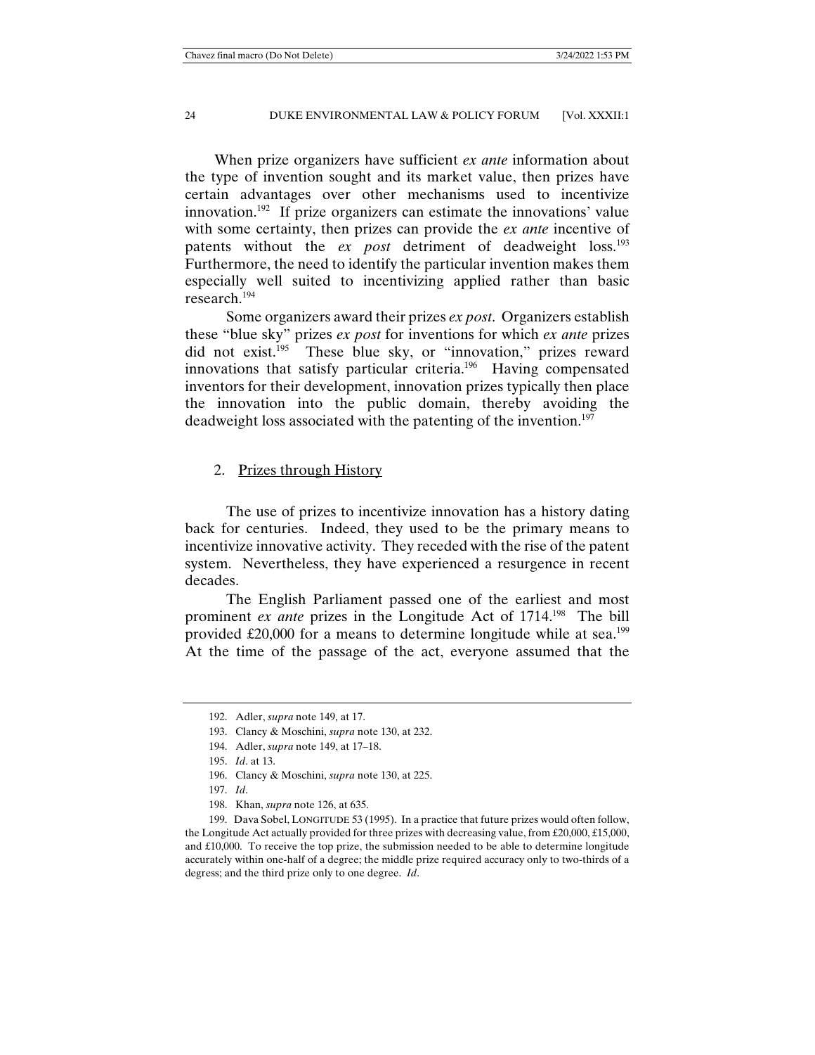When prize organizers have sufficient *ex ante* information about the type of invention sought and its market value, then prizes have certain advantages over other mechanisms used to incentivize innovation.[192] If prize organizers can estimate the innovations' value with some certainty, then prizes can provide the *ex ante* incentive of patents without the *ex post* detriment of deadweight loss.[193] Furthermore, the need to identify the particular invention makes them especially well suited to incentivizing applied rather than basic research.[194]

Some organizers award their prizes *ex post*. Organizers establish these "blue sky" prizes *ex post* for inventions for which *ex ante* prizes did not exist.[195] These blue sky, or "innovation," prizes reward innovations that satisfy particular criteria.[196] Having compensated inventors for their development, innovation prizes typically then place the innovation into the public domain, thereby avoiding the deadweight loss associated with the patenting of the invention.[197]

### 2. Prizes through History

The use of prizes to incentivize innovation has a history dating back for centuries. Indeed, they used to be the primary means to incentivize innovative activity. They receded with the rise of the patent system. Nevertheless, they have experienced a resurgence in recent decades.

The English Parliament passed one of the earliest and most prominent *ex ante* prizes in the Longitude Act of 1714.[198] The bill provided £20,000 for a means to determine longitude while at sea.[199] At the time of the passage of the act, everyone assumed that the

---

192. Adler, *supra* note 149, at 17.

193. Clancy & Moschini, *supra* note 130, at 232.

194. Adler, *supra* note 149, at 17–18.

195. *Id*. at 13.

196. Clancy & Moschini, *supra* note 130, at 225.

197. *Id*.

198. Khan, *supra* note 126, at 635.

199. Dava Sobel, LONGITUDE 53 (1995). In a practice that future prizes would often follow, the Longitude Act actually provided for three prizes with decreasing value, from £20,000, £15,000, and £10,000. To receive the top prize, the submission needed to be able to determine longitude accurately within one-half of a degree; the middle prize required accuracy only to two-thirds of a degress; and the third prize only to one degree. *Id*.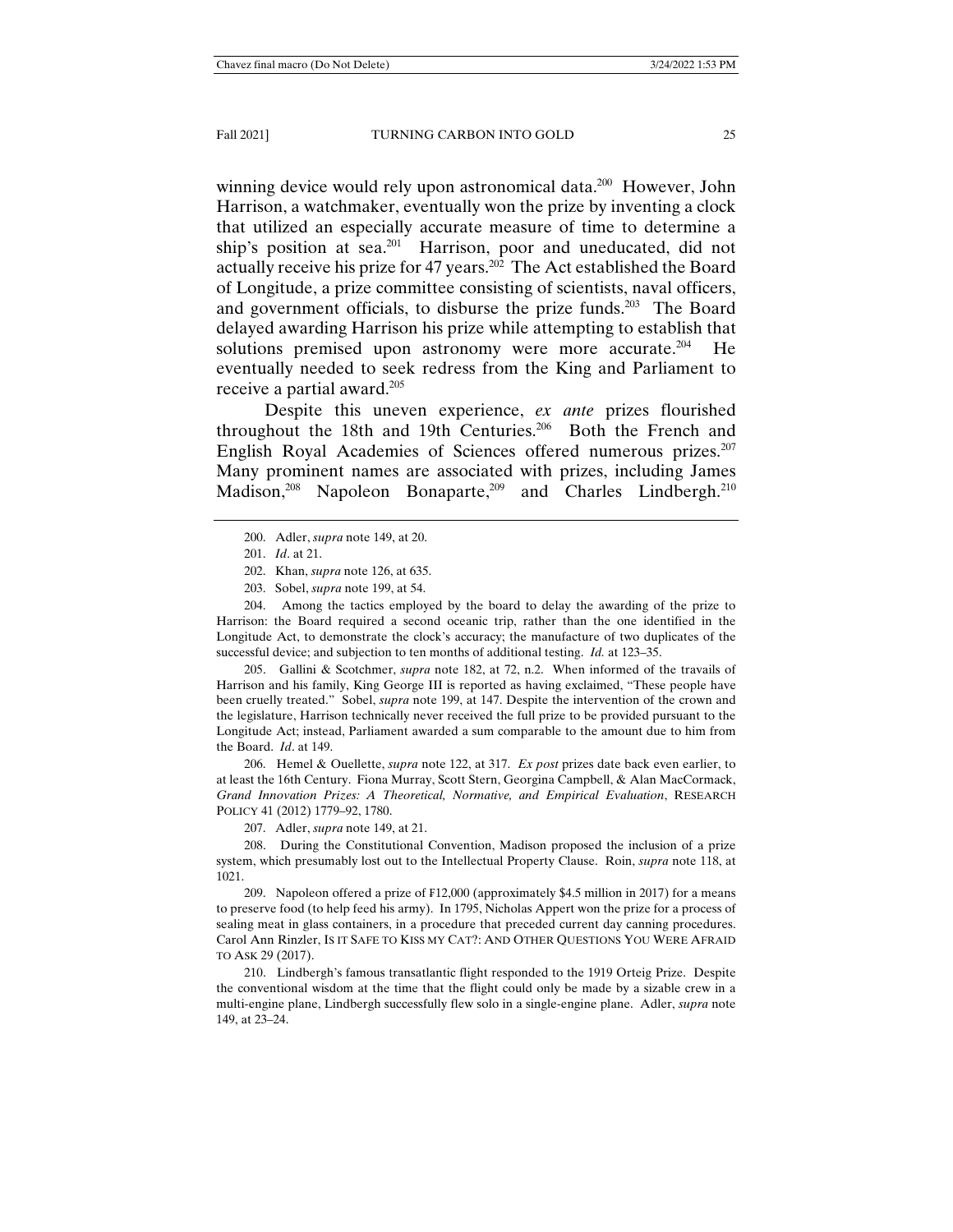winning device would rely upon astronomical data.[200] However, John Harrison, a watchmaker, eventually won the prize by inventing a clock that utilized an especially accurate measure of time to determine a ship's position at sea.[201] Harrison, poor and uneducated, did not actually receive his prize for 47 years.[202] The Act established the Board of Longitude, a prize committee consisting of scientists, naval officers, and government officials, to disburse the prize funds.[203] The Board delayed awarding Harrison his prize while attempting to establish that solutions premised upon astronomy were more accurate.[204] He eventually needed to seek redress from the King and Parliament to receive a partial award.[205]

Despite this uneven experience, *ex ante* prizes flourished throughout the 18th and 19th Centuries.[206] Both the French and English Royal Academies of Sciences offered numerous prizes.[207] Many prominent names are associated with prizes, including James Madison,[208] Napoleon Bonaparte,[209] and Charles Lindbergh.[210]

---

200. Adler, *supra* note 149, at 20.

201. *Id*. at 21.

202. Khan, *supra* note 126, at 635.

203. Sobel, *supra* note 199, at 54.

204. Among the tactics employed by the board to delay the awarding of the prize to Harrison: the Board required a second oceanic trip, rather than the one identified in the Longitude Act, to demonstrate the clock's accuracy; the manufacture of two duplicates of the successful device; and subjection to ten months of additional testing. *Id.* at 123–35.

205. Gallini & Scotchmer, *supra* note 182, at 72, n.2. When informed of the travails of Harrison and his family, King George III is reported as having exclaimed, "These people have been cruelly treated." Sobel, *supra* note 199, at 147. Despite the intervention of the crown and the legislature, Harrison technically never received the full prize to be provided pursuant to the Longitude Act; instead, Parliament awarded a sum comparable to the amount due to him from the Board. *Id*. at 149.

206. Hemel & Ouellette, *supra* note 122, at 317. *Ex post* prizes date back even earlier, to at least the 16th Century. Fiona Murray, Scott Stern, Georgina Campbell, & Alan MacCormack, *Grand Innovation Prizes: A Theoretical, Normative, and Empirical Evaluation*, RESEARCH POLICY 41 (2012) 1779–92, 1780.

207. Adler, *supra* note 149, at 21.

208. During the Constitutional Convention, Madison proposed the inclusion of a prize system, which presumably lost out to the Intellectual Property Clause. Roin, *supra* note 118, at 1021.

209. Napoleon offered a prize of ₣12,000 (approximately $4.5 million in 2017) for a means to preserve food (to help feed his army). In 1795, Nicholas Appert won the prize for a process of sealing meat in glass containers, in a procedure that preceded current day canning procedures. Carol Ann Rinzler, IS IT SAFE TO KISS MY CAT?: AND OTHER QUESTIONS YOU WERE AFRAID TO ASK 29 (2017).

210. Lindbergh's famous transatlantic flight responded to the 1919 Orteig Prize. Despite the conventional wisdom at the time that the flight could only be made by a sizable crew in a multi-engine plane, Lindbergh successfully flew solo in a single-engine plane. Adler, *supra* note 149, at 23–24.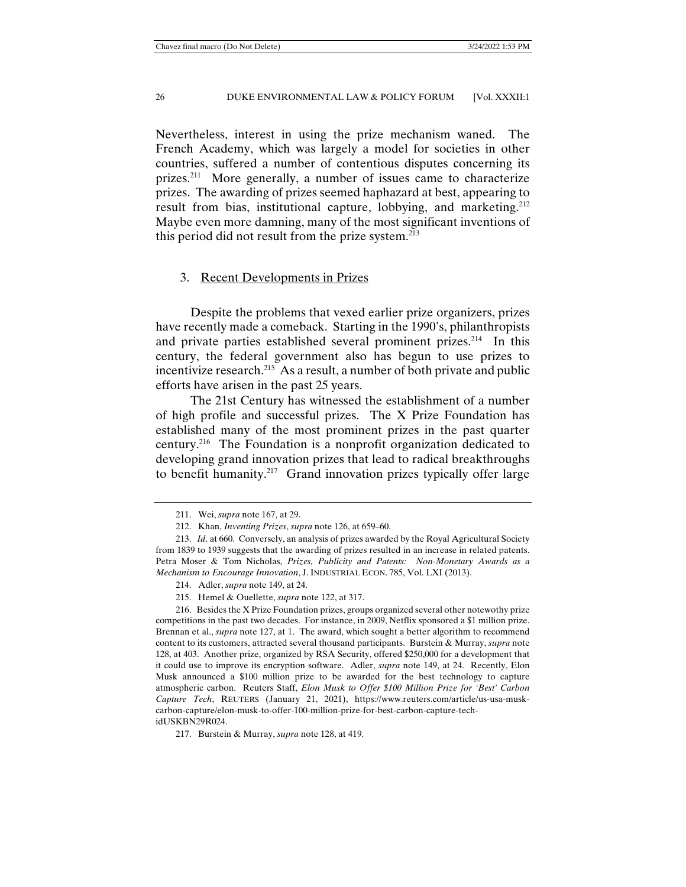Nevertheless, interest in using the prize mechanism waned. The French Academy, which was largely a model for societies in other countries, suffered a number of contentious disputes concerning its prizes.[211] More generally, a number of issues came to characterize prizes. The awarding of prizes seemed haphazard at best, appearing to result from bias, institutional capture, lobbying, and marketing.[212] Maybe even more damning, many of the most significant inventions of this period did not result from the prize system.[213]

### 3. Recent Developments in Prizes

Despite the problems that vexed earlier prize organizers, prizes have recently made a comeback. Starting in the 1990's, philanthropists and private parties established several prominent prizes.[214] In this century, the federal government also has begun to use prizes to incentivize research.[215] As a result, a number of both private and public efforts have arisen in the past 25 years.

The 21st Century has witnessed the establishment of a number of high profile and successful prizes. The X Prize Foundation has established many of the most prominent prizes in the past quarter century.[216] The Foundation is a nonprofit organization dedicated to developing grand innovation prizes that lead to radical breakthroughs to benefit humanity.[217] Grand innovation prizes typically offer large

---

211. Wei, *supra* note 167, at 29.

212. Khan, *Inventing Prizes*, *supra* note 126, at 659–60.

213. *Id*. at 660. Conversely, an analysis of prizes awarded by the Royal Agricultural Society from 1839 to 1939 suggests that the awarding of prizes resulted in an increase in related patents. Petra Moser & Tom Nicholas, *Prizes, Publicity and Patents: Non-Monetary Awards as a Mechanism to Encourage Innovation*, J. INDUSTRIAL ECON. 785, Vol. LXI (2013).

214. Adler, *supra* note 149, at 24.

215. Hemel & Ouellette, *supra* note 122, at 317.

216. Besides the X Prize Foundation prizes, groups organized several other notewothy prize competitions in the past two decades. For instance, in 2009, Netflix sponsored a $1 million prize. Brennan et al., *supra* note 127, at 1. The award, which sought a better algorithm to recommend content to its customers, attracted several thousand participants. Burstein & Murray, *supra* note 128, at 403. Another prize, organized by RSA Security, offered $250,000 for a development that it could use to improve its encryption software. Adler, *supra* note 149, at 24. Recently, Elon Musk announced a $100 million prize to be awarded for the best technology to capture atmospheric carbon. Reuters Staff, *Elon Musk to Offer $100 Million Prize for 'Best' Carbon Capture Tech*, REUTERS (January 21, 2021), https://www.reuters.com/article/us-usa-musk-carbon-capture/elon-musk-to-offer-100-million-prize-for-best-carbon-capture-tech-idUSKBN29R024.

217. Burstein & Murray, *supra* note 128, at 419.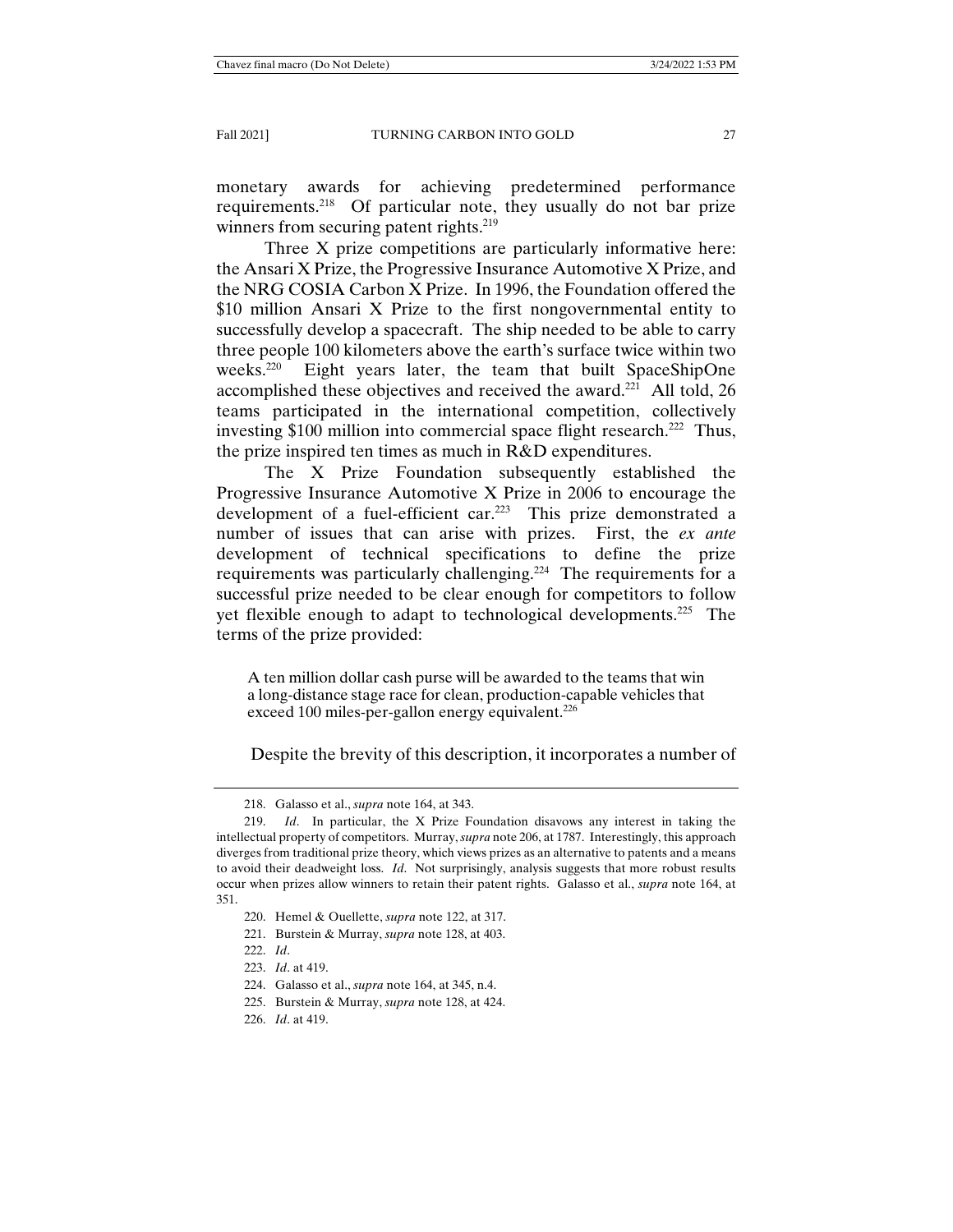monetary awards for achieving predetermined performance requirements.[218] Of particular note, they usually do not bar prize winners from securing patent rights.[219]

Three X prize competitions are particularly informative here: the Ansari X Prize, the Progressive Insurance Automotive X Prize, and the NRG COSIA Carbon X Prize. In 1996, the Foundation offered the $10 million Ansari X Prize to the first nongovernmental entity to successfully develop a spacecraft. The ship needed to be able to carry three people 100 kilometers above the earth's surface twice within two weeks.[220] Eight years later, the team that built SpaceShipOne accomplished these objectives and received the award.[221] All told, 26 teams participated in the international competition, collectively investing $100 million into commercial space flight research.[222] Thus, the prize inspired ten times as much in R&D expenditures.

The X Prize Foundation subsequently established the Progressive Insurance Automotive X Prize in 2006 to encourage the development of a fuel-efficient car.[223] This prize demonstrated a number of issues that can arise with prizes. First, the *ex ante* development of technical specifications to define the prize requirements was particularly challenging.[224] The requirements for a successful prize needed to be clear enough for competitors to follow yet flexible enough to adapt to technological developments.[225] The terms of the prize provided:

> A ten million dollar cash purse will be awarded to the teams that win a long-distance stage race for clean, production-capable vehicles that exceed 100 miles-per-gallon energy equivalent.[226]

Despite the brevity of this description, it incorporates a number of

---

218. Galasso et al., *supra* note 164, at 343.

219. *Id*. In particular, the X Prize Foundation disavows any interest in taking the intellectual property of competitors. Murray, *supra* note 206, at 1787. Interestingly, this approach diverges from traditional prize theory, which views prizes as an alternative to patents and a means to avoid their deadweight loss. *Id*. Not surprisingly, analysis suggests that more robust results occur when prizes allow winners to retain their patent rights. Galasso et al., *supra* note 164, at 351.

220. Hemel & Ouellette, *supra* note 122, at 317.

221. Burstein & Murray, *supra* note 128, at 403.

222. *Id*.

223. *Id*. at 419.

224. Galasso et al., *supra* note 164, at 345, n.4.

225. Burstein & Murray, *supra* note 128, at 424.

226. *Id*. at 419.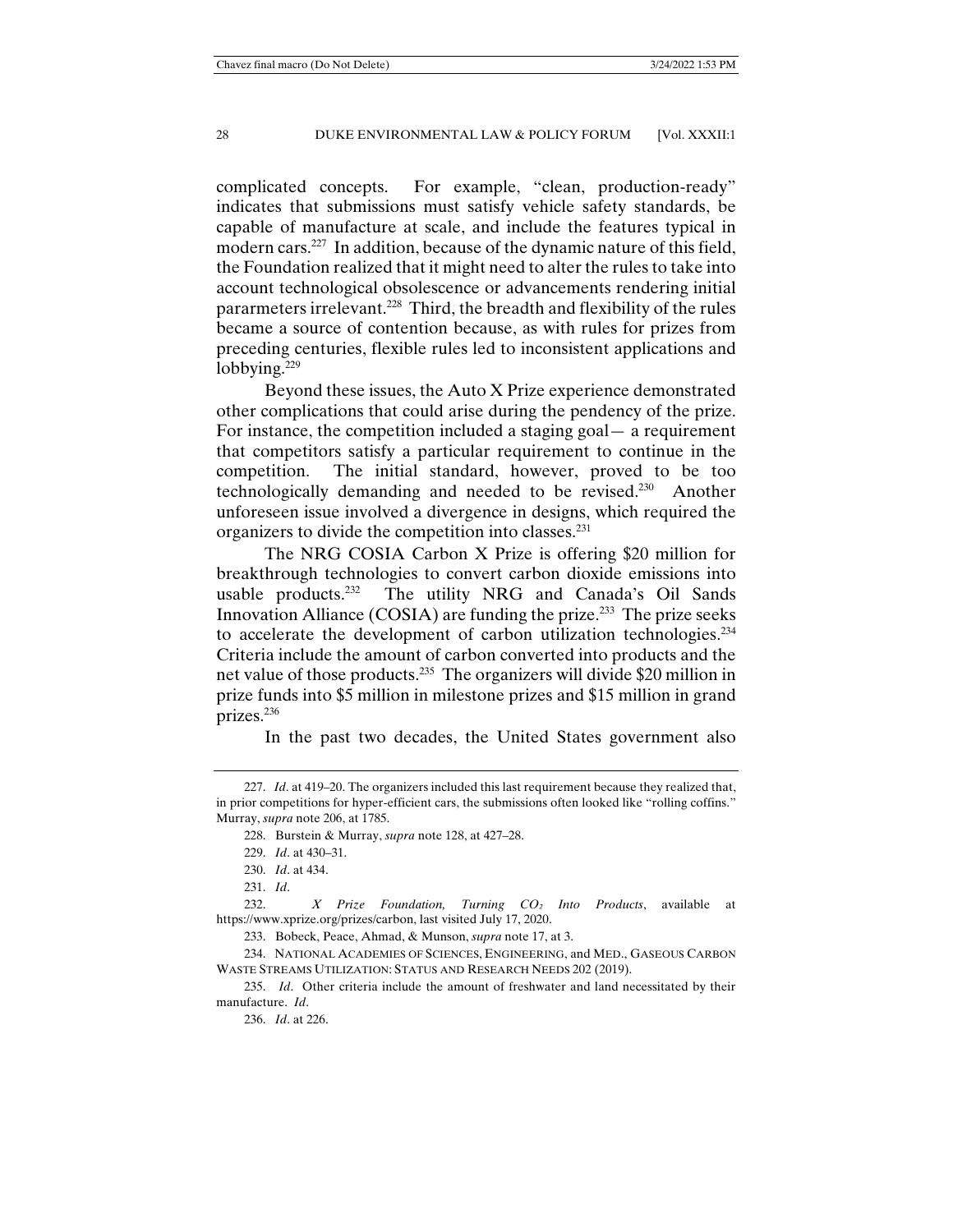complicated concepts. For example, "clean, production-ready" indicates that submissions must satisfy vehicle safety standards, be capable of manufacture at scale, and include the features typical in modern cars.[227] In addition, because of the dynamic nature of this field, the Foundation realized that it might need to alter the rules to take into account technological obsolescence or advancements rendering initial pararmeters irrelevant.[228] Third, the breadth and flexibility of the rules became a source of contention because, as with rules for prizes from preceding centuries, flexible rules led to inconsistent applications and lobbying.[229]

Beyond these issues, the Auto X Prize experience demonstrated other complications that could arise during the pendency of the prize. For instance, the competition included a staging goal— a requirement that competitors satisfy a particular requirement to continue in the competition. The initial standard, however, proved to be too technologically demanding and needed to be revised.[230] Another unforeseen issue involved a divergence in designs, which required the organizers to divide the competition into classes.[231]

The NRG COSIA Carbon X Prize is offering $20 million for breakthrough technologies to convert carbon dioxide emissions into usable products.[232] The utility NRG and Canada's Oil Sands Innovation Alliance (COSIA) are funding the prize.[233] The prize seeks to accelerate the development of carbon utilization technologies.[234] Criteria include the amount of carbon converted into products and the net value of those products.[235] The organizers will divide $20 million in prize funds into $5 million in milestone prizes and $15 million in grand prizes.[236]

In the past two decades, the United States government also

---

227. *Id*. at 419–20. The organizers included this last requirement because they realized that, in prior competitions for hyper-efficient cars, the submissions often looked like "rolling coffins." Murray, *supra* note 206, at 1785.

228. Burstein & Murray, *supra* note 128, at 427–28.

229. *Id*. at 430–31.

230. *Id*. at 434.

231. *Id*.

232. *X Prize Foundation, Turning $CO_2$ Into Products*, available at https://www.xprize.org/prizes/carbon, last visited July 17, 2020.

233. Bobeck, Peace, Ahmad, & Munson, *supra* note 17, at 3.

234. NATIONAL ACADEMIES OF SCIENCES, ENGINEERING, and MED., GASEOUS CARBON WASTE STREAMS UTILIZATION: STATUS AND RESEARCH NEEDS 202 (2019).

235. *Id*. Other criteria include the amount of freshwater and land necessitated by their manufacture. *Id*.

236. *Id*. at 226.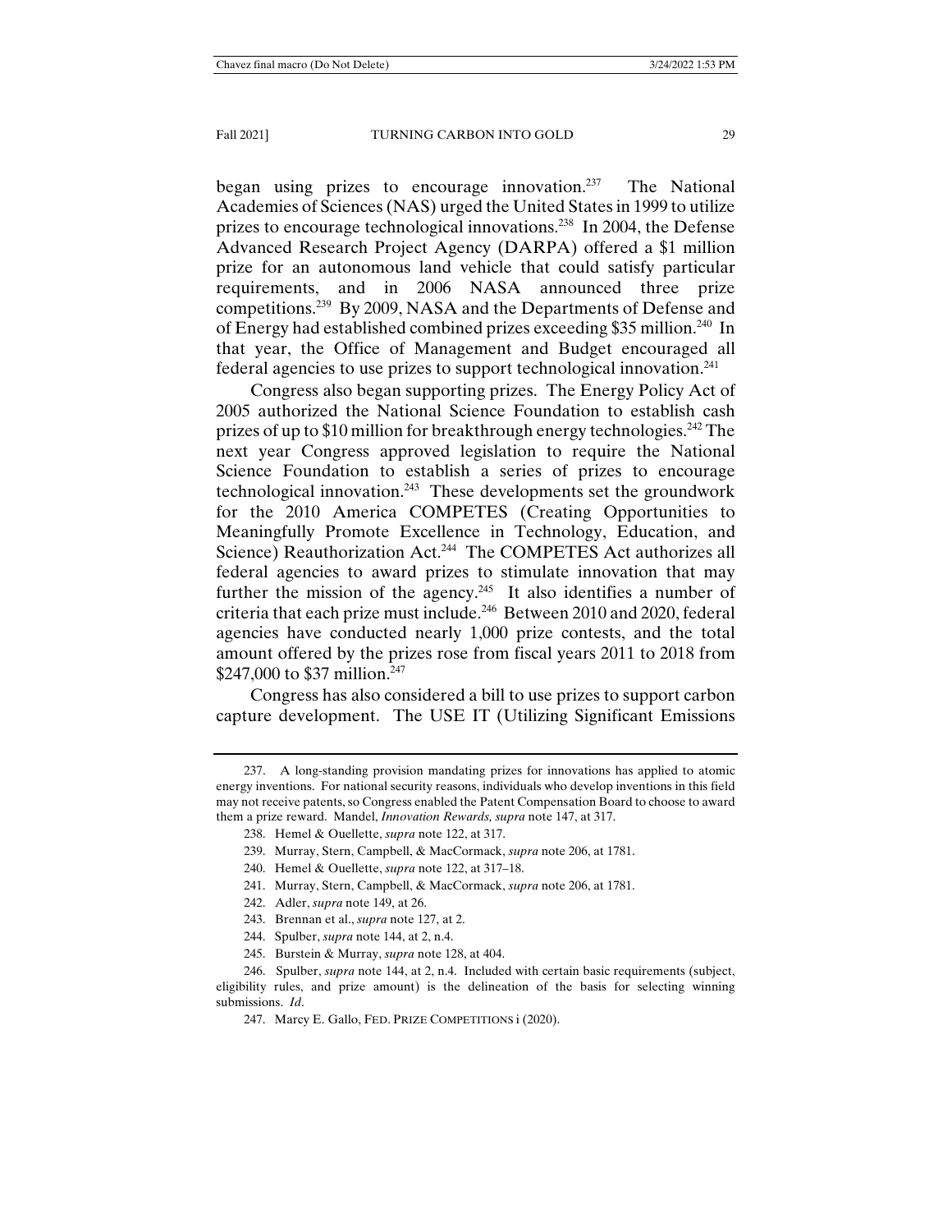began using prizes to encourage innovation.[237] The National Academies of Sciences (NAS) urged the United States in 1999 to utilize prizes to encourage technological innovations.[238] In 2004, the Defense Advanced Research Project Agency (DARPA) offered a $1 million prize for an autonomous land vehicle that could satisfy particular requirements, and in 2006 NASA announced three prize competitions.[239] By 2009, NASA and the Departments of Defense and of Energy had established combined prizes exceeding $35 million.[240] In that year, the Office of Management and Budget encouraged all federal agencies to use prizes to support technological innovation.[241]

Congress also began supporting prizes. The Energy Policy Act of 2005 authorized the National Science Foundation to establish cash prizes of up to $10 million for breakthrough energy technologies.[242] The next year Congress approved legislation to require the National Science Foundation to establish a series of prizes to encourage technological innovation.[243] These developments set the groundwork for the 2010 America COMPETES (Creating Opportunities to Meaningfully Promote Excellence in Technology, Education, and Science) Reauthorization Act.[244] The COMPETES Act authorizes all federal agencies to award prizes to stimulate innovation that may further the mission of the agency.[245] It also identifies a number of criteria that each prize must include.[246] Between 2010 and 2020, federal agencies have conducted nearly 1,000 prize contests, and the total amount offered by the prizes rose from fiscal years 2011 to 2018 from $247,000 to $37 million.[247]

Congress has also considered a bill to use prizes to support carbon capture development. The USE IT (Utilizing Significant Emissions

---

237. A long-standing provision mandating prizes for innovations has applied to atomic energy inventions. For national security reasons, individuals who develop inventions in this field may not receive patents, so Congress enabled the Patent Compensation Board to choose to award them a prize reward. Mandel, *Innovation Rewards, supra* note 147, at 317.

238. Hemel & Ouellette, *supra* note 122, at 317.

239. Murray, Stern, Campbell, & MacCormack, *supra* note 206, at 1781.

240. Hemel & Ouellette, *supra* note 122, at 317–18.

241. Murray, Stern, Campbell, & MacCormack, *supra* note 206, at 1781.

242. Adler, *supra* note 149, at 26.

243. Brennan et al., *supra* note 127, at 2.

244. Spulber, *supra* note 144, at 2, n.4.

245. Burstein & Murray, *supra* note 128, at 404.

246. Spulber, *supra* note 144, at 2, n.4. Included with certain basic requirements (subject, eligibility rules, and prize amount) is the delineation of the basis for selecting winning submissions. *Id*.

247. Marcy E. Gallo, FED. PRIZE COMPETITIONS i (2020).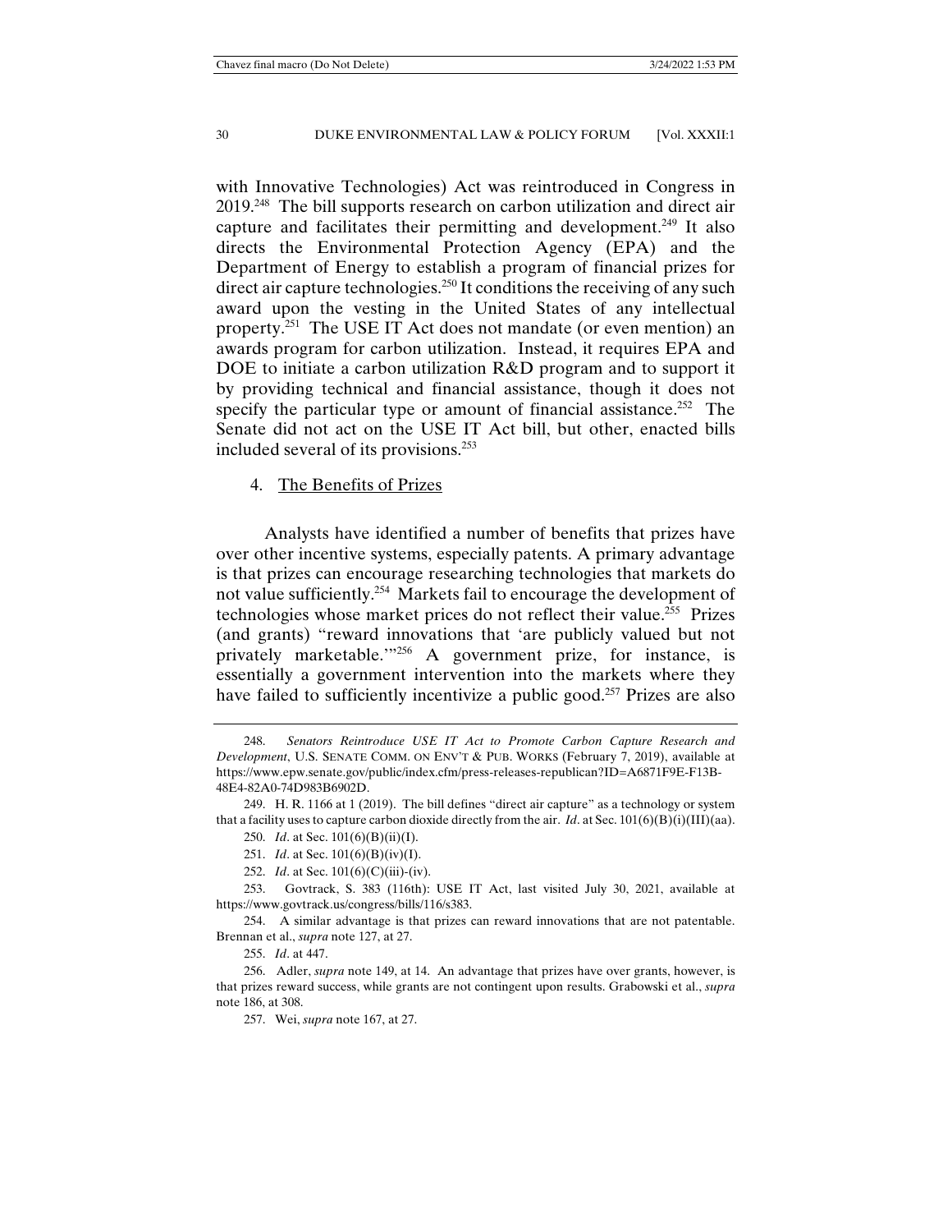with Innovative Technologies) Act was reintroduced in Congress in 2019.[248] The bill supports research on carbon utilization and direct air capture and facilitates their permitting and development.[249] It also directs the Environmental Protection Agency (EPA) and the Department of Energy to establish a program of financial prizes for direct air capture technologies.[250] It conditions the receiving of any such award upon the vesting in the United States of any intellectual property.[251] The USE IT Act does not mandate (or even mention) an awards program for carbon utilization. Instead, it requires EPA and DOE to initiate a carbon utilization R&D program and to support it by providing technical and financial assistance, though it does not specify the particular type or amount of financial assistance.[252] The Senate did not act on the USE IT Act bill, but other, enacted bills included several of its provisions.[253]

4. <u>The Benefits of Prizes</u>

Analysts have identified a number of benefits that prizes have over other incentive systems, especially patents. A primary advantage is that prizes can encourage researching technologies that markets do not value sufficiently.[254] Markets fail to encourage the development of technologies whose market prices do not reflect their value.[255] Prizes (and grants) "reward innovations that 'are publicly valued but not privately marketable.'"[256] A government prize, for instance, is essentially a government intervention into the markets where they have failed to sufficiently incentivize a public good.[257] Prizes are also

---

248. *Senators Reintroduce USE IT Act to Promote Carbon Capture Research and Development*, U.S. SENATE COMM. ON ENV'T & PUB. WORKS (February 7, 2019), available at https://www.epw.senate.gov/public/index.cfm/press-releases-republican?ID=A6871F9E-F13B-48E4-82A0-74D983B6902D.

249. H. R. 1166 at 1 (2019). The bill defines "direct air capture" as a technology or system that a facility uses to capture carbon dioxide directly from the air. *Id*. at Sec. 101(6)(B)(i)(III)(aa).

250. *Id*. at Sec. 101(6)(B)(ii)(I).

251. *Id*. at Sec. 101(6)(B)(iv)(I).

252. *Id*. at Sec. 101(6)(C)(iii)-(iv).

253. Govtrack, S. 383 (116th): USE IT Act, last visited July 30, 2021, available at https://www.govtrack.us/congress/bills/116/s383.

254. A similar advantage is that prizes can reward innovations that are not patentable. Brennan et al., *supra* note 127, at 27.

255. *Id*. at 447.

256. Adler, *supra* note 149, at 14. An advantage that prizes have over grants, however, is that prizes reward success, while grants are not contingent upon results. Grabowski et al., *supra* note 186, at 308.

257. Wei, *supra* note 167, at 27.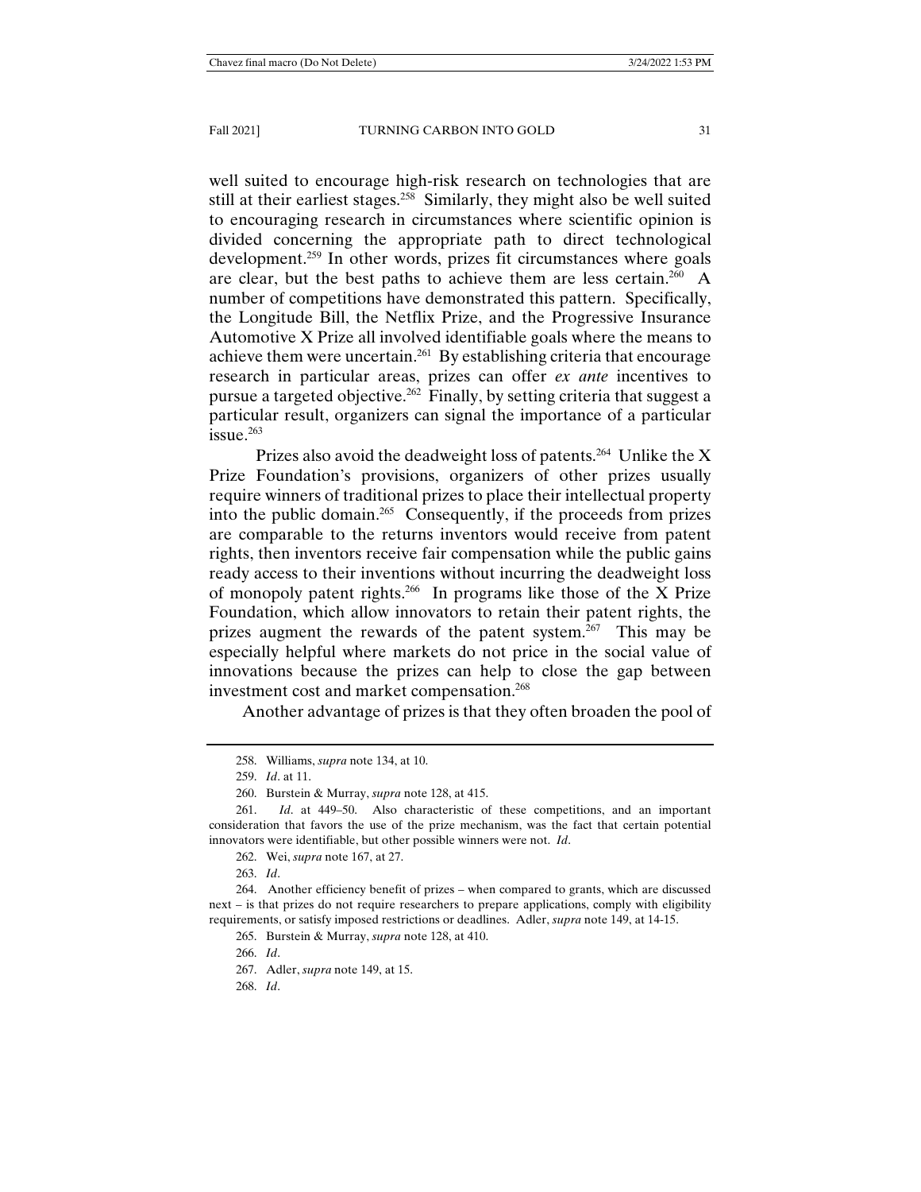well suited to encourage high-risk research on technologies that are still at their earliest stages.[258] Similarly, they might also be well suited to encouraging research in circumstances where scientific opinion is divided concerning the appropriate path to direct technological development.[259] In other words, prizes fit circumstances where goals are clear, but the best paths to achieve them are less certain.[260] A number of competitions have demonstrated this pattern. Specifically, the Longitude Bill, the Netflix Prize, and the Progressive Insurance Automotive X Prize all involved identifiable goals where the means to achieve them were uncertain.[261] By establishing criteria that encourage research in particular areas, prizes can offer *ex ante* incentives to pursue a targeted objective.[262] Finally, by setting criteria that suggest a particular result, organizers can signal the importance of a particular issue.[263]

Prizes also avoid the deadweight loss of patents.[264] Unlike the X Prize Foundation's provisions, organizers of other prizes usually require winners of traditional prizes to place their intellectual property into the public domain.[265] Consequently, if the proceeds from prizes are comparable to the returns inventors would receive from patent rights, then inventors receive fair compensation while the public gains ready access to their inventions without incurring the deadweight loss of monopoly patent rights.[266] In programs like those of the X Prize Foundation, which allow innovators to retain their patent rights, the prizes augment the rewards of the patent system.[267] This may be especially helpful where markets do not price in the social value of innovations because the prizes can help to close the gap between investment cost and market compensation.[268]

Another advantage of prizes is that they often broaden the pool of

---

258. Williams, *supra* note 134, at 10.

259. *Id*. at 11.

260. Burstein & Murray, *supra* note 128, at 415.

261. *Id*. at 449–50. Also characteristic of these competitions, and an important consideration that favors the use of the prize mechanism, was the fact that certain potential innovators were identifiable, but other possible winners were not. *Id*.

262. Wei, *supra* note 167, at 27.

263. *Id*.

264. Another efficiency benefit of prizes – when compared to grants, which are discussed next – is that prizes do not require researchers to prepare applications, comply with eligibility requirements, or satisfy imposed restrictions or deadlines. Adler, *supra* note 149, at 14-15.

265. Burstein & Murray, *supra* note 128, at 410.

266. *Id*.

267. Adler, *supra* note 149, at 15.

268. *Id*.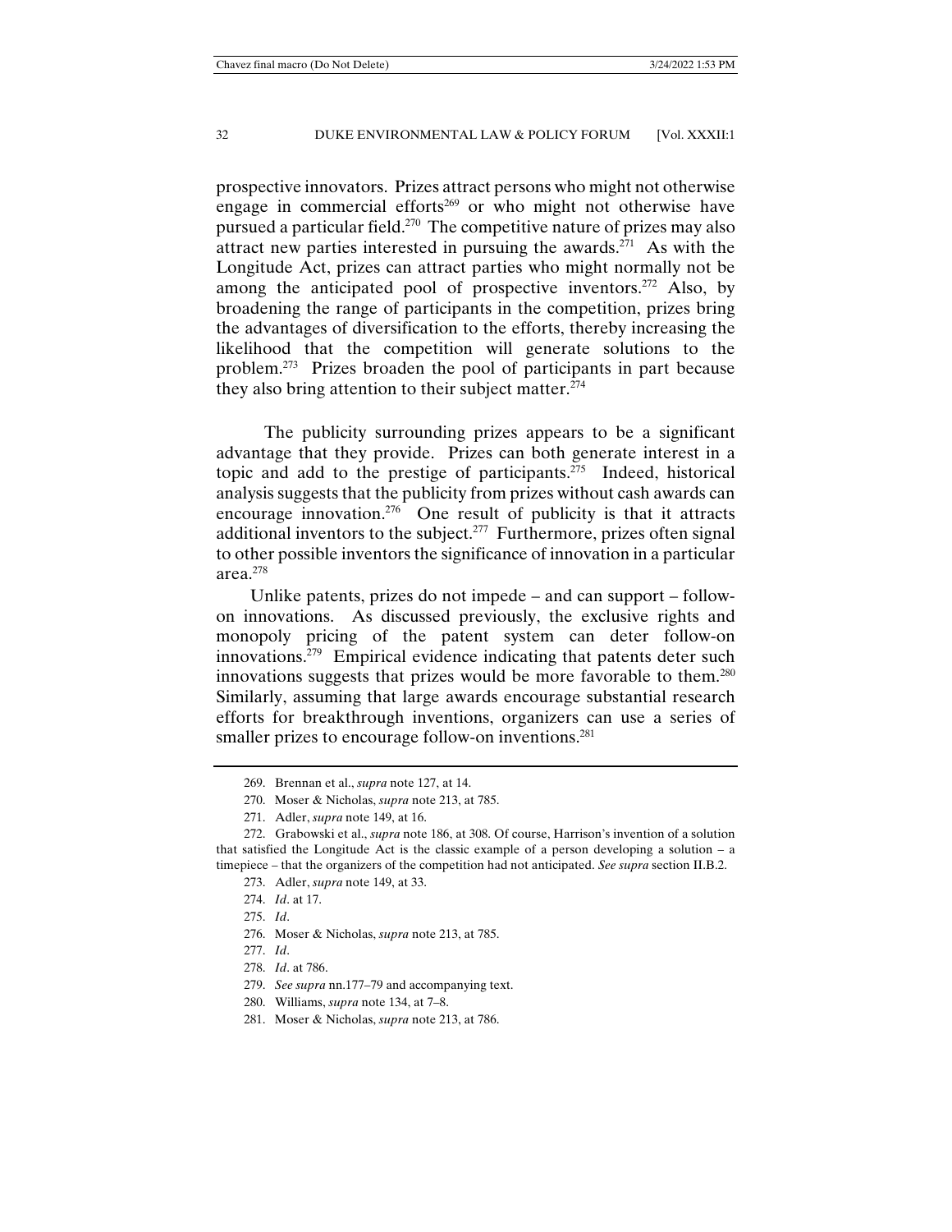prospective innovators. Prizes attract persons who might not otherwise engage in commercial efforts[269] or who might not otherwise have pursued a particular field.[270] The competitive nature of prizes may also attract new parties interested in pursuing the awards.[271] As with the Longitude Act, prizes can attract parties who might normally not be among the anticipated pool of prospective inventors.[272] Also, by broadening the range of participants in the competition, prizes bring the advantages of diversification to the efforts, thereby increasing the likelihood that the competition will generate solutions to the problem.[273] Prizes broaden the pool of participants in part because they also bring attention to their subject matter.[274]

The publicity surrounding prizes appears to be a significant advantage that they provide. Prizes can both generate interest in a topic and add to the prestige of participants.[275] Indeed, historical analysis suggests that the publicity from prizes without cash awards can encourage innovation.[276] One result of publicity is that it attracts additional inventors to the subject.[277] Furthermore, prizes often signal to other possible inventors the significance of innovation in a particular area.[278]

Unlike patents, prizes do not impede – and can support – follow-on innovations. As discussed previously, the exclusive rights and monopoly pricing of the patent system can deter follow-on innovations.[279] Empirical evidence indicating that patents deter such innovations suggests that prizes would be more favorable to them.[280] Similarly, assuming that large awards encourage substantial research efforts for breakthrough inventions, organizers can use a series of smaller prizes to encourage follow-on inventions.[281]

---

269. Brennan et al., *supra* note 127, at 14.

270. Moser & Nicholas, *supra* note 213, at 785.

271. Adler, *supra* note 149, at 16.

272. Grabowski et al., *supra* note 186, at 308. Of course, Harrison's invention of a solution that satisfied the Longitude Act is the classic example of a person developing a solution – a timepiece – that the organizers of the competition had not anticipated. *See supra* section II.B.2.

273. Adler, *supra* note 149, at 33.

274. *Id*. at 17.

275. *Id*.

276. Moser & Nicholas, *supra* note 213, at 785.

277. *Id*.

278. *Id*. at 786.

279. *See supra* nn.177–79 and accompanying text.

280. Williams, *supra* note 134, at 7–8.

281. Moser & Nicholas, *supra* note 213, at 786.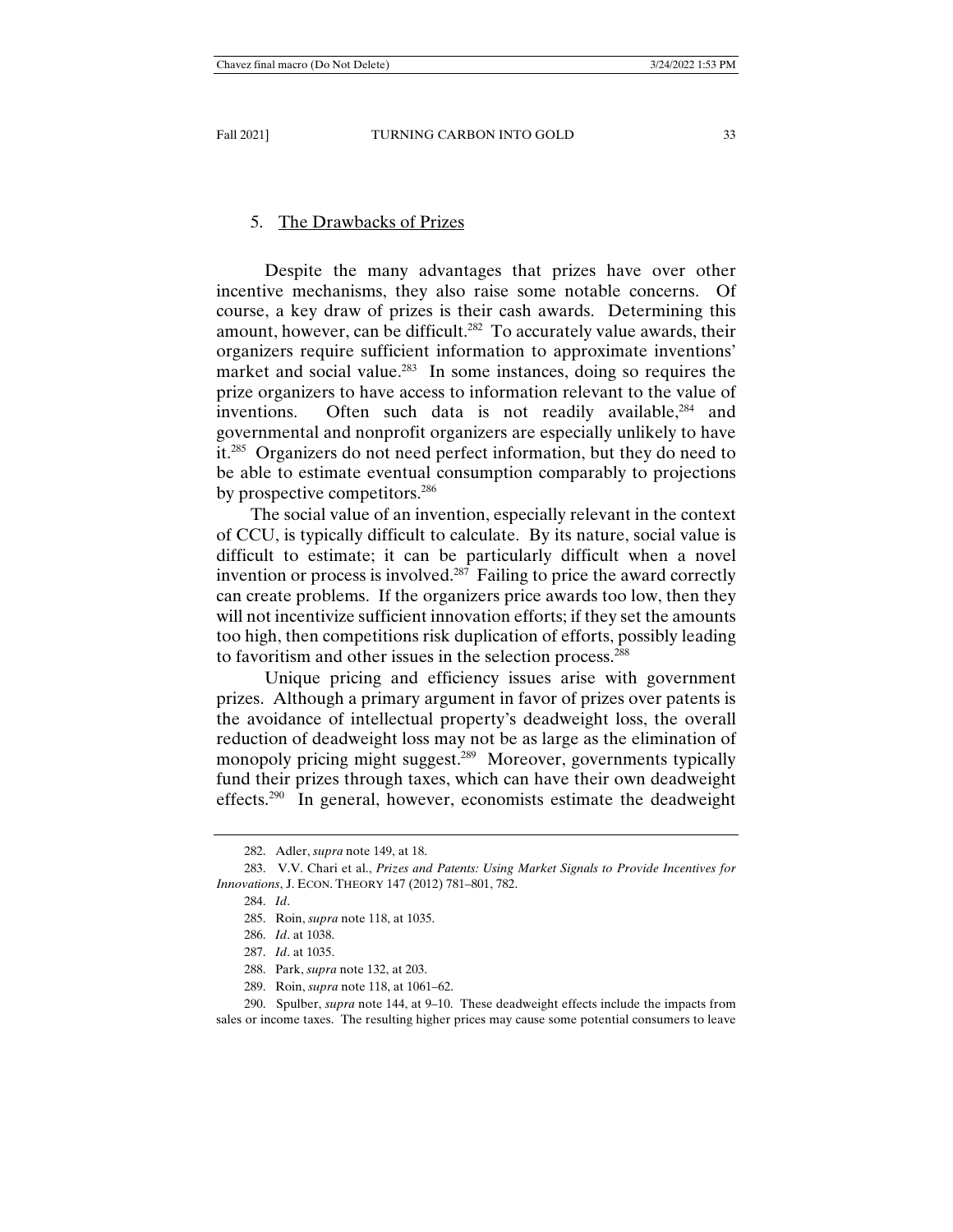### 5. <u>The Drawbacks of Prizes</u>

Despite the many advantages that prizes have over other incentive mechanisms, they also raise some notable concerns. Of course, a key draw of prizes is their cash awards. Determining this amount, however, can be difficult.[282] To accurately value awards, their organizers require sufficient information to approximate inventions' market and social value.[283] In some instances, doing so requires the prize organizers to have access to information relevant to the value of inventions. Often such data is not readily available,[284] and governmental and nonprofit organizers are especially unlikely to have it.[285] Organizers do not need perfect information, but they do need to be able to estimate eventual consumption comparably to projections by prospective competitors.[286]

The social value of an invention, especially relevant in the context of CCU, is typically difficult to calculate. By its nature, social value is difficult to estimate; it can be particularly difficult when a novel invention or process is involved.[287] Failing to price the award correctly can create problems. If the organizers price awards too low, then they will not incentivize sufficient innovation efforts; if they set the amounts too high, then competitions risk duplication of efforts, possibly leading to favoritism and other issues in the selection process.[288]

Unique pricing and efficiency issues arise with government prizes. Although a primary argument in favor of prizes over patents is the avoidance of intellectual property's deadweight loss, the overall reduction of deadweight loss may not be as large as the elimination of monopoly pricing might suggest.[289] Moreover, governments typically fund their prizes through taxes, which can have their own deadweight effects.[290] In general, however, economists estimate the deadweight

---

282. Adler, *supra* note 149, at 18.

283. V.V. Chari et al., *Prizes and Patents: Using Market Signals to Provide Incentives for Innovations*, J. ECON. THEORY 147 (2012) 781–801, 782.

284. *Id*.

285. Roin, *supra* note 118, at 1035.

286. *Id*. at 1038.

287. *Id*. at 1035.

288. Park, *supra* note 132, at 203.

289. Roin, *supra* note 118, at 1061–62.

290. Spulber, *supra* note 144, at 9–10. These deadweight effects include the impacts from sales or income taxes. The resulting higher prices may cause some potential consumers to leave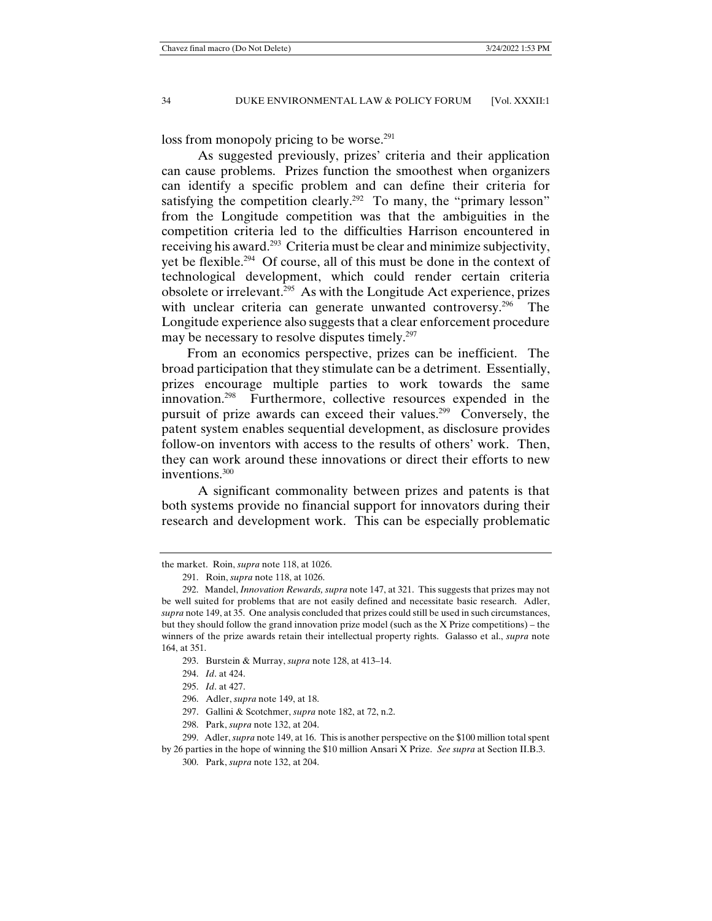loss from monopoly pricing to be worse.[291]

As suggested previously, prizes' criteria and their application can cause problems. Prizes function the smoothest when organizers can identify a specific problem and can define their criteria for satisfying the competition clearly.[292] To many, the "primary lesson" from the Longitude competition was that the ambiguities in the competition criteria led to the difficulties Harrison encountered in receiving his award.[293] Criteria must be clear and minimize subjectivity, yet be flexible.[294] Of course, all of this must be done in the context of technological development, which could render certain criteria obsolete or irrelevant.[295] As with the Longitude Act experience, prizes with unclear criteria can generate unwanted controversy.[296] The Longitude experience also suggests that a clear enforcement procedure may be necessary to resolve disputes timely.[297]

From an economics perspective, prizes can be inefficient. The broad participation that they stimulate can be a detriment. Essentially, prizes encourage multiple parties to work towards the same innovation.[298] Furthermore, collective resources expended in the pursuit of prize awards can exceed their values.[299] Conversely, the patent system enables sequential development, as disclosure provides follow-on inventors with access to the results of others' work. Then, they can work around these innovations or direct their efforts to new inventions.[300]

A significant commonality between prizes and patents is that both systems provide no financial support for innovators during their research and development work. This can be especially problematic

---

the market. Roin, *supra* note 118, at 1026.

291. Roin, *supra* note 118, at 1026.

292. Mandel, *Innovation Rewards, supra* note 147, at 321. This suggests that prizes may not be well suited for problems that are not easily defined and necessitate basic research. Adler, *supra* note 149, at 35. One analysis concluded that prizes could still be used in such circumstances, but they should follow the grand innovation prize model (such as the X Prize competitions) – the winners of the prize awards retain their intellectual property rights. Galasso et al., *supra* note 164, at 351.

293. Burstein & Murray, *supra* note 128, at 413–14.

294. *Id*. at 424.

295. *Id*. at 427.

296. Adler, *supra* note 149, at 18.

297. Gallini & Scotchmer, *supra* note 182, at 72, n.2.

298. Park, *supra* note 132, at 204.

299. Adler, *supra* note 149, at 16. This is another perspective on the $100 million total spent by 26 parties in the hope of winning the $10 million Ansari X Prize. *See supra* at Section II.B.3.

300. Park, *supra* note 132, at 204.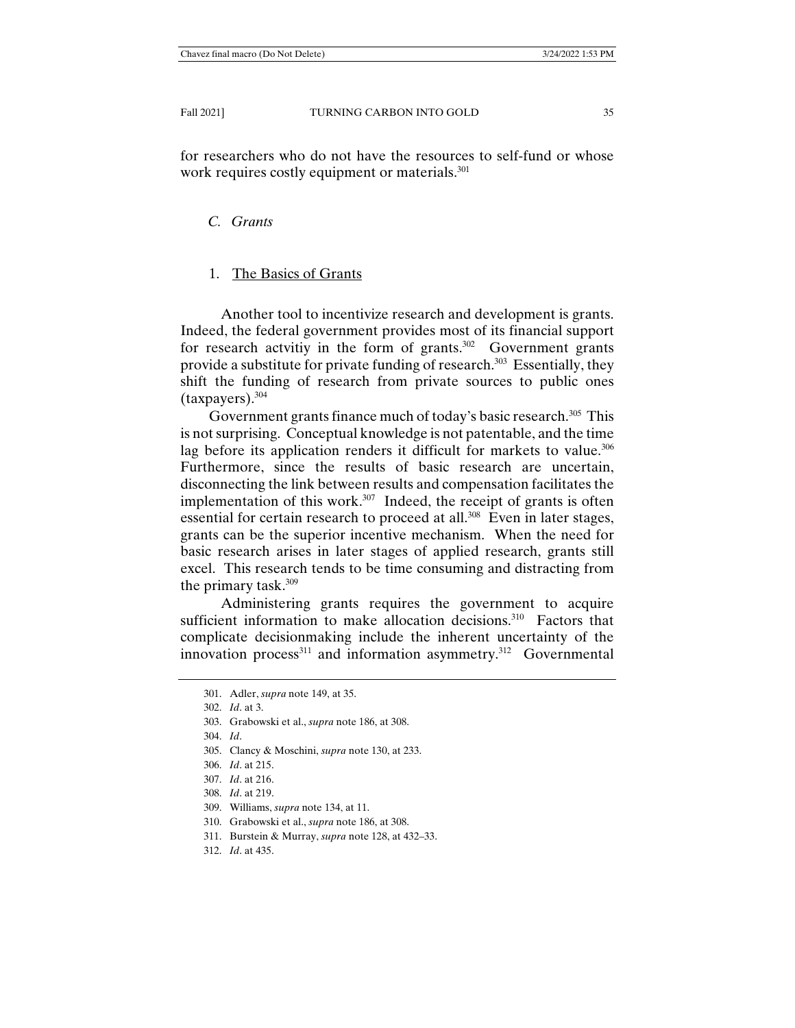for researchers who do not have the resources to self-fund or whose work requires costly equipment or materials.[301]

### *C. Grants*

#### 1. The Basics of Grants

Another tool to incentivize research and development is grants. Indeed, the federal government provides most of its financial support for research actvitiy in the form of grants.[302] Government grants provide a substitute for private funding of research.[303] Essentially, they shift the funding of research from private sources to public ones (taxpayers).[304]

Government grants finance much of today's basic research.[305] This is not surprising. Conceptual knowledge is not patentable, and the time lag before its application renders it difficult for markets to value.[306] Furthermore, since the results of basic research are uncertain, disconnecting the link between results and compensation facilitates the implementation of this work.[307] Indeed, the receipt of grants is often essential for certain research to proceed at all.[308] Even in later stages, grants can be the superior incentive mechanism. When the need for basic research arises in later stages of applied research, grants still excel. This research tends to be time consuming and distracting from the primary task.[309]

Administering grants requires the government to acquire sufficient information to make allocation decisions.[310] Factors that complicate decisionmaking include the inherent uncertainty of the innovation process[311] and information asymmetry.[312] Governmental

---

301. Adler, *supra* note 149, at 35.

302. *Id*. at 3.

303. Grabowski et al., *supra* note 186, at 308.

304. *Id*.

305. Clancy & Moschini, *supra* note 130, at 233.

306. *Id*. at 215.

307. *Id*. at 216.

308. *Id*. at 219.

309. Williams, *supra* note 134, at 11.

310. Grabowski et al., *supra* note 186, at 308.

311. Burstein & Murray, *supra* note 128, at 432–33.

312. *Id*. at 435.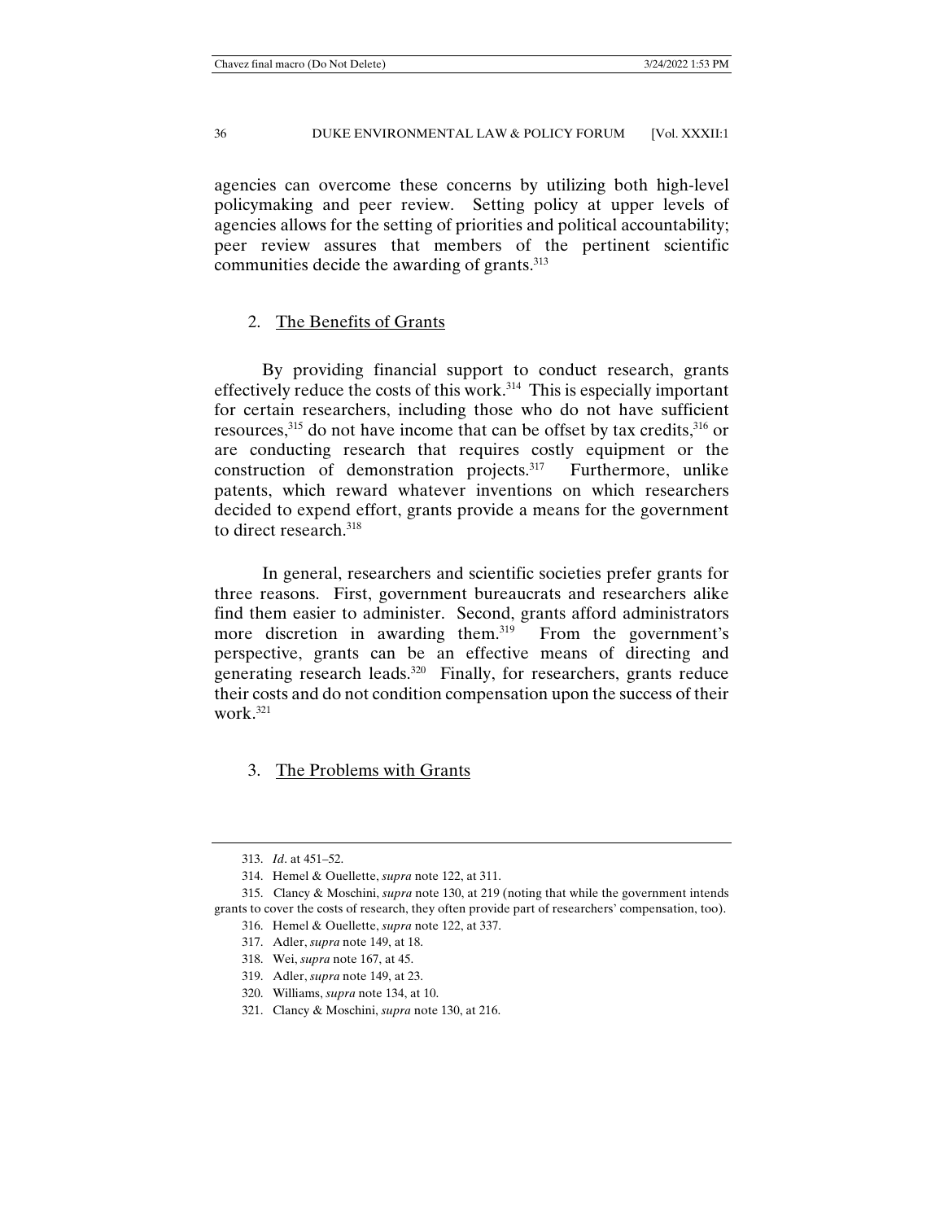agencies can overcome these concerns by utilizing both high-level policymaking and peer review. Setting policy at upper levels of agencies allows for the setting of priorities and political accountability; peer review assures that members of the pertinent scientific communities decide the awarding of grants.[313]

### 2. The Benefits of Grants

By providing financial support to conduct research, grants effectively reduce the costs of this work.[314] This is especially important for certain researchers, including those who do not have sufficient resources,[315] do not have income that can be offset by tax credits,[316] or are conducting research that requires costly equipment or the construction of demonstration projects.[317] Furthermore, unlike patents, which reward whatever inventions on which researchers decided to expend effort, grants provide a means for the government to direct research.[318]

In general, researchers and scientific societies prefer grants for three reasons. First, government bureaucrats and researchers alike find them easier to administer. Second, grants afford administrators more discretion in awarding them.[319] From the government's perspective, grants can be an effective means of directing and generating research leads.[320] Finally, for researchers, grants reduce their costs and do not condition compensation upon the success of their work.[321]

### 3. The Problems with Grants

---

313. *Id*. at 451–52.

314. Hemel & Ouellette, *supra* note 122, at 311.

315. Clancy & Moschini, *supra* note 130, at 219 (noting that while the government intends grants to cover the costs of research, they often provide part of researchers' compensation, too).

316. Hemel & Ouellette, *supra* note 122, at 337.

317. Adler, *supra* note 149, at 18.

318. Wei, *supra* note 167, at 45.

319. Adler, *supra* note 149, at 23.

320. Williams, *supra* note 134, at 10.

321. Clancy & Moschini, *supra* note 130, at 216.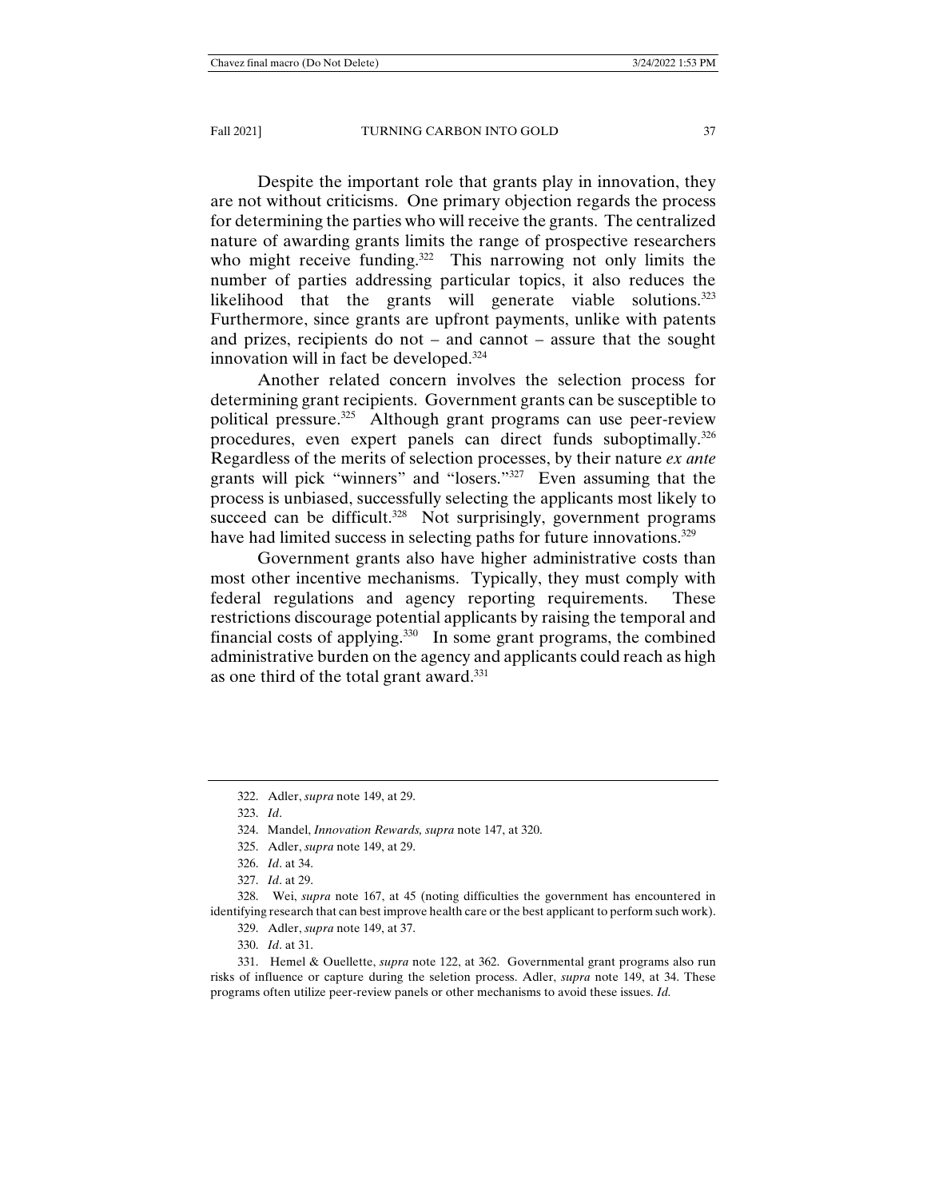Despite the important role that grants play in innovation, they are not without criticisms. One primary objection regards the process for determining the parties who will receive the grants. The centralized nature of awarding grants limits the range of prospective researchers who might receive funding.[322] This narrowing not only limits the number of parties addressing particular topics, it also reduces the likelihood that the grants will generate viable solutions.[323] Furthermore, since grants are upfront payments, unlike with patents and prizes, recipients do not – and cannot – assure that the sought innovation will in fact be developed.[324]

Another related concern involves the selection process for determining grant recipients. Government grants can be susceptible to political pressure.[325] Although grant programs can use peer-review procedures, even expert panels can direct funds suboptimally.[326] Regardless of the merits of selection processes, by their nature *ex ante* grants will pick "winners" and "losers."[327] Even assuming that the process is unbiased, successfully selecting the applicants most likely to succeed can be difficult.[328] Not surprisingly, government programs have had limited success in selecting paths for future innovations.[329]

Government grants also have higher administrative costs than most other incentive mechanisms. Typically, they must comply with federal regulations and agency reporting requirements. These restrictions discourage potential applicants by raising the temporal and financial costs of applying.[330] In some grant programs, the combined administrative burden on the agency and applicants could reach as high as one third of the total grant award.[331]

---

322. Adler, *supra* note 149, at 29.

323. *Id*.

324. Mandel, *Innovation Rewards, supra* note 147, at 320.

325. Adler, *supra* note 149, at 29.

326. *Id*. at 34.

327. *Id*. at 29.

328. Wei, *supra* note 167, at 45 (noting difficulties the government has encountered in identifying research that can best improve health care or the best applicant to perform such work).

329. Adler, *supra* note 149, at 37.

330. *Id*. at 31.

331. Hemel & Ouellette, *supra* note 122, at 362. Governmental grant programs also run risks of influence or capture during the seletion process. Adler, *supra* note 149, at 34. These programs often utilize peer-review panels or other mechanisms to avoid these issues. *Id.*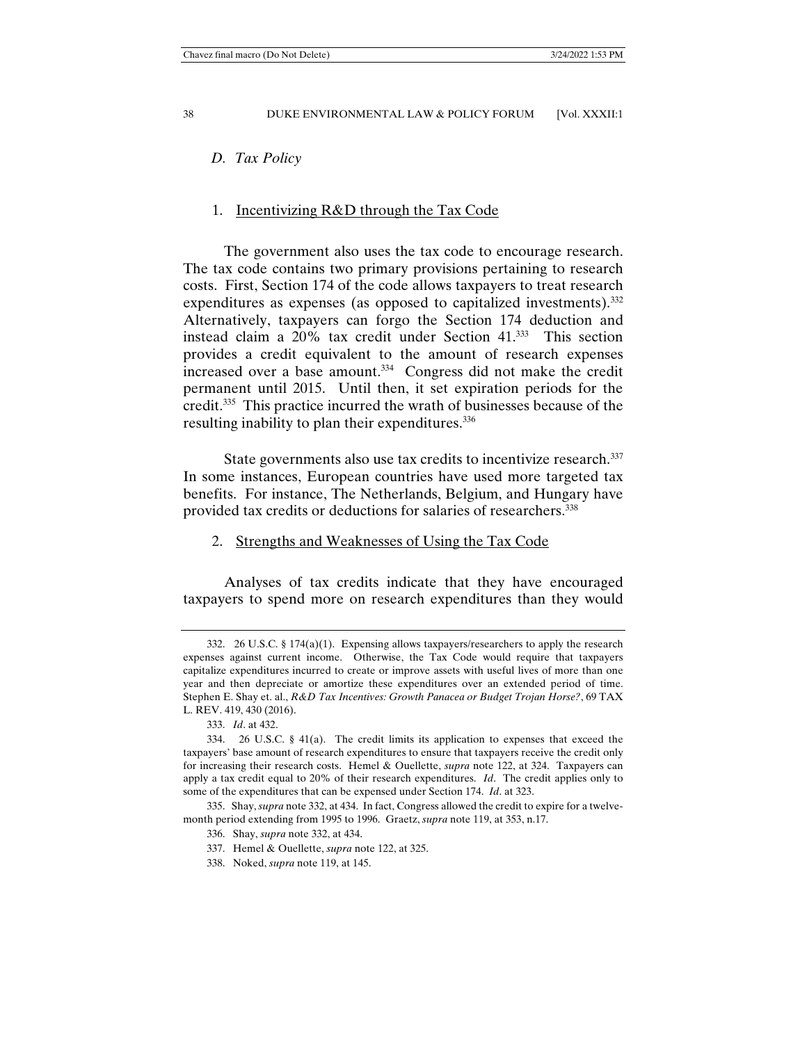### *D. Tax Policy*

#### 1. Incentivizing R&D through the Tax Code

The government also uses the tax code to encourage research. The tax code contains two primary provisions pertaining to research costs. First, Section 174 of the code allows taxpayers to treat research expenditures as expenses (as opposed to capitalized investments).[332] Alternatively, taxpayers can forgo the Section 174 deduction and instead claim a 20% tax credit under Section 41.[333] This section provides a credit equivalent to the amount of research expenses increased over a base amount.[334] Congress did not make the credit permanent until 2015. Until then, it set expiration periods for the credit.[335] This practice incurred the wrath of businesses because of the resulting inability to plan their expenditures.[336]

State governments also use tax credits to incentivize research.[337] In some instances, European countries have used more targeted tax benefits. For instance, The Netherlands, Belgium, and Hungary have provided tax credits or deductions for salaries of researchers.[338]

#### 2. Strengths and Weaknesses of Using the Tax Code

Analyses of tax credits indicate that they have encouraged taxpayers to spend more on research expenditures than they would

---

332. 26 U.S.C. § 174(a)(1). Expensing allows taxpayers/researchers to apply the research expenses against current income. Otherwise, the Tax Code would require that taxpayers capitalize expenditures incurred to create or improve assets with useful lives of more than one year and then depreciate or amortize these expenditures over an extended period of time. Stephen E. Shay et. al., *R&D Tax Incentives: Growth Panacea or Budget Trojan Horse?*, 69 TAX L. REV. 419, 430 (2016).

333. *Id*. at 432.

334. 26 U.S.C. § 41(a). The credit limits its application to expenses that exceed the taxpayers' base amount of research expenditures to ensure that taxpayers receive the credit only for increasing their research costs. Hemel & Ouellette, *supra* note 122, at 324. Taxpayers can apply a tax credit equal to 20% of their research expenditures. *Id*. The credit applies only to some of the expenditures that can be expensed under Section 174. *Id*. at 323.

335. Shay, *supra* note 332, at 434. In fact, Congress allowed the credit to expire for a twelve-month period extending from 1995 to 1996. Graetz, *supra* note 119, at 353, n.17.

336. Shay, *supra* note 332, at 434.

337. Hemel & Ouellette, *supra* note 122, at 325.

338. Noked, *supra* note 119, at 145.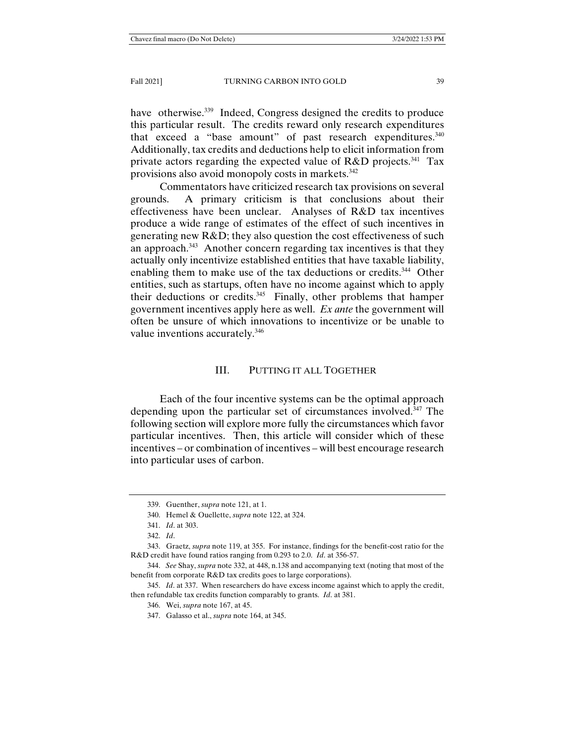have otherwise.[339] Indeed, Congress designed the credits to produce this particular result. The credits reward only research expenditures that exceed a "base amount" of past research expenditures.[340] Additionally, tax credits and deductions help to elicit information from private actors regarding the expected value of R&D projects.[341] Tax provisions also avoid monopoly costs in markets.[342]

Commentators have criticized research tax provisions on several grounds. A primary criticism is that conclusions about their effectiveness have been unclear. Analyses of R&D tax incentives produce a wide range of estimates of the effect of such incentives in generating new R&D; they also question the cost effectiveness of such an approach.[343] Another concern regarding tax incentives is that they actually only incentivize established entities that have taxable liability, enabling them to make use of the tax deductions or credits.[344] Other entities, such as startups, often have no income against which to apply their deductions or credits.[345] Finally, other problems that hamper government incentives apply here as well. *Ex ante* the government will often be unsure of which innovations to incentivize or be unable to value inventions accurately.[346]

## III. PUTTING IT ALL TOGETHER

Each of the four incentive systems can be the optimal approach depending upon the particular set of circumstances involved.[347] The following section will explore more fully the circumstances which favor particular incentives. Then, this article will consider which of these incentives – or combination of incentives – will best encourage research into particular uses of carbon.

---

339. Guenther, *supra* note 121, at 1.

340. Hemel & Ouellette, *supra* note 122, at 324.

341. *Id*. at 303.

342. *Id*.

343. Graetz, *supra* note 119, at 355. For instance, findings for the benefit-cost ratio for the R&D credit have found ratios ranging from 0.293 to 2.0. *Id*. at 356-57.

344. *See* Shay, *supra* note 332, at 448, n.138 and accompanying text (noting that most of the benefit from corporate R&D tax credits goes to large corporations).

345. *Id*. at 337. When researchers do have excess income against which to apply the credit, then refundable tax credits function comparably to grants. *Id*. at 381.

346. Wei, *supra* note 167, at 45.

347. Galasso et al., *supra* note 164, at 345.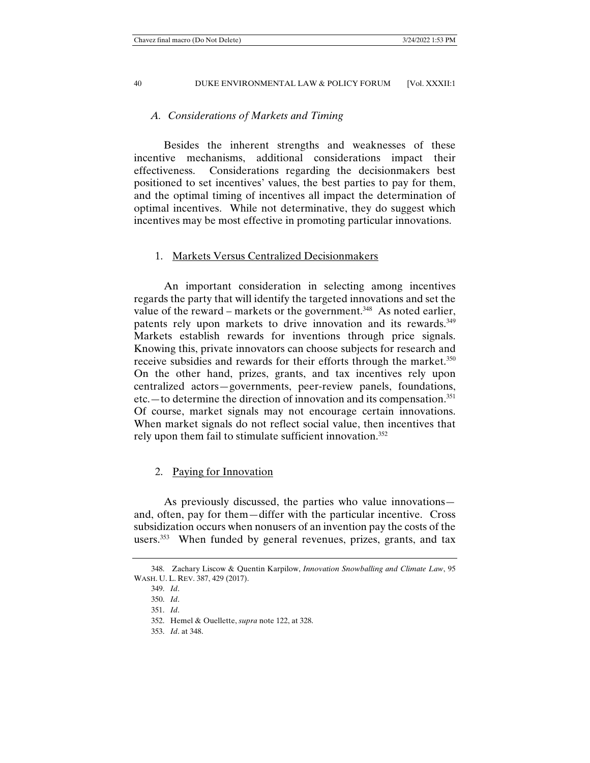### *A. Considerations of Markets and Timing*

Besides the inherent strengths and weaknesses of these incentive mechanisms, additional considerations impact their effectiveness. Considerations regarding the decisionmakers best positioned to set incentives' values, the best parties to pay for them, and the optimal timing of incentives all impact the determination of optimal incentives. While not determinative, they do suggest which incentives may be most effective in promoting particular innovations.

#### 1. Markets Versus Centralized Decisionmakers

An important consideration in selecting among incentives regards the party that will identify the targeted innovations and set the value of the reward – markets or the government.[348] As noted earlier, patents rely upon markets to drive innovation and its rewards.[349] Markets establish rewards for inventions through price signals. Knowing this, private innovators can choose subjects for research and receive subsidies and rewards for their efforts through the market.[350] On the other hand, prizes, grants, and tax incentives rely upon centralized actors—governments, peer-review panels, foundations, etc.—to determine the direction of innovation and its compensation.[351] Of course, market signals may not encourage certain innovations. When market signals do not reflect social value, then incentives that rely upon them fail to stimulate sufficient innovation.[352]

#### 2. Paying for Innovation

As previously discussed, the parties who value innovations—and, often, pay for them—differ with the particular incentive. Cross subsidization occurs when nonusers of an invention pay the costs of the users.[353] When funded by general revenues, prizes, grants, and tax

---

348. Zachary Liscow & Quentin Karpilow, *Innovation Snowballing and Climate Law*, 95 WASH. U. L. REV. 387, 429 (2017).

349. *Id*.

350. *Id*.

351. *Id*.

352. Hemel & Ouellette, *supra* note 122, at 328.

353. *Id*. at 348.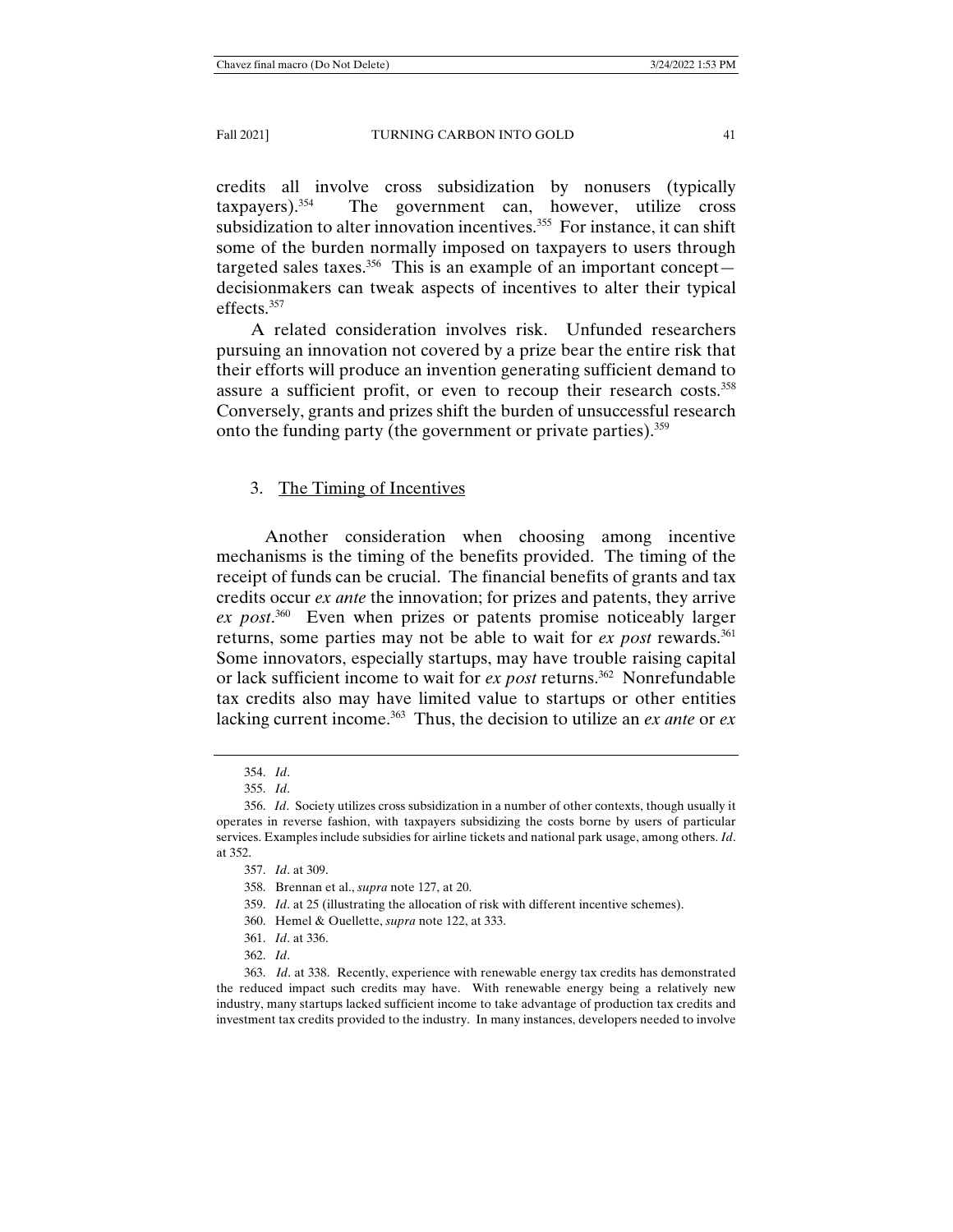credits all involve cross subsidization by nonusers (typically taxpayers).[354] The government can, however, utilize cross subsidization to alter innovation incentives.[355] For instance, it can shift some of the burden normally imposed on taxpayers to users through targeted sales taxes.[356] This is an example of an important concept—decisionmakers can tweak aspects of incentives to alter their typical effects.[357]

A related consideration involves risk. Unfunded researchers pursuing an innovation not covered by a prize bear the entire risk that their efforts will produce an invention generating sufficient demand to assure a sufficient profit, or even to recoup their research costs.[358] Conversely, grants and prizes shift the burden of unsuccessful research onto the funding party (the government or private parties).[359]

### 3. The Timing of Incentives

Another consideration when choosing among incentive mechanisms is the timing of the benefits provided. The timing of the receipt of funds can be crucial. The financial benefits of grants and tax credits occur *ex ante* the innovation; for prizes and patents, they arrive *ex post*.[360] Even when prizes or patents promise noticeably larger returns, some parties may not be able to wait for *ex post* rewards.[361] Some innovators, especially startups, may have trouble raising capital or lack sufficient income to wait for *ex post* returns.[362] Nonrefundable tax credits also may have limited value to startups or other entities lacking current income.[363] Thus, the decision to utilize an *ex ante* or *ex*

---

354. *Id*.

355. *Id*.

356. *Id*. Society utilizes cross subsidization in a number of other contexts, though usually it operates in reverse fashion, with taxpayers subsidizing the costs borne by users of particular services. Examples include subsidies for airline tickets and national park usage, among others. *Id*. at 352.

357. *Id*. at 309.

358. Brennan et al., *supra* note 127, at 20.

359. *Id*. at 25 (illustrating the allocation of risk with different incentive schemes).

360. Hemel & Ouellette, *supra* note 122, at 333.

361. *Id*. at 336.

362. *Id*.

363. *Id*. at 338. Recently, experience with renewable energy tax credits has demonstrated the reduced impact such credits may have. With renewable energy being a relatively new industry, many startups lacked sufficient income to take advantage of production tax credits and investment tax credits provided to the industry. In many instances, developers needed to involve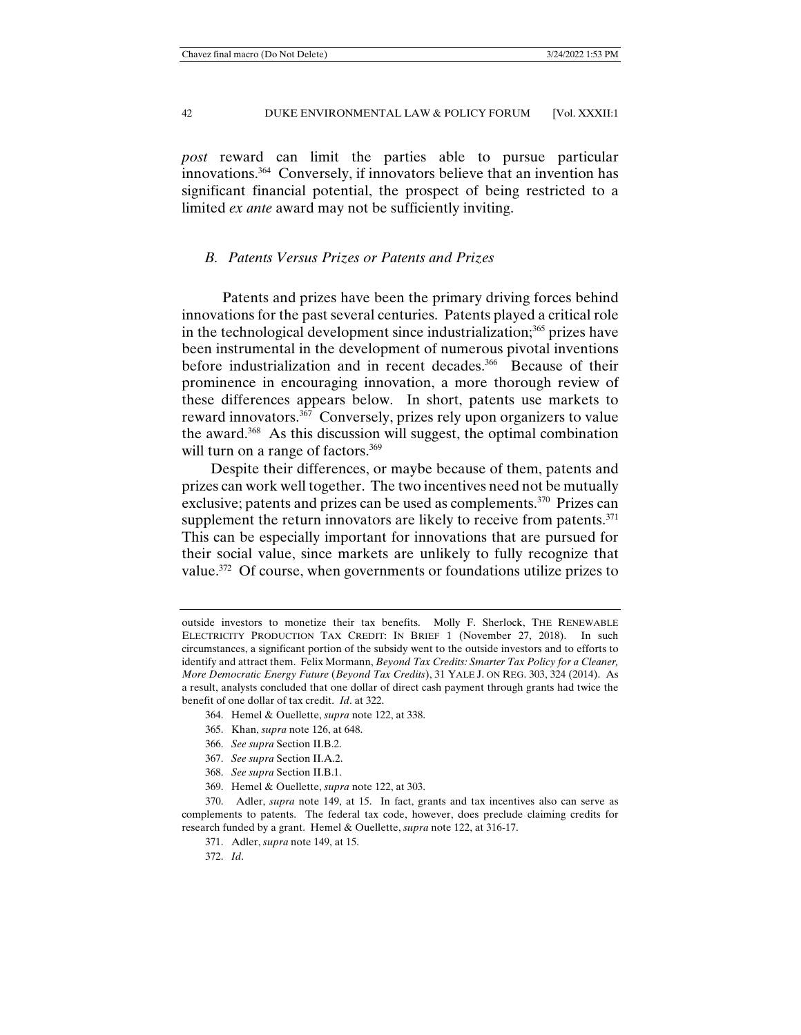*post* reward can limit the parties able to pursue particular innovations.[364] Conversely, if innovators believe that an invention has significant financial potential, the prospect of being restricted to a limited *ex ante* award may not be sufficiently inviting.

### *B. Patents Versus Prizes or Patents and Prizes*

Patents and prizes have been the primary driving forces behind innovations for the past several centuries. Patents played a critical role in the technological development since industrialization;[365] prizes have been instrumental in the development of numerous pivotal inventions before industrialization and in recent decades.[366] Because of their prominence in encouraging innovation, a more thorough review of these differences appears below. In short, patents use markets to reward innovators.[367] Conversely, prizes rely upon organizers to value the award.[368] As this discussion will suggest, the optimal combination will turn on a range of factors.[369]

Despite their differences, or maybe because of them, patents and prizes can work well together. The two incentives need not be mutually exclusive; patents and prizes can be used as complements.[370] Prizes can supplement the return innovators are likely to receive from patents.[371] This can be especially important for innovations that are pursued for their social value, since markets are unlikely to fully recognize that value.[372] Of course, when governments or foundations utilize prizes to

---

outside investors to monetize their tax benefits. Molly F. Sherlock, THE RENEWABLE ELECTRICITY PRODUCTION TAX CREDIT: IN BRIEF 1 (November 27, 2018). In such circumstances, a significant portion of the subsidy went to the outside investors and to efforts to identify and attract them. Felix Mormann, *Beyond Tax Credits: Smarter Tax Policy for a Cleaner, More Democratic Energy Future* (*Beyond Tax Credits*), 31 YALE J. ON REG. 303, 324 (2014). As a result, analysts concluded that one dollar of direct cash payment through grants had twice the benefit of one dollar of tax credit. *Id*. at 322.

364. Hemel & Ouellette, *supra* note 122, at 338.

365. Khan, *supra* note 126, at 648.

366. *See supra* Section II.B.2.

367. *See supra* Section II.A.2.

368. *See supra* Section II.B.1.

369. Hemel & Ouellette, *supra* note 122, at 303.

370. Adler, *supra* note 149, at 15. In fact, grants and tax incentives also can serve as complements to patents. The federal tax code, however, does preclude claiming credits for research funded by a grant. Hemel & Ouellette, *supra* note 122, at 316-17.

371. Adler, *supra* note 149, at 15.

372. *Id*.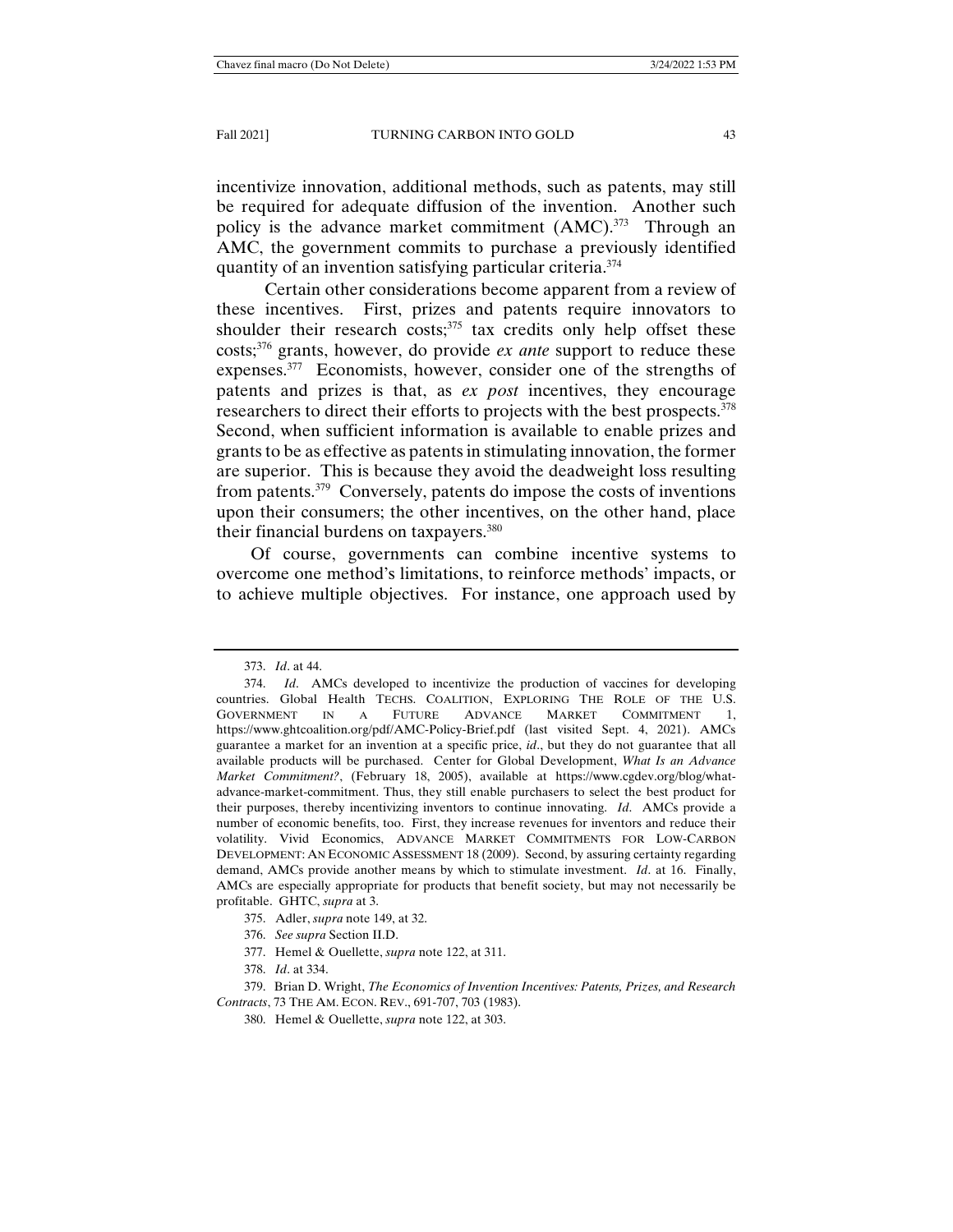incentivize innovation, additional methods, such as patents, may still be required for adequate diffusion of the invention. Another such policy is the advance market commitment (AMC).[373] Through an AMC, the government commits to purchase a previously identified quantity of an invention satisfying particular criteria.[374]

Certain other considerations become apparent from a review of these incentives. First, prizes and patents require innovators to shoulder their research costs;[375] tax credits only help offset these costs;[376] grants, however, do provide *ex ante* support to reduce these expenses.[377] Economists, however, consider one of the strengths of patents and prizes is that, as *ex post* incentives, they encourage researchers to direct their efforts to projects with the best prospects.[378] Second, when sufficient information is available to enable prizes and grants to be as effective as patents in stimulating innovation, the former are superior. This is because they avoid the deadweight loss resulting from patents.[379] Conversely, patents do impose the costs of inventions upon their consumers; the other incentives, on the other hand, place their financial burdens on taxpayers.[380]

Of course, governments can combine incentive systems to overcome one method's limitations, to reinforce methods' impacts, or to achieve multiple objectives. For instance, one approach used by

---

373. *Id*. at 44.

374. *Id*. AMCs developed to incentivize the production of vaccines for developing countries. Global Health TECHS. COALITION, EXPLORING THE ROLE OF THE U.S. GOVERNMENT IN A FUTURE ADVANCE MARKET COMMITMENT 1, https://www.ghtcoalition.org/pdf/AMC-Policy-Brief.pdf (last visited Sept. 4, 2021). AMCs guarantee a market for an invention at a specific price, *id*., but they do not guarantee that all available products will be purchased. Center for Global Development, *What Is an Advance Market Commitment?*, (February 18, 2005), available at https://www.cgdev.org/blog/what-advance-market-commitment. Thus, they still enable purchasers to select the best product for their purposes, thereby incentivizing inventors to continue innovating. *Id*. AMCs provide a number of economic benefits, too. First, they increase revenues for inventors and reduce their volatility. Vivid Economics, ADVANCE MARKET COMMITMENTS FOR LOW-CARBON DEVELOPMENT: AN ECONOMIC ASSESSMENT 18 (2009). Second, by assuring certainty regarding demand, AMCs provide another means by which to stimulate investment. *Id*. at 16. Finally, AMCs are especially appropriate for products that benefit society, but may not necessarily be profitable. GHTC, *supra* at 3.

375. Adler, *supra* note 149, at 32.

376. *See supra* Section II.D.

377. Hemel & Ouellette, *supra* note 122, at 311.

378. *Id*. at 334.

379. Brian D. Wright, *The Economics of Invention Incentives: Patents, Prizes, and Research Contracts*, 73 THE AM. ECON. REV., 691-707, 703 (1983).

380. Hemel & Ouellette, *supra* note 122, at 303.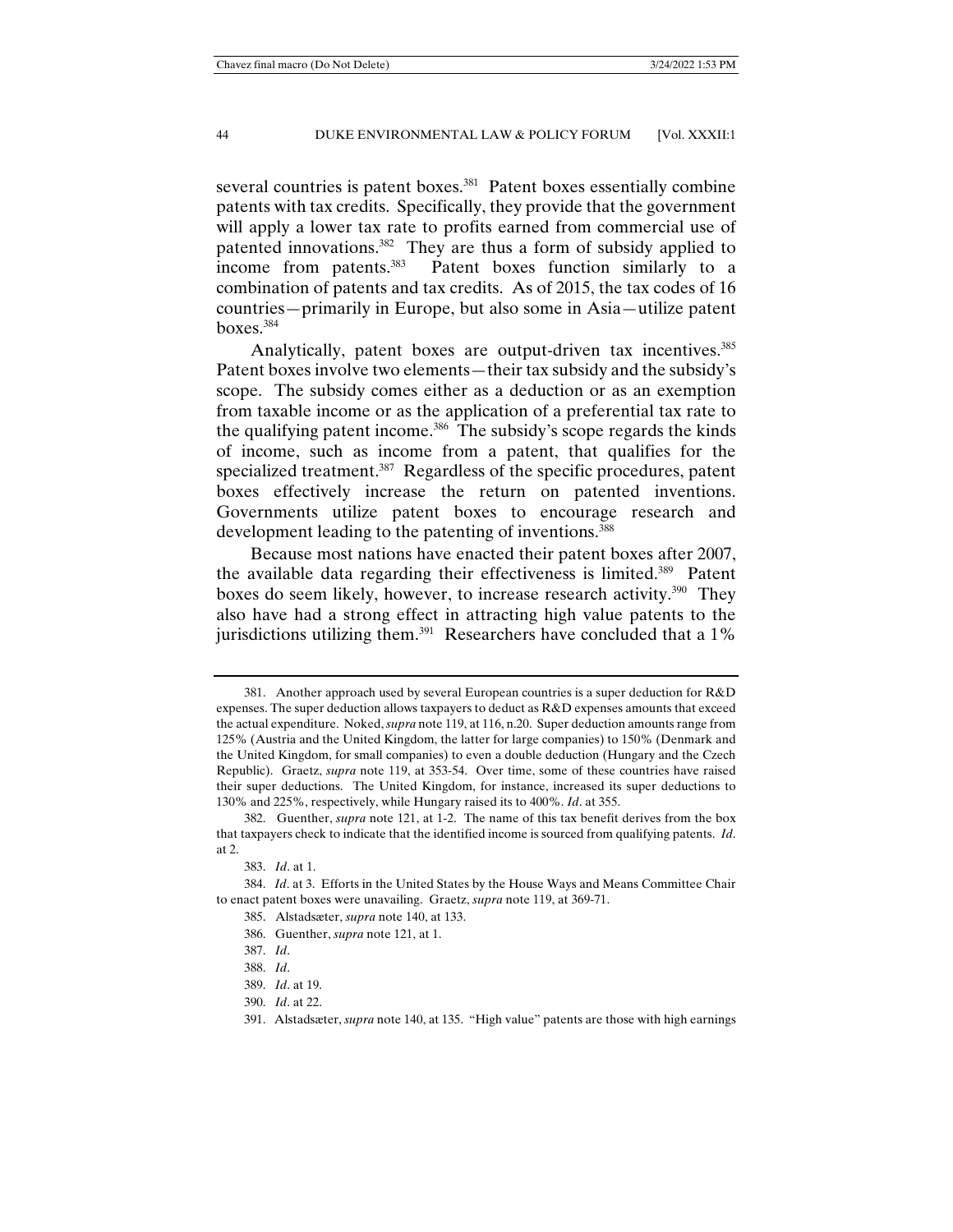several countries is patent boxes.[381] Patent boxes essentially combine patents with tax credits. Specifically, they provide that the government will apply a lower tax rate to profits earned from commercial use of patented innovations.[382] They are thus a form of subsidy applied to income from patents.[383] Patent boxes function similarly to a combination of patents and tax credits. As of 2015, the tax codes of 16 countries—primarily in Europe, but also some in Asia—utilize patent boxes.[384]

Analytically, patent boxes are output-driven tax incentives.[385] Patent boxes involve two elements—their tax subsidy and the subsidy's scope. The subsidy comes either as a deduction or as an exemption from taxable income or as the application of a preferential tax rate to the qualifying patent income.[386] The subsidy's scope regards the kinds of income, such as income from a patent, that qualifies for the specialized treatment.[387] Regardless of the specific procedures, patent boxes effectively increase the return on patented inventions. Governments utilize patent boxes to encourage research and development leading to the patenting of inventions.[388]

Because most nations have enacted their patent boxes after 2007, the available data regarding their effectiveness is limited.[389] Patent boxes do seem likely, however, to increase research activity.[390] They also have had a strong effect in attracting high value patents to the jurisdictions utilizing them.[391] Researchers have concluded that a 1%

---

381. Another approach used by several European countries is a super deduction for R&D expenses. The super deduction allows taxpayers to deduct as R&D expenses amounts that exceed the actual expenditure. Noked, *supra* note 119, at 116, n.20. Super deduction amounts range from 125% (Austria and the United Kingdom, the latter for large companies) to 150% (Denmark and the United Kingdom, for small companies) to even a double deduction (Hungary and the Czech Republic). Graetz, *supra* note 119, at 353-54. Over time, some of these countries have raised their super deductions. The United Kingdom, for instance, increased its super deductions to 130% and 225%, respectively, while Hungary raised its to 400%. *Id*. at 355.

382. Guenther, *supra* note 121, at 1-2. The name of this tax benefit derives from the box that taxpayers check to indicate that the identified income is sourced from qualifying patents. *Id*. at 2.

383. *Id*. at 1.

384. *Id*. at 3. Efforts in the United States by the House Ways and Means Committee Chair to enact patent boxes were unavailing. Graetz, *supra* note 119, at 369-71.

385. Alstadsæter, *supra* note 140, at 133.

386. Guenther, *supra* note 121, at 1.

387. *Id*.

388. *Id*.

389. *Id*. at 19.

390. *Id*. at 22.

391. Alstadsæter, *supra* note 140, at 135. "High value" patents are those with high earnings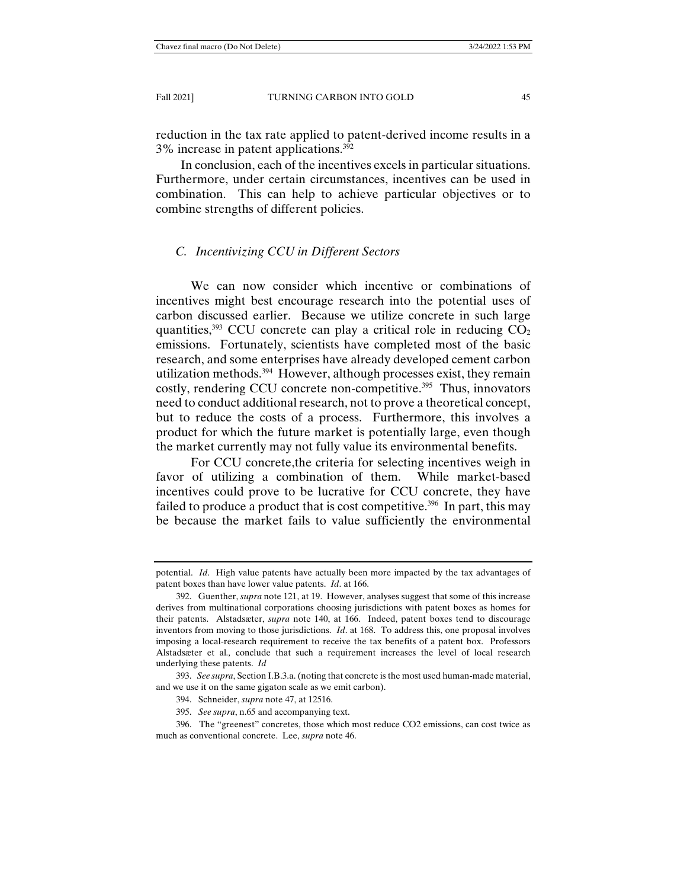reduction in the tax rate applied to patent-derived income results in a 3% increase in patent applications.[392]

In conclusion, each of the incentives excels in particular situations. Furthermore, under certain circumstances, incentives can be used in combination. This can help to achieve particular objectives or to combine strengths of different policies.

### *C. Incentivizing CCU in Different Sectors*

We can now consider which incentive or combinations of incentives might best encourage research into the potential uses of carbon discussed earlier. Because we utilize concrete in such large quantities,[393] CCU concrete can play a critical role in reducing $CO_2$ emissions. Fortunately, scientists have completed most of the basic research, and some enterprises have already developed cement carbon utilization methods.[394] However, although processes exist, they remain costly, rendering CCU concrete non-competitive.[395] Thus, innovators need to conduct additional research, not to prove a theoretical concept, but to reduce the costs of a process. Furthermore, this involves a product for which the future market is potentially large, even though the market currently may not fully value its environmental benefits.

For CCU concrete,the criteria for selecting incentives weigh in favor of utilizing a combination of them. While market-based incentives could prove to be lucrative for CCU concrete, they have failed to produce a product that is cost competitive.[396] In part, this may be because the market fails to value sufficiently the environmental

---

potential. *Id*. High value patents have actually been more impacted by the tax advantages of patent boxes than have lower value patents. *Id*. at 166.

392. Guenther, *supra* note 121, at 19. However, analyses suggest that some of this increase derives from multinational corporations choosing jurisdictions with patent boxes as homes for their patents. Alstadsæter, *supra* note 140, at 166. Indeed, patent boxes tend to discourage inventors from moving to those jurisdictions. *Id*. at 168. To address this, one proposal involves imposing a local-research requirement to receive the tax benefits of a patent box. Professors Alstadsæter et al*.,* conclude that such a requirement increases the level of local research underlying these patents. *Id*

393. *See supra*, Section I.B.3.a. (noting that concrete is the most used human-made material, and we use it on the same gigaton scale as we emit carbon).

394. Schneider, *supra* note 47, at 12516.

395. *See supra*, n.65 and accompanying text.

396. The "greenest" concretes, those which most reduce CO2 emissions, can cost twice as much as conventional concrete. Lee, *supra* note 46.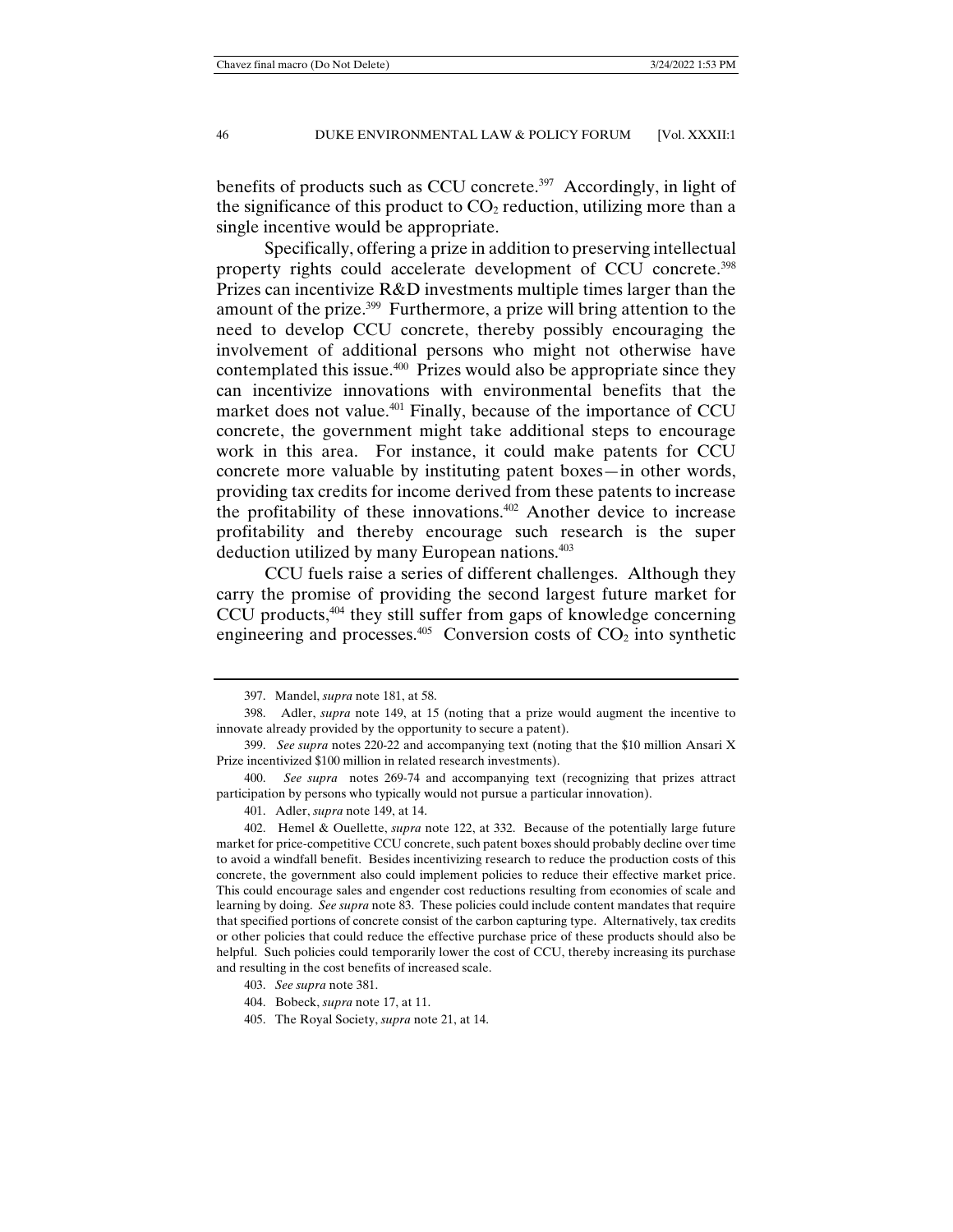benefits of products such as CCU concrete.[397] Accordingly, in light of the significance of this product to $CO_2$ reduction, utilizing more than a single incentive would be appropriate.

Specifically, offering a prize in addition to preserving intellectual property rights could accelerate development of CCU concrete.[398] Prizes can incentivize R&D investments multiple times larger than the amount of the prize.[399] Furthermore, a prize will bring attention to the need to develop CCU concrete, thereby possibly encouraging the involvement of additional persons who might not otherwise have contemplated this issue.[400] Prizes would also be appropriate since they can incentivize innovations with environmental benefits that the market does not value.[401] Finally, because of the importance of CCU concrete, the government might take additional steps to encourage work in this area. For instance, it could make patents for CCU concrete more valuable by instituting patent boxes—in other words, providing tax credits for income derived from these patents to increase the profitability of these innovations.[402] Another device to increase profitability and thereby encourage such research is the super deduction utilized by many European nations.[403]

CCU fuels raise a series of different challenges. Although they carry the promise of providing the second largest future market for CCU products,[404] they still suffer from gaps of knowledge concerning engineering and processes.[405] Conversion costs of $CO_2$ into synthetic

---

397. Mandel, *supra* note 181, at 58.

398. Adler, *supra* note 149, at 15 (noting that a prize would augment the incentive to innovate already provided by the opportunity to secure a patent).

399. *See supra* notes 220-22 and accompanying text (noting that the $10 million Ansari X Prize incentivized $100 million in related research investments).

400. *See supra* notes 269-74 and accompanying text (recognizing that prizes attract participation by persons who typically would not pursue a particular innovation).

401. Adler, *supra* note 149, at 14.

402. Hemel & Ouellette, *supra* note 122, at 332. Because of the potentially large future market for price-competitive CCU concrete, such patent boxes should probably decline over time to avoid a windfall benefit. Besides incentivizing research to reduce the production costs of this concrete, the government also could implement policies to reduce their effective market price. This could encourage sales and engender cost reductions resulting from economies of scale and learning by doing. *See supra* note 83. These policies could include content mandates that require that specified portions of concrete consist of the carbon capturing type. Alternatively, tax credits or other policies that could reduce the effective purchase price of these products should also be helpful. Such policies could temporarily lower the cost of CCU, thereby increasing its purchase and resulting in the cost benefits of increased scale.

403. *See supra* note 381.

404. Bobeck, *supra* note 17, at 11.

405. The Royal Society, *supra* note 21, at 14.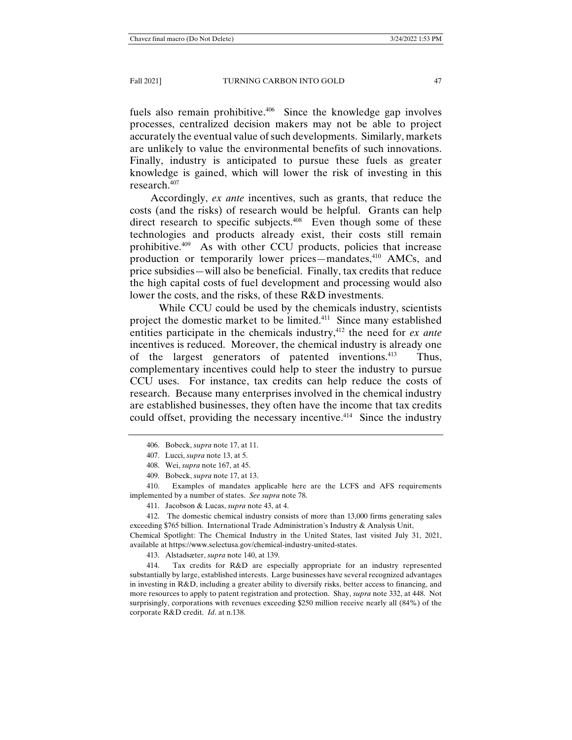fuels also remain prohibitive.[406] Since the knowledge gap involves processes, centralized decision makers may not be able to project accurately the eventual value of such developments. Similarly, markets are unlikely to value the environmental benefits of such innovations. Finally, industry is anticipated to pursue these fuels as greater knowledge is gained, which will lower the risk of investing in this research.[407]

Accordingly, *ex ante* incentives, such as grants, that reduce the costs (and the risks) of research would be helpful. Grants can help direct research to specific subjects.[408] Even though some of these technologies and products already exist, their costs still remain prohibitive.[409] As with other CCU products, policies that increase production or temporarily lower prices—mandates,[410] AMCs, and price subsidies—will also be beneficial. Finally, tax credits that reduce the high capital costs of fuel development and processing would also lower the costs, and the risks, of these R&D investments.

While CCU could be used by the chemicals industry, scientists project the domestic market to be limited.[411] Since many established entities participate in the chemicals industry,[412] the need for *ex ante* incentives is reduced. Moreover, the chemical industry is already one of the largest generators of patented inventions.[413] Thus, complementary incentives could help to steer the industry to pursue CCU uses. For instance, tax credits can help reduce the costs of research. Because many enterprises involved in the chemical industry are established businesses, they often have the income that tax credits could offset, providing the necessary incentive.[414] Since the industry

---

406. Bobeck, *supra* note 17, at 11.

407. Lucci, *supra* note 13, at 5.

408. Wei, *supra* note 167, at 45.

409. Bobeck, *supra* note 17, at 13.

410. Examples of mandates applicable here are the LCFS and AFS requirements implemented by a number of states. *See supra* note 78.

411. Jacobson & Lucas, *supra* note 43, at 4.

412. The domestic chemical industry consists of more than 13,000 firms generating sales exceeding $765 billion. International Trade Administration's Industry & Analysis Unit, Chemical Spotlight: The Chemical Industry in the United States, last visited July 31, 2021, available at https://www.selectusa.gov/chemical-industry-united-states.

413. Alstadsæter, *supra* note 140, at 139.

414. Tax credits for R&D are especially appropriate for an industry represented substantially by large, established interests. Large businesses have several recognized advantages in investing in R&D, including a greater ability to diversify risks, better access to financing, and more resources to apply to patent registration and protection. Shay, *supra* note 332, at 448. Not surprisingly, corporations with revenues exceeding $250 million receive nearly all (84%) of the corporate R&D credit. *Id*. at n.138.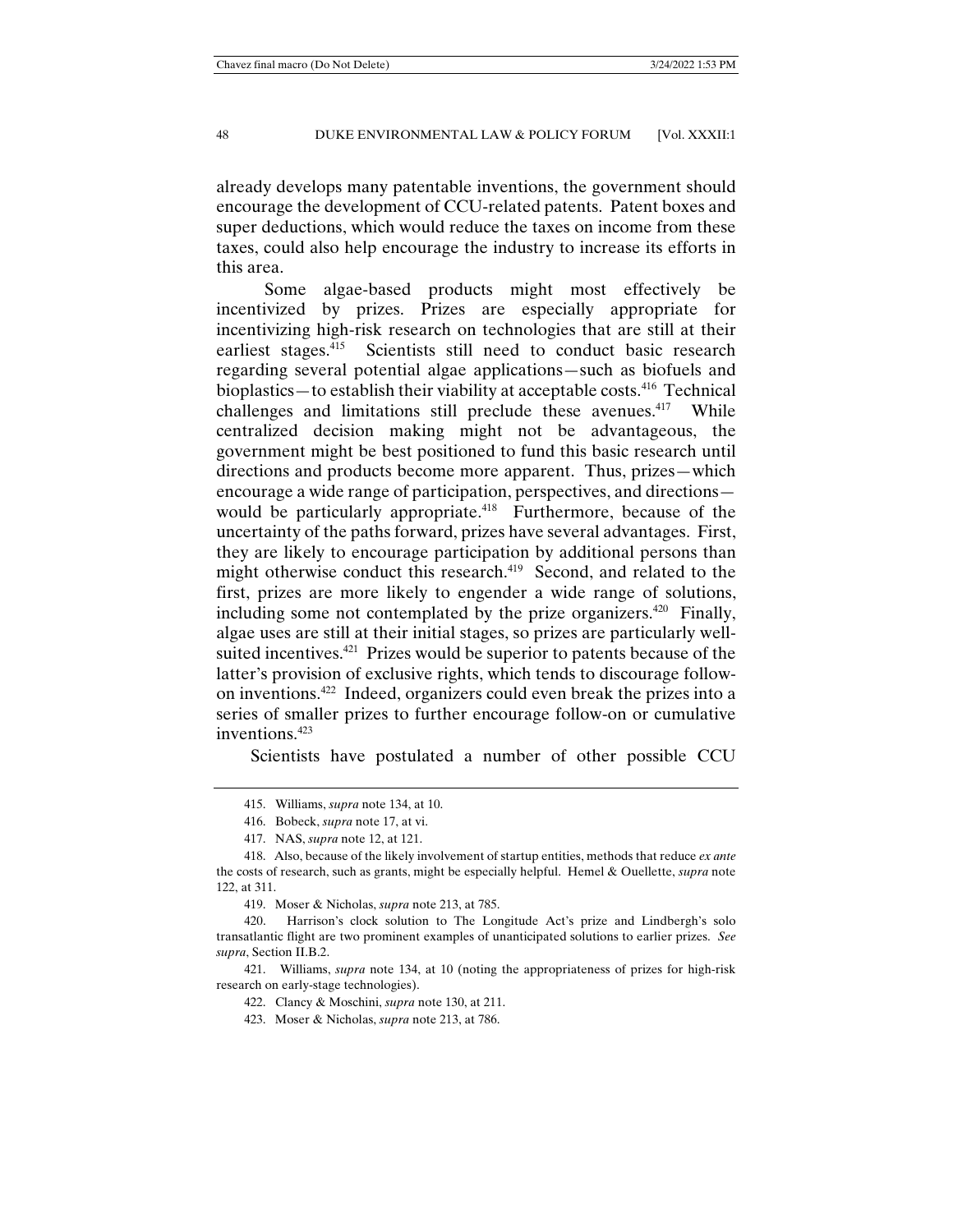already develops many patentable inventions, the government should encourage the development of CCU-related patents. Patent boxes and super deductions, which would reduce the taxes on income from these taxes, could also help encourage the industry to increase its efforts in this area.

Some algae-based products might most effectively be incentivized by prizes. Prizes are especially appropriate for incentivizing high-risk research on technologies that are still at their earliest stages.[415] Scientists still need to conduct basic research regarding several potential algae applications—such as biofuels and bioplastics—to establish their viability at acceptable costs.[416] Technical challenges and limitations still preclude these avenues.[417] While centralized decision making might not be advantageous, the government might be best positioned to fund this basic research until directions and products become more apparent. Thus, prizes—which encourage a wide range of participation, perspectives, and directions—would be particularly appropriate.[418] Furthermore, because of the uncertainty of the paths forward, prizes have several advantages. First, they are likely to encourage participation by additional persons than might otherwise conduct this research.[419] Second, and related to the first, prizes are more likely to engender a wide range of solutions, including some not contemplated by the prize organizers.[420] Finally, algae uses are still at their initial stages, so prizes are particularly well-suited incentives.[421] Prizes would be superior to patents because of the latter's provision of exclusive rights, which tends to discourage follow-on inventions.[422] Indeed, organizers could even break the prizes into a series of smaller prizes to further encourage follow-on or cumulative inventions.[423]

Scientists have postulated a number of other possible CCU

---

415. Williams, *supra* note 134, at 10.

416. Bobeck, *supra* note 17, at vi.

417. NAS, *supra* note 12, at 121.

418. Also, because of the likely involvement of startup entities, methods that reduce *ex ante* the costs of research, such as grants, might be especially helpful. Hemel & Ouellette, *supra* note 122, at 311.

419. Moser & Nicholas, *supra* note 213, at 785.

420. Harrison's clock solution to The Longitude Act's prize and Lindbergh's solo transatlantic flight are two prominent examples of unanticipated solutions to earlier prizes. *See supra*, Section II.B.2.

421. Williams, *supra* note 134, at 10 (noting the appropriateness of prizes for high-risk research on early-stage technologies).

422. Clancy & Moschini, *supra* note 130, at 211.

423. Moser & Nicholas, *supra* note 213, at 786.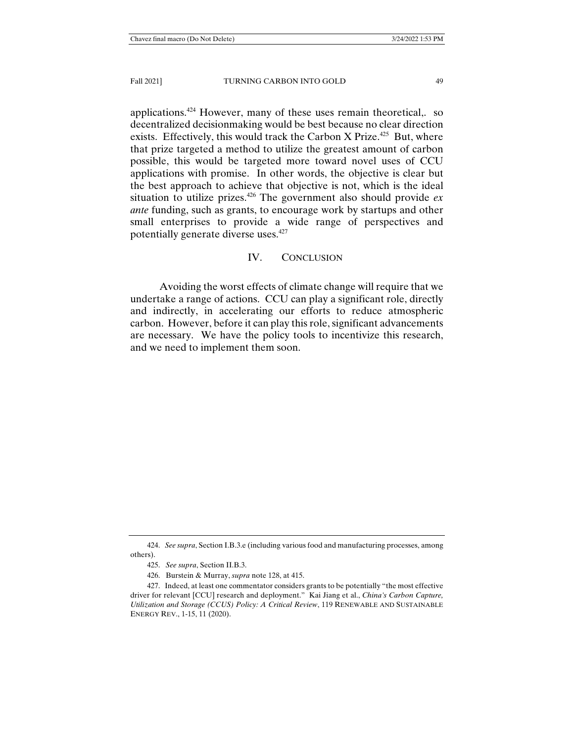applications.[424] However, many of these uses remain theoretical,. so decentralized decisionmaking would be best because no clear direction exists. Effectively, this would track the Carbon X Prize.[425] But, where that prize targeted a method to utilize the greatest amount of carbon possible, this would be targeted more toward novel uses of CCU applications with promise. In other words, the objective is clear but the best approach to achieve that objective is not, which is the ideal situation to utilize prizes.[426] The government also should provide *ex ante* funding, such as grants, to encourage work by startups and other small enterprises to provide a wide range of perspectives and potentially generate diverse uses.[427]

## IV. CONCLUSION

Avoiding the worst effects of climate change will require that we undertake a range of actions. CCU can play a significant role, directly and indirectly, in accelerating our efforts to reduce atmospheric carbon. However, before it can play this role, significant advancements are necessary. We have the policy tools to incentivize this research, and we need to implement them soon.

---

424. *See supra*, Section I.B.3.e (including various food and manufacturing processes, among others).

425. *See supra*, Section II.B.3.

426. Burstein & Murray, *supra* note 128, at 415.

427. Indeed, at least one commentator considers grants to be potentially "the most effective driver for relevant [CCU] research and deployment." Kai Jiang et al., *China's Carbon Capture, Utilization and Storage (CCUS) Policy: A Critical Review*, 119 RENEWABLE AND SUSTAINABLE ENERGY REV., 1-15, 11 (2020).